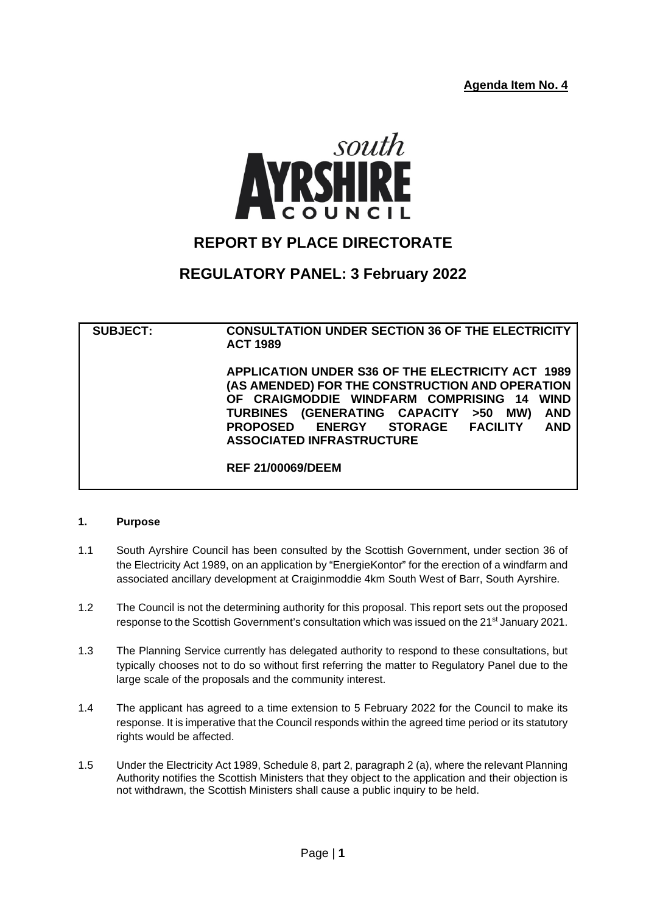**Agenda Item No. 4**

# REPORT BY PLACE DIRECTORATE

## REGULATORY PANEL: 3 February 2022

| SUBJECT: | CONSULTATION UNDER SECTION 36 OF THE ELECTRICITY ACT 1989<br><br>APPLICATION UNDER S36 OF THE ELECTRICITY ACT 1989 (AS AMENDED) FOR THE CONSTRUCTION AND OPERATION OF CRAIGMODDIE WINDFARM COMPRISING 14 WIND TURBINES (GENERATING CAPACITY >50 MW) AND PROPOSED ENERGY STORAGE FACILITY AND ASSOCIATED INFRASTRUCTURE<br><br>REF 21/00069/DEEM |
|---|---|

### 1. Purpose

1.1 South Ayrshire Council has been consulted by the Scottish Government, under section 36 of the Electricity Act 1989, on an application by "EnergieKontor" for the erection of a windfarm and associated ancillary development at Craiginmoddie 4km South West of Barr, South Ayrshire.

1.2 The Council is not the determining authority for this proposal. This report sets out the proposed response to the Scottish Government's consultation which was issued on the 21st January 2021.

1.3 The Planning Service currently has delegated authority to respond to these consultations, but typically chooses not to do so without first referring the matter to Regulatory Panel due to the large scale of the proposals and the community interest.

1.4 The applicant has agreed to a time extension to 5 February 2022 for the Council to make its response. It is imperative that the Council responds within the agreed time period or its statutory rights would be affected.

1.5 Under the Electricity Act 1989, Schedule 8, part 2, paragraph 2 (a), where the relevant Planning Authority notifies the Scottish Ministers that they object to the application and their objection is not withdrawn, the Scottish Ministers shall cause a public inquiry to be held.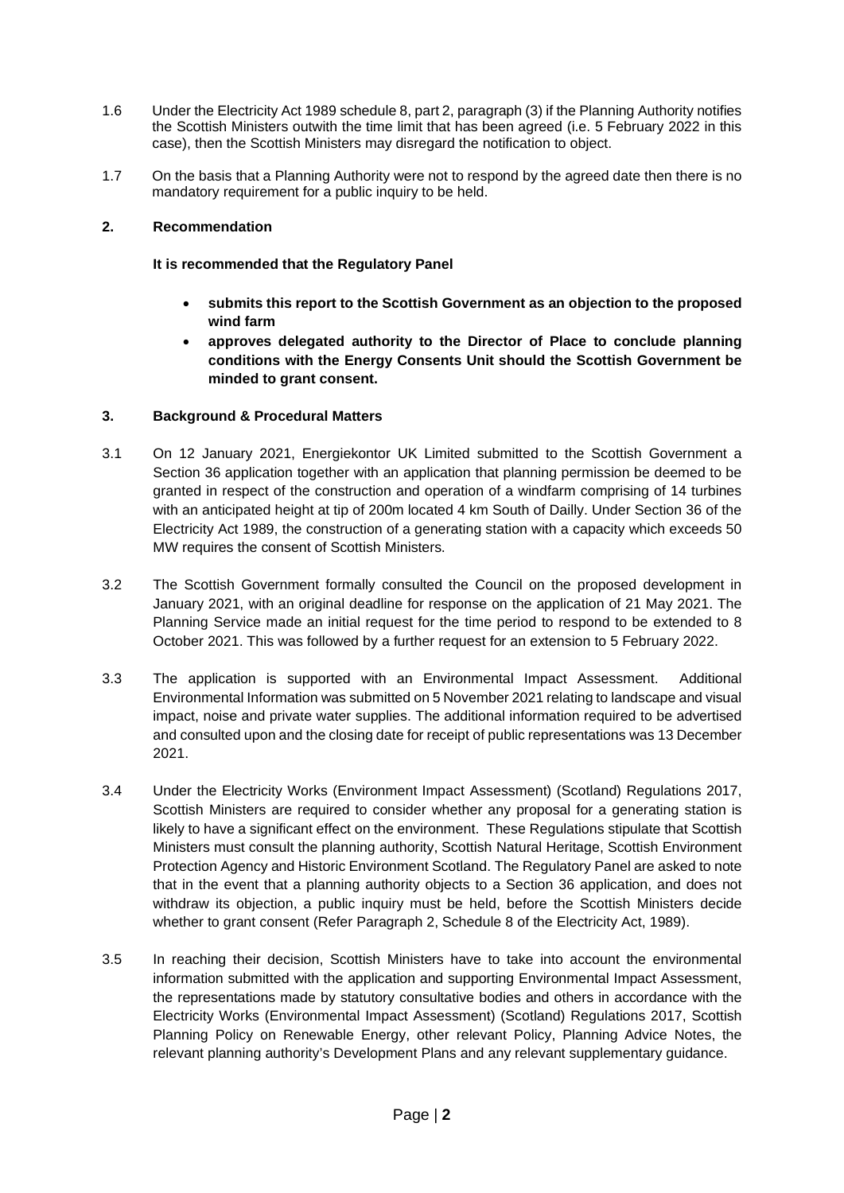1.6 Under the Electricity Act 1989 schedule 8, part 2, paragraph (3) if the Planning Authority notifies the Scottish Ministers outwith the time limit that has been agreed (i.e. 5 February 2022 in this case), then the Scottish Ministers may disregard the notification to object.

1.7 On the basis that a Planning Authority were not to respond by the agreed date then there is no mandatory requirement for a public inquiry to be held.

## 2. Recommendation

**It is recommended that the Regulatory Panel**

- **submits this report to the Scottish Government as an objection to the proposed wind farm**
- **approves delegated authority to the Director of Place to conclude planning conditions with the Energy Consents Unit should the Scottish Government be minded to grant consent.**

## 3. Background & Procedural Matters

3.1 On 12 January 2021, Energiekontor UK Limited submitted to the Scottish Government a Section 36 application together with an application that planning permission be deemed to be granted in respect of the construction and operation of a windfarm comprising of 14 turbines with an anticipated height at tip of 200m located 4 km South of Dailly. Under Section 36 of the Electricity Act 1989, the construction of a generating station with a capacity which exceeds 50 MW requires the consent of Scottish Ministers.

3.2 The Scottish Government formally consulted the Council on the proposed development in January 2021, with an original deadline for response on the application of 21 May 2021. The Planning Service made an initial request for the time period to respond to be extended to 8 October 2021. This was followed by a further request for an extension to 5 February 2022.

3.3 The application is supported with an Environmental Impact Assessment. Additional Environmental Information was submitted on 5 November 2021 relating to landscape and visual impact, noise and private water supplies. The additional information required to be advertised and consulted upon and the closing date for receipt of public representations was 13 December 2021.

3.4 Under the Electricity Works (Environment Impact Assessment) (Scotland) Regulations 2017, Scottish Ministers are required to consider whether any proposal for a generating station is likely to have a significant effect on the environment. These Regulations stipulate that Scottish Ministers must consult the planning authority, Scottish Natural Heritage, Scottish Environment Protection Agency and Historic Environment Scotland. The Regulatory Panel are asked to note that in the event that a planning authority objects to a Section 36 application, and does not withdraw its objection, a public inquiry must be held, before the Scottish Ministers decide whether to grant consent (Refer Paragraph 2, Schedule 8 of the Electricity Act, 1989).

3.5 In reaching their decision, Scottish Ministers have to take into account the environmental information submitted with the application and supporting Environmental Impact Assessment, the representations made by statutory consultative bodies and others in accordance with the Electricity Works (Environmental Impact Assessment) (Scotland) Regulations 2017, Scottish Planning Policy on Renewable Energy, other relevant Policy, Planning Advice Notes, the relevant planning authority's Development Plans and any relevant supplementary guidance.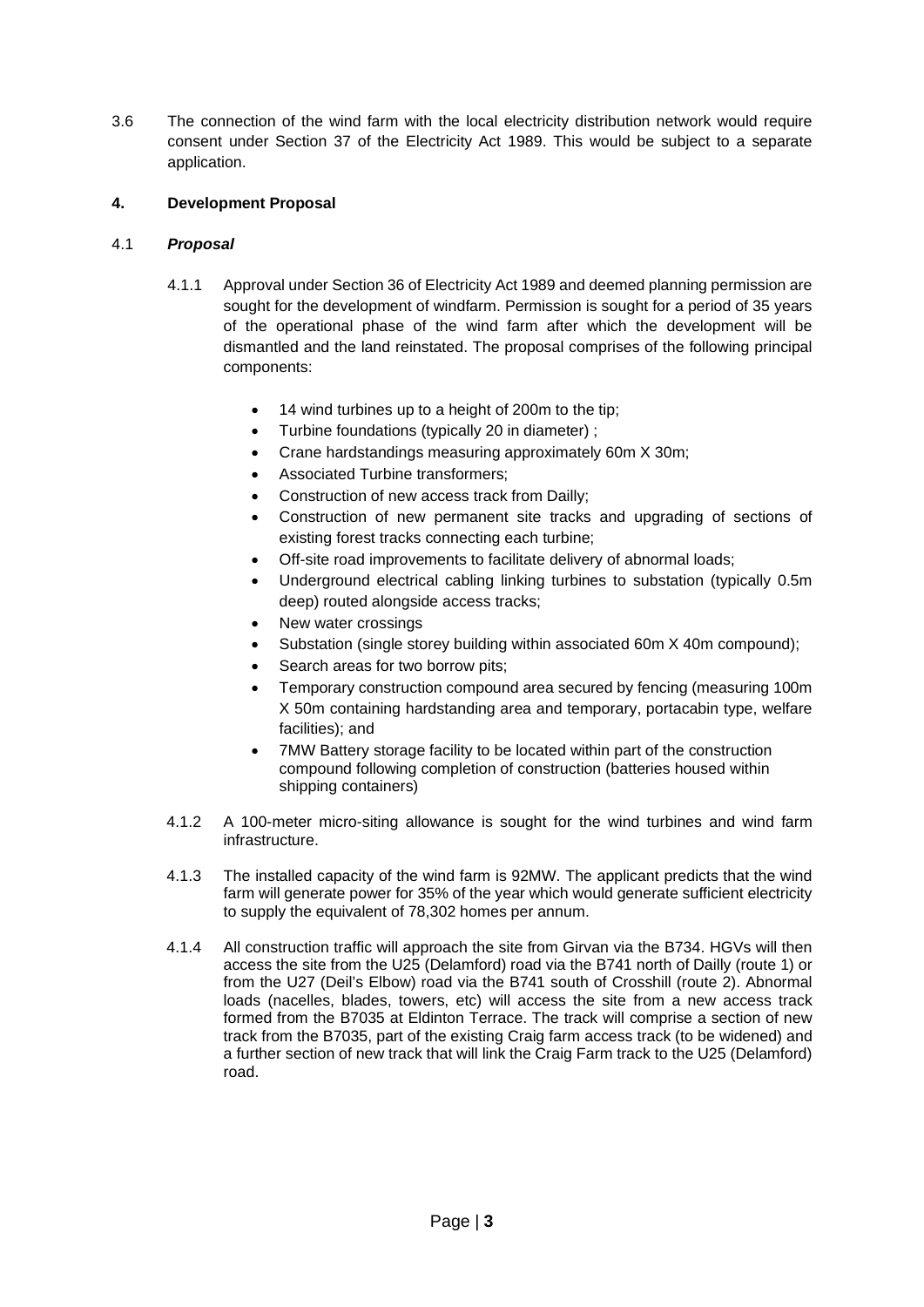3.6 The connection of the wind farm with the local electricity distribution network would require consent under Section 37 of the Electricity Act 1989. This would be subject to a separate application.

## 4. Development Proposal

### 4.1 *Proposal*

4.1.1 Approval under Section 36 of Electricity Act 1989 and deemed planning permission are sought for the development of windfarm. Permission is sought for a period of 35 years of the operational phase of the wind farm after which the development will be dismantled and the land reinstated. The proposal comprises of the following principal components:

- 14 wind turbines up to a height of 200m to the tip;
- Turbine foundations (typically 20 in diameter) ;
- Crane hardstandings measuring approximately 60m X 30m;
- Associated Turbine transformers;
- Construction of new access track from Dailly;
- Construction of new permanent site tracks and upgrading of sections of existing forest tracks connecting each turbine;
- Off-site road improvements to facilitate delivery of abnormal loads;
- Underground electrical cabling linking turbines to substation (typically 0.5m deep) routed alongside access tracks;
- New water crossings
- Substation (single storey building within associated 60m X 40m compound);
- Search areas for two borrow pits;
- Temporary construction compound area secured by fencing (measuring 100m X 50m containing hardstanding area and temporary, portacabin type, welfare facilities); and
- 7MW Battery storage facility to be located within part of the construction compound following completion of construction (batteries housed within shipping containers)

4.1.2 A 100-meter micro-siting allowance is sought for the wind turbines and wind farm infrastructure.

4.1.3 The installed capacity of the wind farm is 92MW. The applicant predicts that the wind farm will generate power for 35% of the year which would generate sufficient electricity to supply the equivalent of 78,302 homes per annum.

4.1.4 All construction traffic will approach the site from Girvan via the B734. HGVs will then access the site from the U25 (Delamford) road via the B741 north of Dailly (route 1) or from the U27 (Deil's Elbow) road via the B741 south of Crosshill (route 2). Abnormal loads (nacelles, blades, towers, etc) will access the site from a new access track formed from the B7035 at Eldinton Terrace. The track will comprise a section of new track from the B7035, part of the existing Craig farm access track (to be widened) and a further section of new track that will link the Craig Farm track to the U25 (Delamford) road.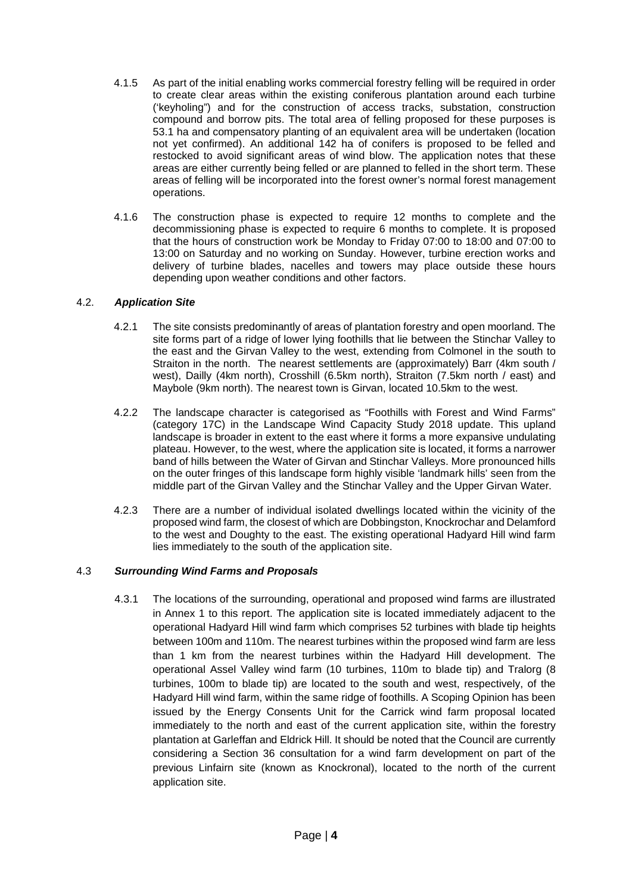4.1.5 As part of the initial enabling works commercial forestry felling will be required in order to create clear areas within the existing coniferous plantation around each turbine ('keyholing") and for the construction of access tracks, substation, construction compound and borrow pits. The total area of felling proposed for these purposes is 53.1 ha and compensatory planting of an equivalent area will be undertaken (location not yet confirmed). An additional 142 ha of conifers is proposed to be felled and restocked to avoid significant areas of wind blow. The application notes that these areas are either currently being felled or are planned to felled in the short term. These areas of felling will be incorporated into the forest owner's normal forest management operations.

4.1.6 The construction phase is expected to require 12 months to complete and the decommissioning phase is expected to require 6 months to complete. It is proposed that the hours of construction work be Monday to Friday 07:00 to 18:00 and 07:00 to 13:00 on Saturday and no working on Sunday. However, turbine erection works and delivery of turbine blades, nacelles and towers may place outside these hours depending upon weather conditions and other factors.

### 4.2. *Application Site*

4.2.1 The site consists predominantly of areas of plantation forestry and open moorland. The site forms part of a ridge of lower lying foothills that lie between the Stinchar Valley to the east and the Girvan Valley to the west, extending from Colmonel in the south to Straiton in the north. The nearest settlements are (approximately) Barr (4km south / west), Dailly (4km north), Crosshill (6.5km north), Straiton (7.5km north / east) and Maybole (9km north). The nearest town is Girvan, located 10.5km to the west.

4.2.2 The landscape character is categorised as "Foothills with Forest and Wind Farms" (category 17C) in the Landscape Wind Capacity Study 2018 update. This upland landscape is broader in extent to the east where it forms a more expansive undulating plateau. However, to the west, where the application site is located, it forms a narrower band of hills between the Water of Girvan and Stinchar Valleys. More pronounced hills on the outer fringes of this landscape form highly visible 'landmark hills' seen from the middle part of the Girvan Valley and the Stinchar Valley and the Upper Girvan Water.

4.2.3 There are a number of individual isolated dwellings located within the vicinity of the proposed wind farm, the closest of which are Dobbingston, Knockrochar and Delamford to the west and Doughty to the east. The existing operational Hadyard Hill wind farm lies immediately to the south of the application site.

### 4.3 *Surrounding Wind Farms and Proposals*

4.3.1 The locations of the surrounding, operational and proposed wind farms are illustrated in Annex 1 to this report. The application site is located immediately adjacent to the operational Hadyard Hill wind farm which comprises 52 turbines with blade tip heights between 100m and 110m. The nearest turbines within the proposed wind farm are less than 1 km from the nearest turbines within the Hadyard Hill development. The operational Assel Valley wind farm (10 turbines, 110m to blade tip) and Tralorg (8 turbines, 100m to blade tip) are located to the south and west, respectively, of the Hadyard Hill wind farm, within the same ridge of foothills. A Scoping Opinion has been issued by the Energy Consents Unit for the Carrick wind farm proposal located immediately to the north and east of the current application site, within the forestry plantation at Garleffan and Eldrick Hill. It should be noted that the Council are currently considering a Section 36 consultation for a wind farm development on part of the previous Linfairn site (known as Knockronal), located to the north of the current application site.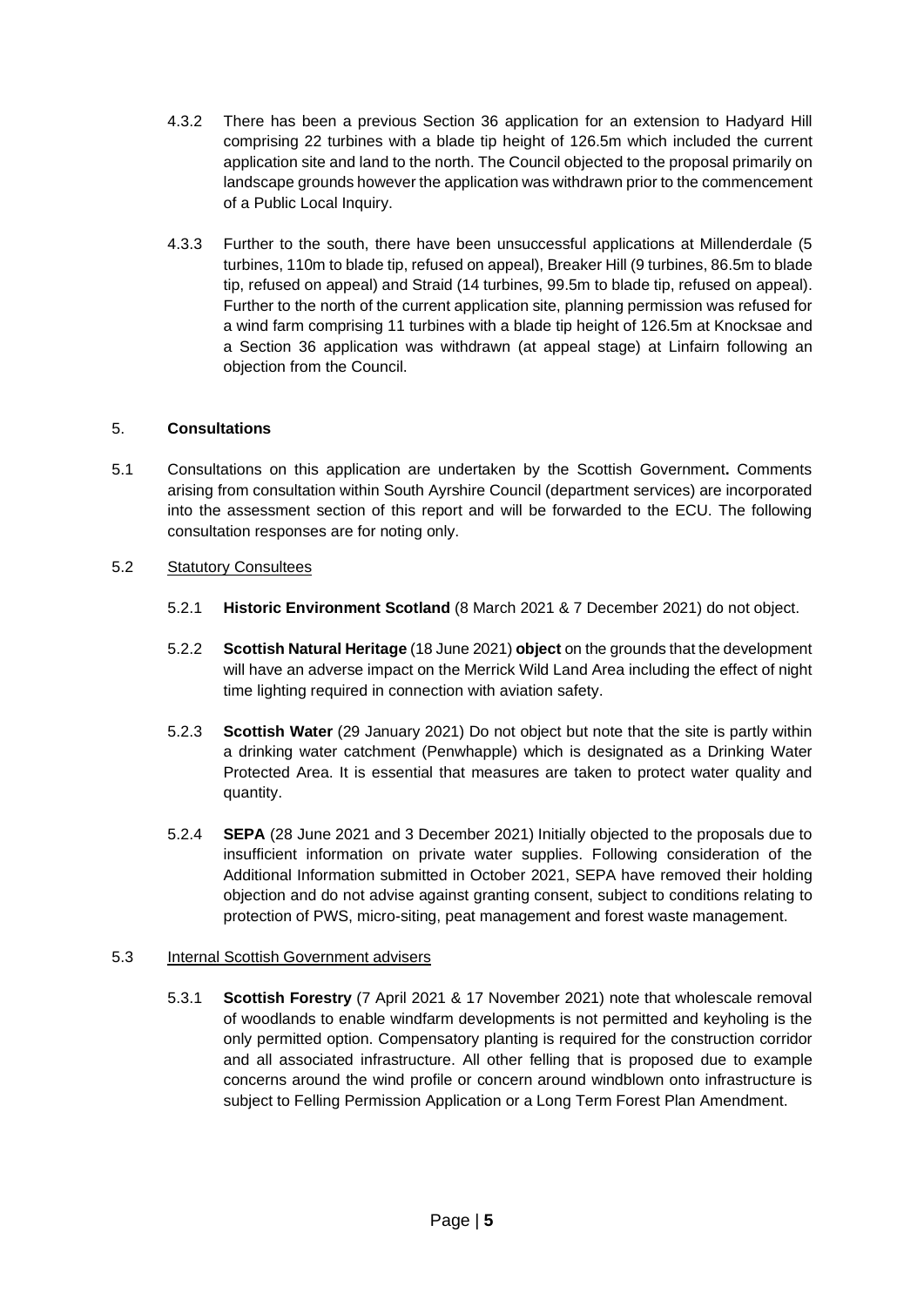4.3.2 There has been a previous Section 36 application for an extension to Hadyard Hill comprising 22 turbines with a blade tip height of 126.5m which included the current application site and land to the north. The Council objected to the proposal primarily on landscape grounds however the application was withdrawn prior to the commencement of a Public Local Inquiry.

4.3.3 Further to the south, there have been unsuccessful applications at Millenderdale (5 turbines, 110m to blade tip, refused on appeal), Breaker Hill (9 turbines, 86.5m to blade tip, refused on appeal) and Straid (14 turbines, 99.5m to blade tip, refused on appeal). Further to the north of the current application site, planning permission was refused for a wind farm comprising 11 turbines with a blade tip height of 126.5m at Knocksae and a Section 36 application was withdrawn (at appeal stage) at Linfairn following an objection from the Council.

## 5. Consultations

5.1 Consultations on this application are undertaken by the Scottish Government**.** Comments arising from consultation within South Ayrshire Council (department services) are incorporated into the assessment section of this report and will be forwarded to the ECU. The following consultation responses are for noting only.

5.2 Statutory Consultees

5.2.1 **Historic Environment Scotland** (8 March 2021 & 7 December 2021) do not object.

5.2.2 **Scottish Natural Heritage** (18 June 2021) **object** on the grounds that the development will have an adverse impact on the Merrick Wild Land Area including the effect of night time lighting required in connection with aviation safety.

5.2.3 **Scottish Water** (29 January 2021) Do not object but note that the site is partly within a drinking water catchment (Penwhapple) which is designated as a Drinking Water Protected Area. It is essential that measures are taken to protect water quality and quantity.

5.2.4 **SEPA** (28 June 2021 and 3 December 2021) Initially objected to the proposals due to insufficient information on private water supplies. Following consideration of the Additional Information submitted in October 2021, SEPA have removed their holding objection and do not advise against granting consent, subject to conditions relating to protection of PWS, micro-siting, peat management and forest waste management.

5.3 Internal Scottish Government advisers

5.3.1 **Scottish Forestry** (7 April 2021 & 17 November 2021) note that wholescale removal of woodlands to enable windfarm developments is not permitted and keyholing is the only permitted option. Compensatory planting is required for the construction corridor and all associated infrastructure. All other felling that is proposed due to example concerns around the wind profile or concern around windblown onto infrastructure is subject to Felling Permission Application or a Long Term Forest Plan Amendment.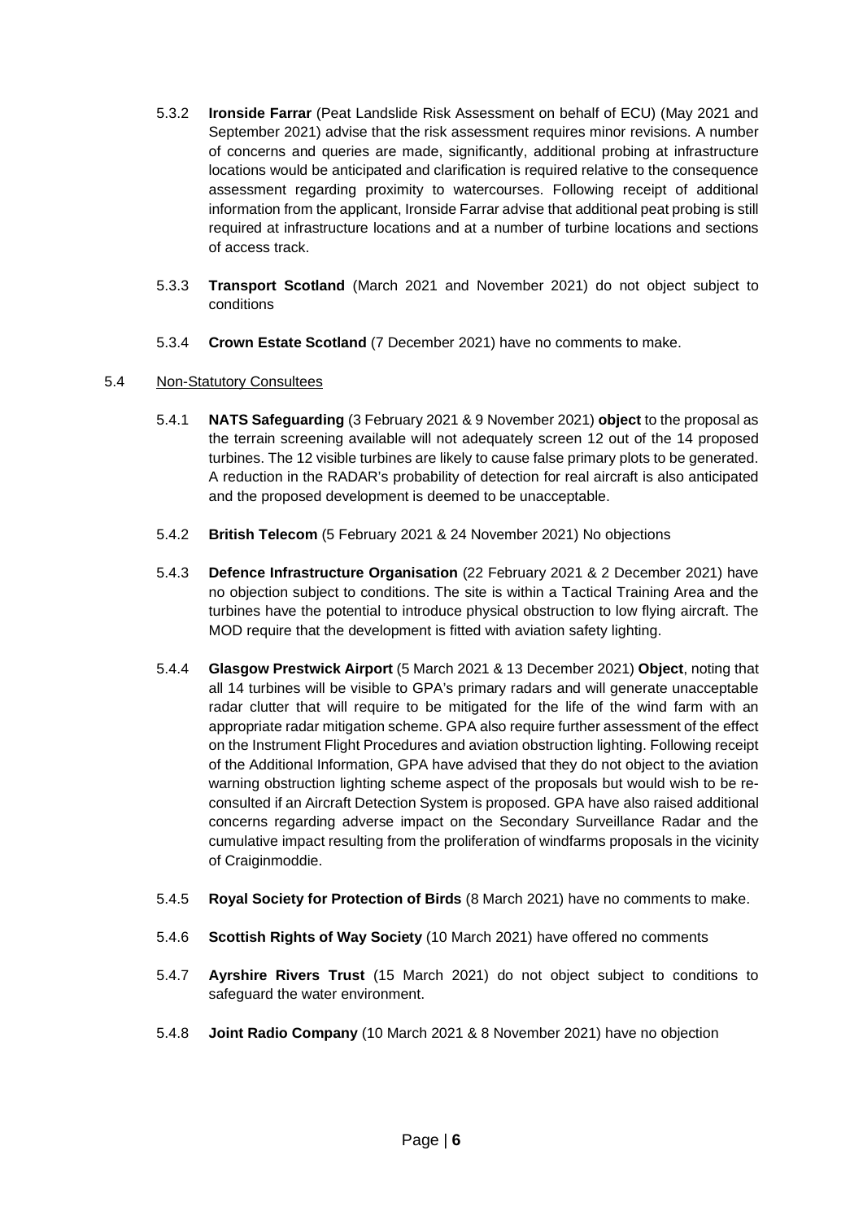5.3.2 **Ironside Farrar** (Peat Landslide Risk Assessment on behalf of ECU) (May 2021 and September 2021) advise that the risk assessment requires minor revisions. A number of concerns and queries are made, significantly, additional probing at infrastructure locations would be anticipated and clarification is required relative to the consequence assessment regarding proximity to watercourses. Following receipt of additional information from the applicant, Ironside Farrar advise that additional peat probing is still required at infrastructure locations and at a number of turbine locations and sections of access track.

5.3.3 **Transport Scotland** (March 2021 and November 2021) do not object subject to conditions

5.3.4 **Crown Estate Scotland** (7 December 2021) have no comments to make.

5.4 Non-Statutory Consultees

5.4.1 **NATS Safeguarding** (3 February 2021 & 9 November 2021) **object** to the proposal as the terrain screening available will not adequately screen 12 out of the 14 proposed turbines. The 12 visible turbines are likely to cause false primary plots to be generated. A reduction in the RADAR's probability of detection for real aircraft is also anticipated and the proposed development is deemed to be unacceptable.

5.4.2 **British Telecom** (5 February 2021 & 24 November 2021) No objections

5.4.3 **Defence Infrastructure Organisation** (22 February 2021 & 2 December 2021) have no objection subject to conditions. The site is within a Tactical Training Area and the turbines have the potential to introduce physical obstruction to low flying aircraft. The MOD require that the development is fitted with aviation safety lighting.

5.4.4 **Glasgow Prestwick Airport** (5 March 2021 & 13 December 2021) **Object**, noting that all 14 turbines will be visible to GPA's primary radars and will generate unacceptable radar clutter that will require to be mitigated for the life of the wind farm with an appropriate radar mitigation scheme. GPA also require further assessment of the effect on the Instrument Flight Procedures and aviation obstruction lighting. Following receipt of the Additional Information, GPA have advised that they do not object to the aviation warning obstruction lighting scheme aspect of the proposals but would wish to be re-consulted if an Aircraft Detection System is proposed. GPA have also raised additional concerns regarding adverse impact on the Secondary Surveillance Radar and the cumulative impact resulting from the proliferation of windfarms proposals in the vicinity of Craiginmoddie.

5.4.5 **Royal Society for Protection of Birds** (8 March 2021) have no comments to make.

5.4.6 **Scottish Rights of Way Society** (10 March 2021) have offered no comments

5.4.7 **Ayrshire Rivers Trust** (15 March 2021) do not object subject to conditions to safeguard the water environment.

5.4.8 **Joint Radio Company** (10 March 2021 & 8 November 2021) have no objection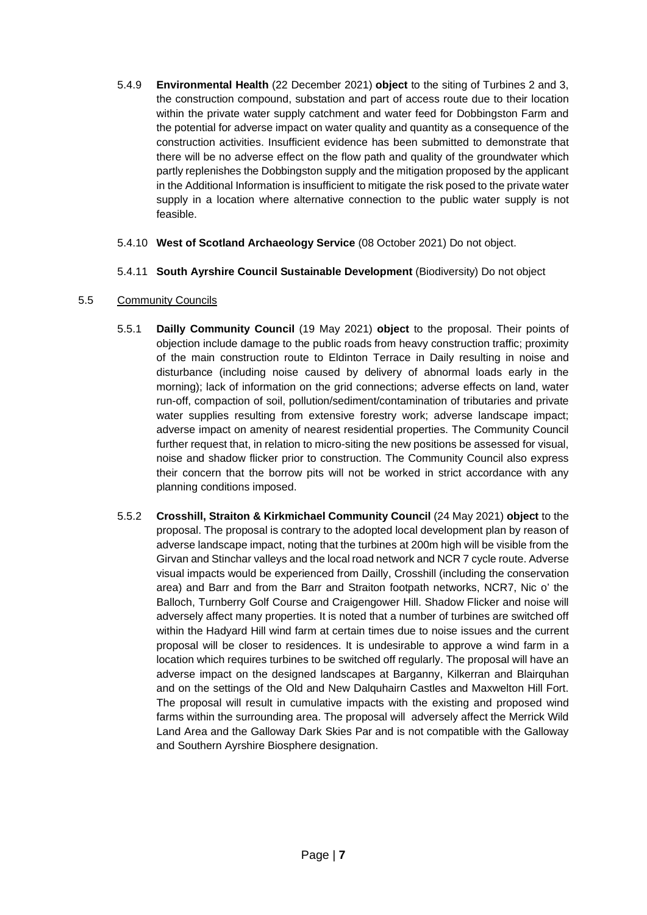5.4.9 **Environmental Health** (22 December 2021) **object** to the siting of Turbines 2 and 3, the construction compound, substation and part of access route due to their location within the private water supply catchment and water feed for Dobbingston Farm and the potential for adverse impact on water quality and quantity as a consequence of the construction activities. Insufficient evidence has been submitted to demonstrate that there will be no adverse effect on the flow path and quality of the groundwater which partly replenishes the Dobbingston supply and the mitigation proposed by the applicant in the Additional Information is insufficient to mitigate the risk posed to the private water supply in a location where alternative connection to the public water supply is not feasible.

5.4.10 **West of Scotland Archaeology Service** (08 October 2021) Do not object.

5.4.11 **South Ayrshire Council Sustainable Development** (Biodiversity) Do not object

5.5 Community Councils

5.5.1 **Dailly Community Council** (19 May 2021) **object** to the proposal. Their points of objection include damage to the public roads from heavy construction traffic; proximity of the main construction route to Eldinton Terrace in Daily resulting in noise and disturbance (including noise caused by delivery of abnormal loads early in the morning); lack of information on the grid connections; adverse effects on land, water run-off, compaction of soil, pollution/sediment/contamination of tributaries and private water supplies resulting from extensive forestry work; adverse landscape impact; adverse impact on amenity of nearest residential properties. The Community Council further request that, in relation to micro-siting the new positions be assessed for visual, noise and shadow flicker prior to construction. The Community Council also express their concern that the borrow pits will not be worked in strict accordance with any planning conditions imposed.

5.5.2 **Crosshill, Straiton & Kirkmichael Community Council** (24 May 2021) **object** to the proposal. The proposal is contrary to the adopted local development plan by reason of adverse landscape impact, noting that the turbines at 200m high will be visible from the Girvan and Stinchar valleys and the local road network and NCR 7 cycle route. Adverse visual impacts would be experienced from Dailly, Crosshill (including the conservation area) and Barr and from the Barr and Straiton footpath networks, NCR7, Nic o' the Balloch, Turnberry Golf Course and Craigengower Hill. Shadow Flicker and noise will adversely affect many properties. It is noted that a number of turbines are switched off within the Hadyard Hill wind farm at certain times due to noise issues and the current proposal will be closer to residences. It is undesirable to approve a wind farm in a location which requires turbines to be switched off regularly. The proposal will have an adverse impact on the designed landscapes at Barganny, Kilkerran and Blairquhan and on the settings of the Old and New Dalquhairn Castles and Maxwelton Hill Fort. The proposal will result in cumulative impacts with the existing and proposed wind farms within the surrounding area. The proposal will adversely affect the Merrick Wild Land Area and the Galloway Dark Skies Par and is not compatible with the Galloway and Southern Ayrshire Biosphere designation.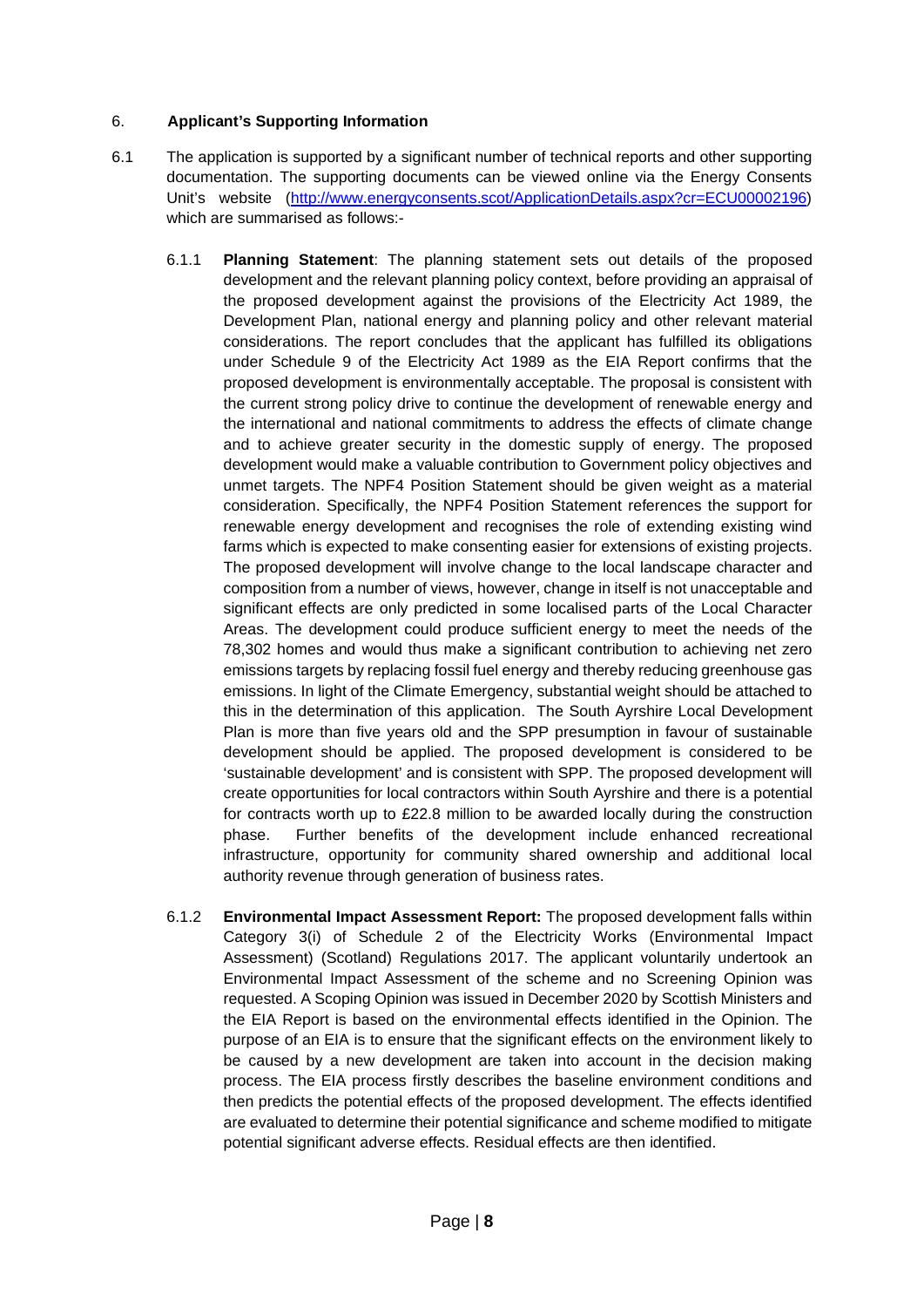## 6. Applicant's Supporting Information

6.1 The application is supported by a significant number of technical reports and other supporting documentation. The supporting documents can be viewed online via the Energy Consents Unit's website (http://www.energyconsents.scot/ApplicationDetails.aspx?cr=ECU00002196) which are summarised as follows:-

6.1.1 **Planning Statement**: The planning statement sets out details of the proposed development and the relevant planning policy context, before providing an appraisal of the proposed development against the provisions of the Electricity Act 1989, the Development Plan, national energy and planning policy and other relevant material considerations. The report concludes that the applicant has fulfilled its obligations under Schedule 9 of the Electricity Act 1989 as the EIA Report confirms that the proposed development is environmentally acceptable. The proposal is consistent with the current strong policy drive to continue the development of renewable energy and the international and national commitments to address the effects of climate change and to achieve greater security in the domestic supply of energy. The proposed development would make a valuable contribution to Government policy objectives and unmet targets. The NPF4 Position Statement should be given weight as a material consideration. Specifically, the NPF4 Position Statement references the support for renewable energy development and recognises the role of extending existing wind farms which is expected to make consenting easier for extensions of existing projects. The proposed development will involve change to the local landscape character and composition from a number of views, however, change in itself is not unacceptable and significant effects are only predicted in some localised parts of the Local Character Areas. The development could produce sufficient energy to meet the needs of the 78,302 homes and would thus make a significant contribution to achieving net zero emissions targets by replacing fossil fuel energy and thereby reducing greenhouse gas emissions. In light of the Climate Emergency, substantial weight should be attached to this in the determination of this application. The South Ayrshire Local Development Plan is more than five years old and the SPP presumption in favour of sustainable development should be applied. The proposed development is considered to be 'sustainable development' and is consistent with SPP. The proposed development will create opportunities for local contractors within South Ayrshire and there is a potential for contracts worth up to £22.8 million to be awarded locally during the construction phase. Further benefits of the development include enhanced recreational infrastructure, opportunity for community shared ownership and additional local authority revenue through generation of business rates.

6.1.2 **Environmental Impact Assessment Report:** The proposed development falls within Category 3(i) of Schedule 2 of the Electricity Works (Environmental Impact Assessment) (Scotland) Regulations 2017. The applicant voluntarily undertook an Environmental Impact Assessment of the scheme and no Screening Opinion was requested. A Scoping Opinion was issued in December 2020 by Scottish Ministers and the EIA Report is based on the environmental effects identified in the Opinion. The purpose of an EIA is to ensure that the significant effects on the environment likely to be caused by a new development are taken into account in the decision making process. The EIA process firstly describes the baseline environment conditions and then predicts the potential effects of the proposed development. The effects identified are evaluated to determine their potential significance and scheme modified to mitigate potential significant adverse effects. Residual effects are then identified.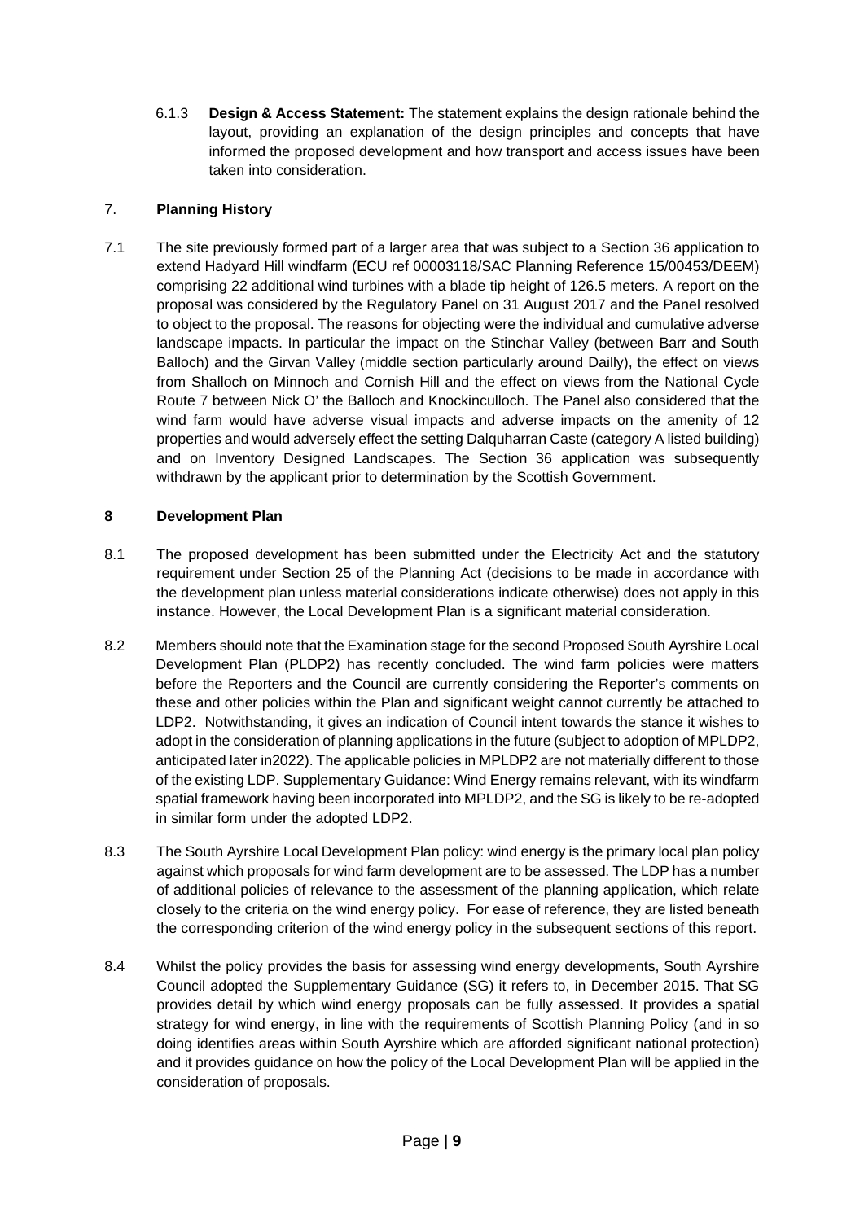6.1.3 **Design & Access Statement:** The statement explains the design rationale behind the layout, providing an explanation of the design principles and concepts that have informed the proposed development and how transport and access issues have been taken into consideration.

## 7. **Planning History**

7.1 The site previously formed part of a larger area that was subject to a Section 36 application to extend Hadyard Hill windfarm (ECU ref 00003118/SAC Planning Reference 15/00453/DEEM) comprising 22 additional wind turbines with a blade tip height of 126.5 meters. A report on the proposal was considered by the Regulatory Panel on 31 August 2017 and the Panel resolved to object to the proposal. The reasons for objecting were the individual and cumulative adverse landscape impacts. In particular the impact on the Stinchar Valley (between Barr and South Balloch) and the Girvan Valley (middle section particularly around Dailly), the effect on views from Shalloch on Minnoch and Cornish Hill and the effect on views from the National Cycle Route 7 between Nick O' the Balloch and Knockinculloch. The Panel also considered that the wind farm would have adverse visual impacts and adverse impacts on the amenity of 12 properties and would adversely effect the setting Dalquharran Caste (category A listed building) and on Inventory Designed Landscapes. The Section 36 application was subsequently withdrawn by the applicant prior to determination by the Scottish Government.

## 8 Development Plan

8.1 The proposed development has been submitted under the Electricity Act and the statutory requirement under Section 25 of the Planning Act (decisions to be made in accordance with the development plan unless material considerations indicate otherwise) does not apply in this instance. However, the Local Development Plan is a significant material consideration.

8.2 Members should note that the Examination stage for the second Proposed South Ayrshire Local Development Plan (PLDP2) has recently concluded. The wind farm policies were matters before the Reporters and the Council are currently considering the Reporter's comments on these and other policies within the Plan and significant weight cannot currently be attached to LDP2. Notwithstanding, it gives an indication of Council intent towards the stance it wishes to adopt in the consideration of planning applications in the future (subject to adoption of MPLDP2, anticipated later in2022). The applicable policies in MPLDP2 are not materially different to those of the existing LDP. Supplementary Guidance: Wind Energy remains relevant, with its windfarm spatial framework having been incorporated into MPLDP2, and the SG is likely to be re-adopted in similar form under the adopted LDP2.

8.3 The South Ayrshire Local Development Plan policy: wind energy is the primary local plan policy against which proposals for wind farm development are to be assessed. The LDP has a number of additional policies of relevance to the assessment of the planning application, which relate closely to the criteria on the wind energy policy. For ease of reference, they are listed beneath the corresponding criterion of the wind energy policy in the subsequent sections of this report.

8.4 Whilst the policy provides the basis for assessing wind energy developments, South Ayrshire Council adopted the Supplementary Guidance (SG) it refers to, in December 2015. That SG provides detail by which wind energy proposals can be fully assessed. It provides a spatial strategy for wind energy, in line with the requirements of Scottish Planning Policy (and in so doing identifies areas within South Ayrshire which are afforded significant national protection) and it provides guidance on how the policy of the Local Development Plan will be applied in the consideration of proposals.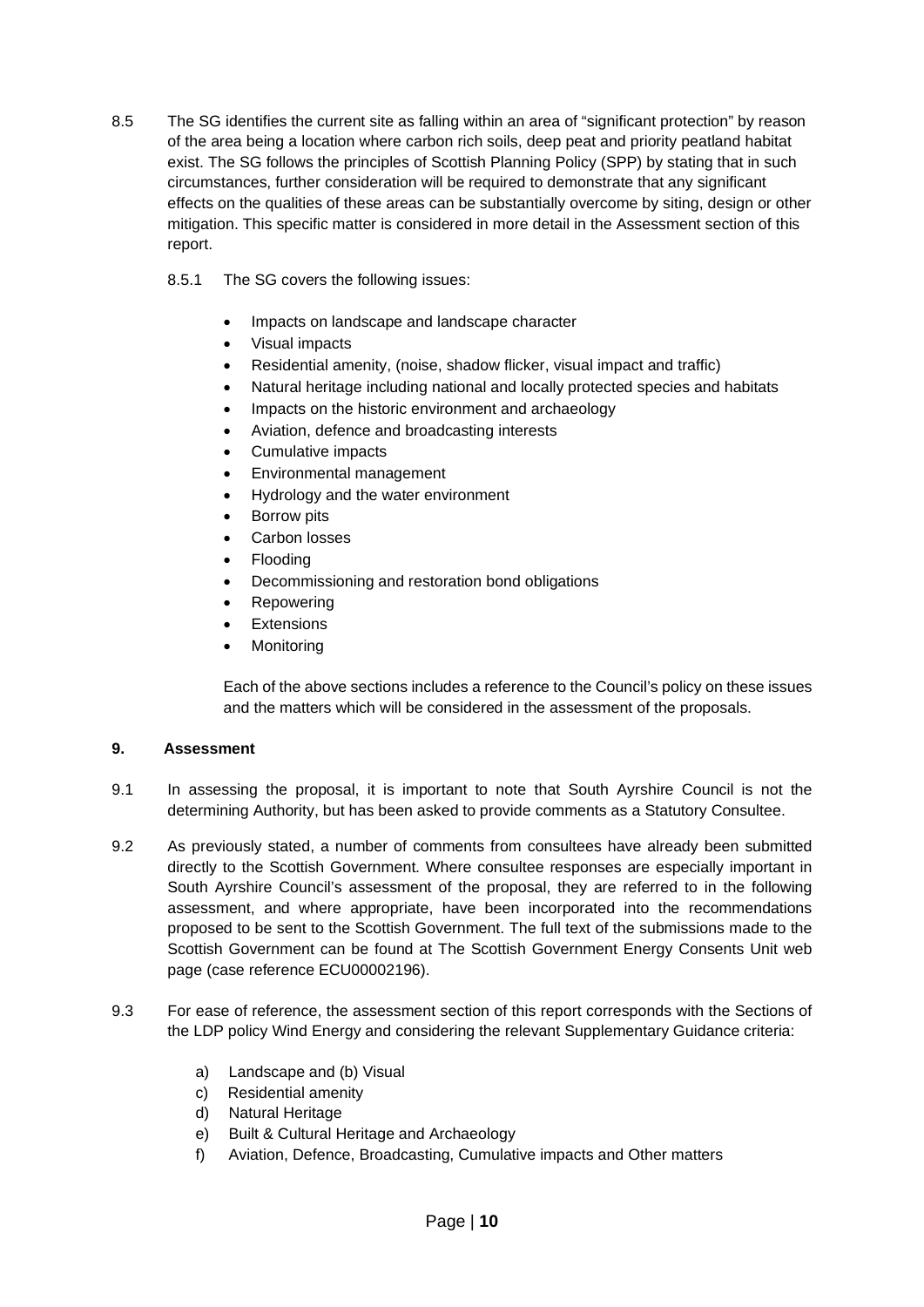8.5 The SG identifies the current site as falling within an area of "significant protection" by reason of the area being a location where carbon rich soils, deep peat and priority peatland habitat exist. The SG follows the principles of Scottish Planning Policy (SPP) by stating that in such circumstances, further consideration will be required to demonstrate that any significant effects on the qualities of these areas can be substantially overcome by siting, design or other mitigation. This specific matter is considered in more detail in the Assessment section of this report.

8.5.1 The SG covers the following issues:

- Impacts on landscape and landscape character
- Visual impacts
- Residential amenity, (noise, shadow flicker, visual impact and traffic)
- Natural heritage including national and locally protected species and habitats
- Impacts on the historic environment and archaeology
- Aviation, defence and broadcasting interests
- Cumulative impacts
- Environmental management
- Hydrology and the water environment
- Borrow pits
- Carbon losses
- Flooding
- Decommissioning and restoration bond obligations
- Repowering
- Extensions
- Monitoring

Each of the above sections includes a reference to the Council's policy on these issues and the matters which will be considered in the assessment of the proposals.

## 9. Assessment

9.1 In assessing the proposal, it is important to note that South Ayrshire Council is not the determining Authority, but has been asked to provide comments as a Statutory Consultee.

9.2 As previously stated, a number of comments from consultees have already been submitted directly to the Scottish Government. Where consultee responses are especially important in South Ayrshire Council's assessment of the proposal, they are referred to in the following assessment, and where appropriate, have been incorporated into the recommendations proposed to be sent to the Scottish Government. The full text of the submissions made to the Scottish Government can be found at The Scottish Government Energy Consents Unit web page (case reference ECU00002196).

9.3 For ease of reference, the assessment section of this report corresponds with the Sections of the LDP policy Wind Energy and considering the relevant Supplementary Guidance criteria:

a) Landscape and (b) Visual
c) Residential amenity
d) Natural Heritage
e) Built & Cultural Heritage and Archaeology
f) Aviation, Defence, Broadcasting, Cumulative impacts and Other matters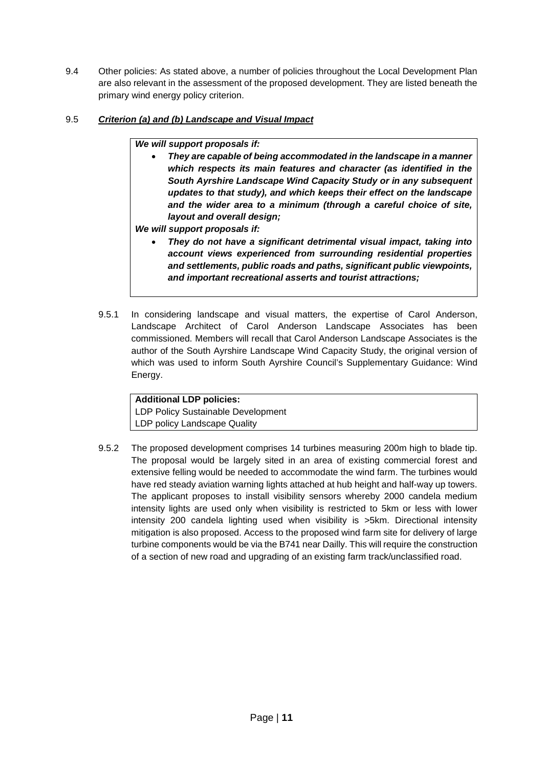9.4 Other policies: As stated above, a number of policies throughout the Local Development Plan are also relevant in the assessment of the proposed development. They are listed beneath the primary wind energy policy criterion.

9.5 ***Criterion (a) and (b) Landscape and Visual Impact***

> ***We will support proposals if:***
>
> - ***They are capable of being accommodated in the landscape in a manner which respects its main features and character (as identified in the South Ayrshire Landscape Wind Capacity Study or in any subsequent updates to that study), and which keeps their effect on the landscape and the wider area to a minimum (through a careful choice of site, layout and overall design;***
>
> ***We will support proposals if:***
>
> - ***They do not have a significant detrimental visual impact, taking into account views experienced from surrounding residential properties and settlements, public roads and paths, significant public viewpoints, and important recreational asserts and tourist attractions;***

9.5.1 In considering landscape and visual matters, the expertise of Carol Anderson, Landscape Architect of Carol Anderson Landscape Associates has been commissioned. Members will recall that Carol Anderson Landscape Associates is the author of the South Ayrshire Landscape Wind Capacity Study, the original version of which was used to inform South Ayrshire Council's Supplementary Guidance: Wind Energy.

> **Additional LDP policies:**
> LDP Policy Sustainable Development
> LDP policy Landscape Quality

9.5.2 The proposed development comprises 14 turbines measuring 200m high to blade tip. The proposal would be largely sited in an area of existing commercial forest and extensive felling would be needed to accommodate the wind farm. The turbines would have red steady aviation warning lights attached at hub height and half-way up towers. The applicant proposes to install visibility sensors whereby 2000 candela medium intensity lights are used only when visibility is restricted to 5km or less with lower intensity 200 candela lighting used when visibility is >5km. Directional intensity mitigation is also proposed. Access to the proposed wind farm site for delivery of large turbine components would be via the B741 near Dailly. This will require the construction of a section of new road and upgrading of an existing farm track/unclassified road.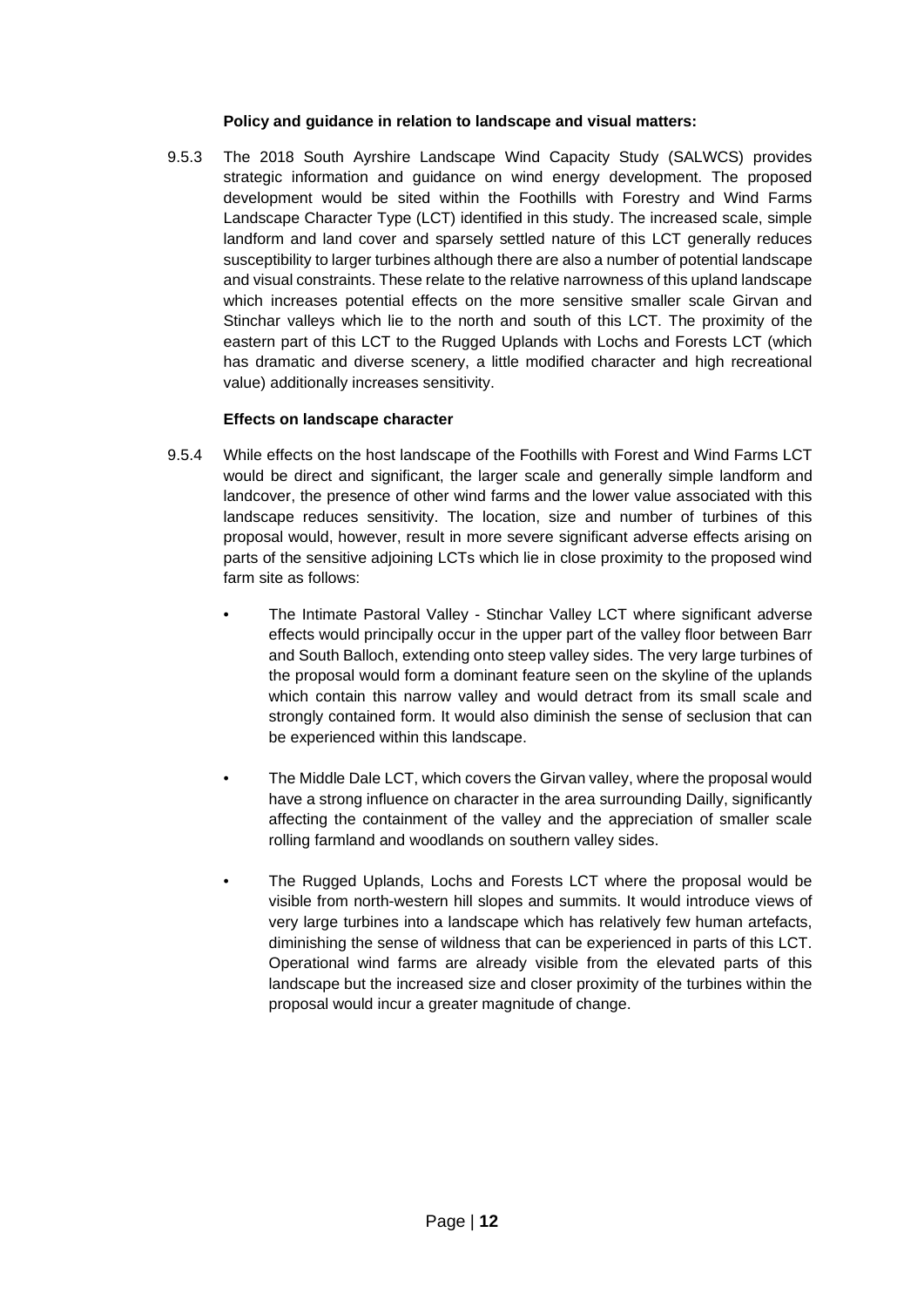**Policy and guidance in relation to landscape and visual matters:**

9.5.3 The 2018 South Ayrshire Landscape Wind Capacity Study (SALWCS) provides strategic information and guidance on wind energy development. The proposed development would be sited within the Foothills with Forestry and Wind Farms Landscape Character Type (LCT) identified in this study. The increased scale, simple landform and land cover and sparsely settled nature of this LCT generally reduces susceptibility to larger turbines although there are also a number of potential landscape and visual constraints. These relate to the relative narrowness of this upland landscape which increases potential effects on the more sensitive smaller scale Girvan and Stinchar valleys which lie to the north and south of this LCT. The proximity of the eastern part of this LCT to the Rugged Uplands with Lochs and Forests LCT (which has dramatic and diverse scenery, a little modified character and high recreational value) additionally increases sensitivity.

**Effects on landscape character**

9.5.4 While effects on the host landscape of the Foothills with Forest and Wind Farms LCT would be direct and significant, the larger scale and generally simple landform and landcover, the presence of other wind farms and the lower value associated with this landscape reduces sensitivity. The location, size and number of turbines of this proposal would, however, result in more severe significant adverse effects arising on parts of the sensitive adjoining LCTs which lie in close proximity to the proposed wind farm site as follows:

- The Intimate Pastoral Valley - Stinchar Valley LCT where significant adverse effects would principally occur in the upper part of the valley floor between Barr and South Balloch, extending onto steep valley sides. The very large turbines of the proposal would form a dominant feature seen on the skyline of the uplands which contain this narrow valley and would detract from its small scale and strongly contained form. It would also diminish the sense of seclusion that can be experienced within this landscape.

- The Middle Dale LCT, which covers the Girvan valley, where the proposal would have a strong influence on character in the area surrounding Dailly, significantly affecting the containment of the valley and the appreciation of smaller scale rolling farmland and woodlands on southern valley sides.

- The Rugged Uplands, Lochs and Forests LCT where the proposal would be visible from north-western hill slopes and summits. It would introduce views of very large turbines into a landscape which has relatively few human artefacts, diminishing the sense of wildness that can be experienced in parts of this LCT. Operational wind farms are already visible from the elevated parts of this landscape but the increased size and closer proximity of the turbines within the proposal would incur a greater magnitude of change.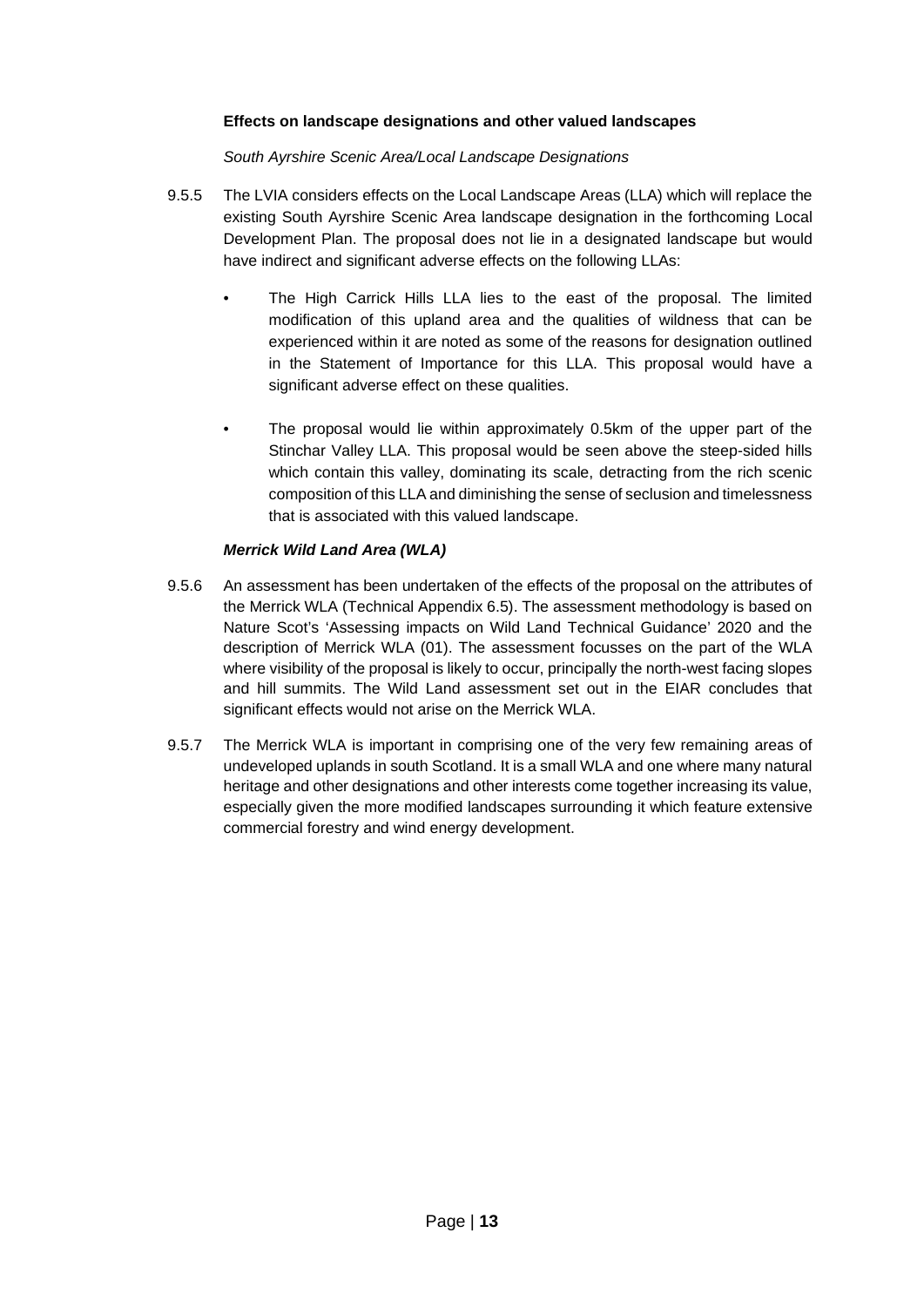**Effects on landscape designations and other valued landscapes**

*South Ayrshire Scenic Area/Local Landscape Designations*

9.5.5 The LVIA considers effects on the Local Landscape Areas (LLA) which will replace the existing South Ayrshire Scenic Area landscape designation in the forthcoming Local Development Plan. The proposal does not lie in a designated landscape but would have indirect and significant adverse effects on the following LLAs:

- The High Carrick Hills LLA lies to the east of the proposal. The limited modification of this upland area and the qualities of wildness that can be experienced within it are noted as some of the reasons for designation outlined in the Statement of Importance for this LLA. This proposal would have a significant adverse effect on these qualities.

- The proposal would lie within approximately 0.5km of the upper part of the Stinchar Valley LLA. This proposal would be seen above the steep-sided hills which contain this valley, dominating its scale, detracting from the rich scenic composition of this LLA and diminishing the sense of seclusion and timelessness that is associated with this valued landscape.

***Merrick Wild Land Area (WLA)***

9.5.6 An assessment has been undertaken of the effects of the proposal on the attributes of the Merrick WLA (Technical Appendix 6.5). The assessment methodology is based on Nature Scot's 'Assessing impacts on Wild Land Technical Guidance' 2020 and the description of Merrick WLA (01). The assessment focusses on the part of the WLA where visibility of the proposal is likely to occur, principally the north-west facing slopes and hill summits. The Wild Land assessment set out in the EIAR concludes that significant effects would not arise on the Merrick WLA.

9.5.7 The Merrick WLA is important in comprising one of the very few remaining areas of undeveloped uplands in south Scotland. It is a small WLA and one where many natural heritage and other designations and other interests come together increasing its value, especially given the more modified landscapes surrounding it which feature extensive commercial forestry and wind energy development.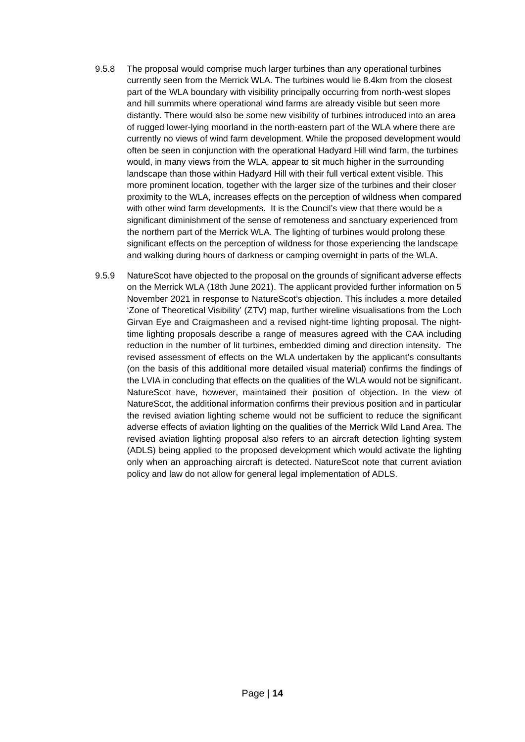9.5.8 The proposal would comprise much larger turbines than any operational turbines currently seen from the Merrick WLA. The turbines would lie 8.4km from the closest part of the WLA boundary with visibility principally occurring from north-west slopes and hill summits where operational wind farms are already visible but seen more distantly. There would also be some new visibility of turbines introduced into an area of rugged lower-lying moorland in the north-eastern part of the WLA where there are currently no views of wind farm development. While the proposed development would often be seen in conjunction with the operational Hadyard Hill wind farm, the turbines would, in many views from the WLA, appear to sit much higher in the surrounding landscape than those within Hadyard Hill with their full vertical extent visible. This more prominent location, together with the larger size of the turbines and their closer proximity to the WLA, increases effects on the perception of wildness when compared with other wind farm developments. It is the Council's view that there would be a significant diminishment of the sense of remoteness and sanctuary experienced from the northern part of the Merrick WLA. The lighting of turbines would prolong these significant effects on the perception of wildness for those experiencing the landscape and walking during hours of darkness or camping overnight in parts of the WLA.

9.5.9 NatureScot have objected to the proposal on the grounds of significant adverse effects on the Merrick WLA (18th June 2021). The applicant provided further information on 5 November 2021 in response to NatureScot's objection. This includes a more detailed 'Zone of Theoretical Visibility' (ZTV) map, further wireline visualisations from the Loch Girvan Eye and Craigmasheen and a revised night-time lighting proposal. The night-time lighting proposals describe a range of measures agreed with the CAA including reduction in the number of lit turbines, embedded diming and direction intensity. The revised assessment of effects on the WLA undertaken by the applicant's consultants (on the basis of this additional more detailed visual material) confirms the findings of the LVIA in concluding that effects on the qualities of the WLA would not be significant. NatureScot have, however, maintained their position of objection. In the view of NatureScot, the additional information confirms their previous position and in particular the revised aviation lighting scheme would not be sufficient to reduce the significant adverse effects of aviation lighting on the qualities of the Merrick Wild Land Area. The revised aviation lighting proposal also refers to an aircraft detection lighting system (ADLS) being applied to the proposed development which would activate the lighting only when an approaching aircraft is detected. NatureScot note that current aviation policy and law do not allow for general legal implementation of ADLS.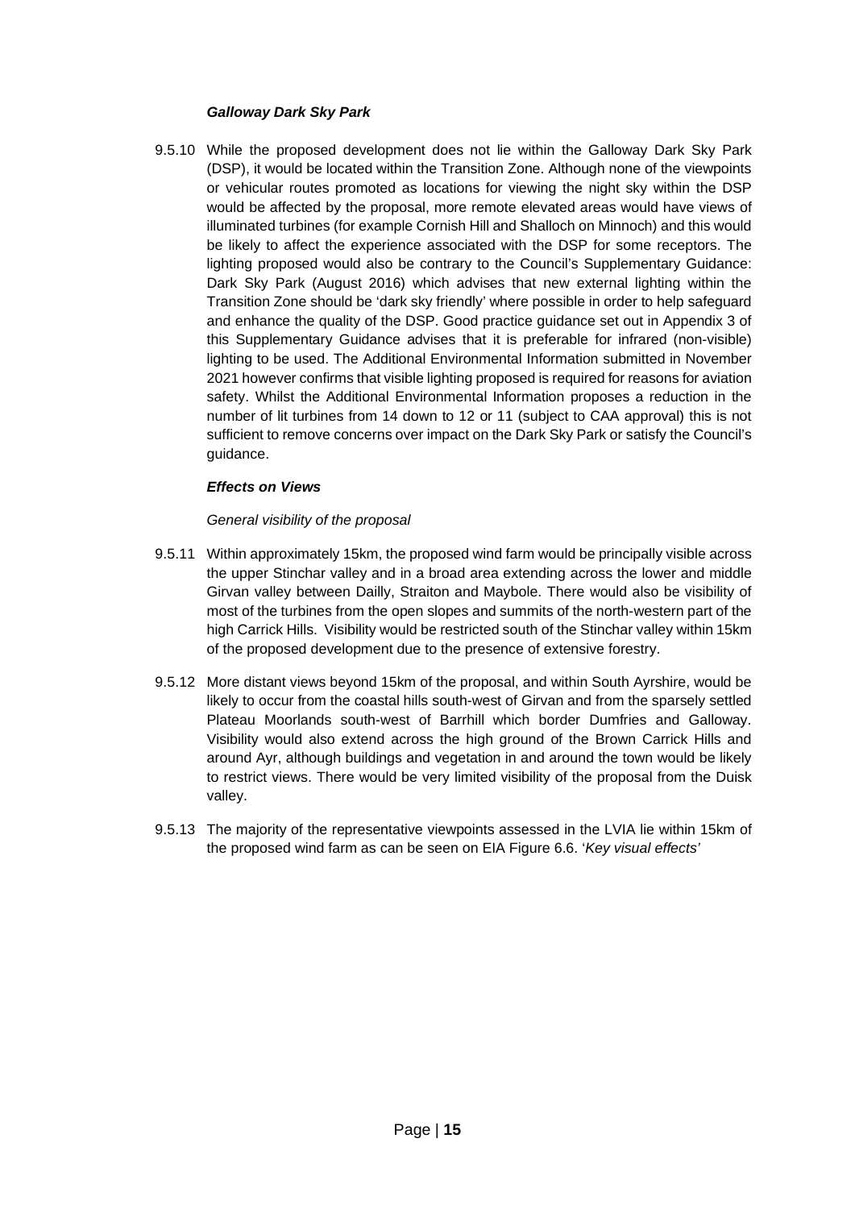***Galloway Dark Sky Park***

9.5.10 While the proposed development does not lie within the Galloway Dark Sky Park (DSP), it would be located within the Transition Zone. Although none of the viewpoints or vehicular routes promoted as locations for viewing the night sky within the DSP would be affected by the proposal, more remote elevated areas would have views of illuminated turbines (for example Cornish Hill and Shalloch on Minnoch) and this would be likely to affect the experience associated with the DSP for some receptors. The lighting proposed would also be contrary to the Council's Supplementary Guidance: Dark Sky Park (August 2016) which advises that new external lighting within the Transition Zone should be 'dark sky friendly' where possible in order to help safeguard and enhance the quality of the DSP. Good practice guidance set out in Appendix 3 of this Supplementary Guidance advises that it is preferable for infrared (non-visible) lighting to be used. The Additional Environmental Information submitted in November 2021 however confirms that visible lighting proposed is required for reasons for aviation safety. Whilst the Additional Environmental Information proposes a reduction in the number of lit turbines from 14 down to 12 or 11 (subject to CAA approval) this is not sufficient to remove concerns over impact on the Dark Sky Park or satisfy the Council's guidance.

***Effects on Views***

*General visibility of the proposal*

9.5.11 Within approximately 15km, the proposed wind farm would be principally visible across the upper Stinchar valley and in a broad area extending across the lower and middle Girvan valley between Dailly, Straiton and Maybole. There would also be visibility of most of the turbines from the open slopes and summits of the north-western part of the high Carrick Hills. Visibility would be restricted south of the Stinchar valley within 15km of the proposed development due to the presence of extensive forestry.

9.5.12 More distant views beyond 15km of the proposal, and within South Ayrshire, would be likely to occur from the coastal hills south-west of Girvan and from the sparsely settled Plateau Moorlands south-west of Barrhill which border Dumfries and Galloway. Visibility would also extend across the high ground of the Brown Carrick Hills and around Ayr, although buildings and vegetation in and around the town would be likely to restrict views. There would be very limited visibility of the proposal from the Duisk valley.

9.5.13 The majority of the representative viewpoints assessed in the LVIA lie within 15km of the proposed wind farm as can be seen on EIA Figure 6.6. '*Key visual effects*'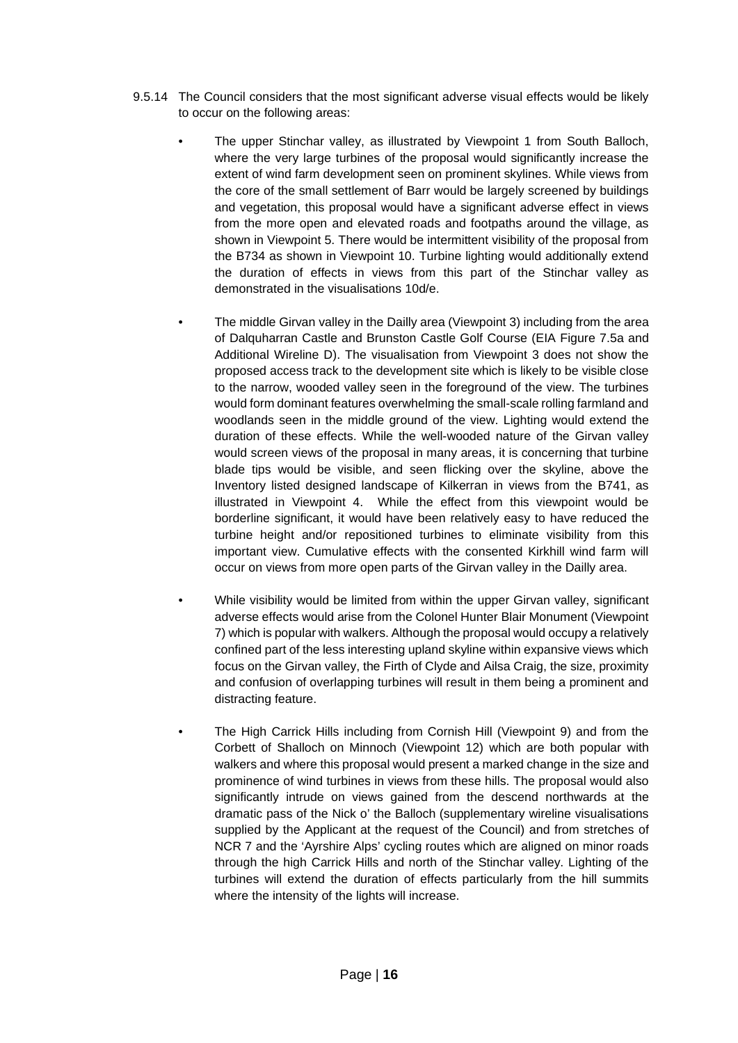9.5.14 The Council considers that the most significant adverse visual effects would be likely to occur on the following areas:

- The upper Stinchar valley, as illustrated by Viewpoint 1 from South Balloch, where the very large turbines of the proposal would significantly increase the extent of wind farm development seen on prominent skylines. While views from the core of the small settlement of Barr would be largely screened by buildings and vegetation, this proposal would have a significant adverse effect in views from the more open and elevated roads and footpaths around the village, as shown in Viewpoint 5. There would be intermittent visibility of the proposal from the B734 as shown in Viewpoint 10. Turbine lighting would additionally extend the duration of effects in views from this part of the Stinchar valley as demonstrated in the visualisations 10d/e.

- The middle Girvan valley in the Dailly area (Viewpoint 3) including from the area of Dalquharran Castle and Brunston Castle Golf Course (EIA Figure 7.5a and Additional Wireline D). The visualisation from Viewpoint 3 does not show the proposed access track to the development site which is likely to be visible close to the narrow, wooded valley seen in the foreground of the view. The turbines would form dominant features overwhelming the small-scale rolling farmland and woodlands seen in the middle ground of the view. Lighting would extend the duration of these effects. While the well-wooded nature of the Girvan valley would screen views of the proposal in many areas, it is concerning that turbine blade tips would be visible, and seen flicking over the skyline, above the Inventory listed designed landscape of Kilkerran in views from the B741, as illustrated in Viewpoint 4. While the effect from this viewpoint would be borderline significant, it would have been relatively easy to have reduced the turbine height and/or repositioned turbines to eliminate visibility from this important view. Cumulative effects with the consented Kirkhill wind farm will occur on views from more open parts of the Girvan valley in the Dailly area.

- While visibility would be limited from within the upper Girvan valley, significant adverse effects would arise from the Colonel Hunter Blair Monument (Viewpoint 7) which is popular with walkers. Although the proposal would occupy a relatively confined part of the less interesting upland skyline within expansive views which focus on the Girvan valley, the Firth of Clyde and Ailsa Craig, the size, proximity and confusion of overlapping turbines will result in them being a prominent and distracting feature.

- The High Carrick Hills including from Cornish Hill (Viewpoint 9) and from the Corbett of Shalloch on Minnoch (Viewpoint 12) which are both popular with walkers and where this proposal would present a marked change in the size and prominence of wind turbines in views from these hills. The proposal would also significantly intrude on views gained from the descend northwards at the dramatic pass of the Nick o' the Balloch (supplementary wireline visualisations supplied by the Applicant at the request of the Council) and from stretches of NCR 7 and the 'Ayrshire Alps' cycling routes which are aligned on minor roads through the high Carrick Hills and north of the Stinchar valley. Lighting of the turbines will extend the duration of effects particularly from the hill summits where the intensity of the lights will increase.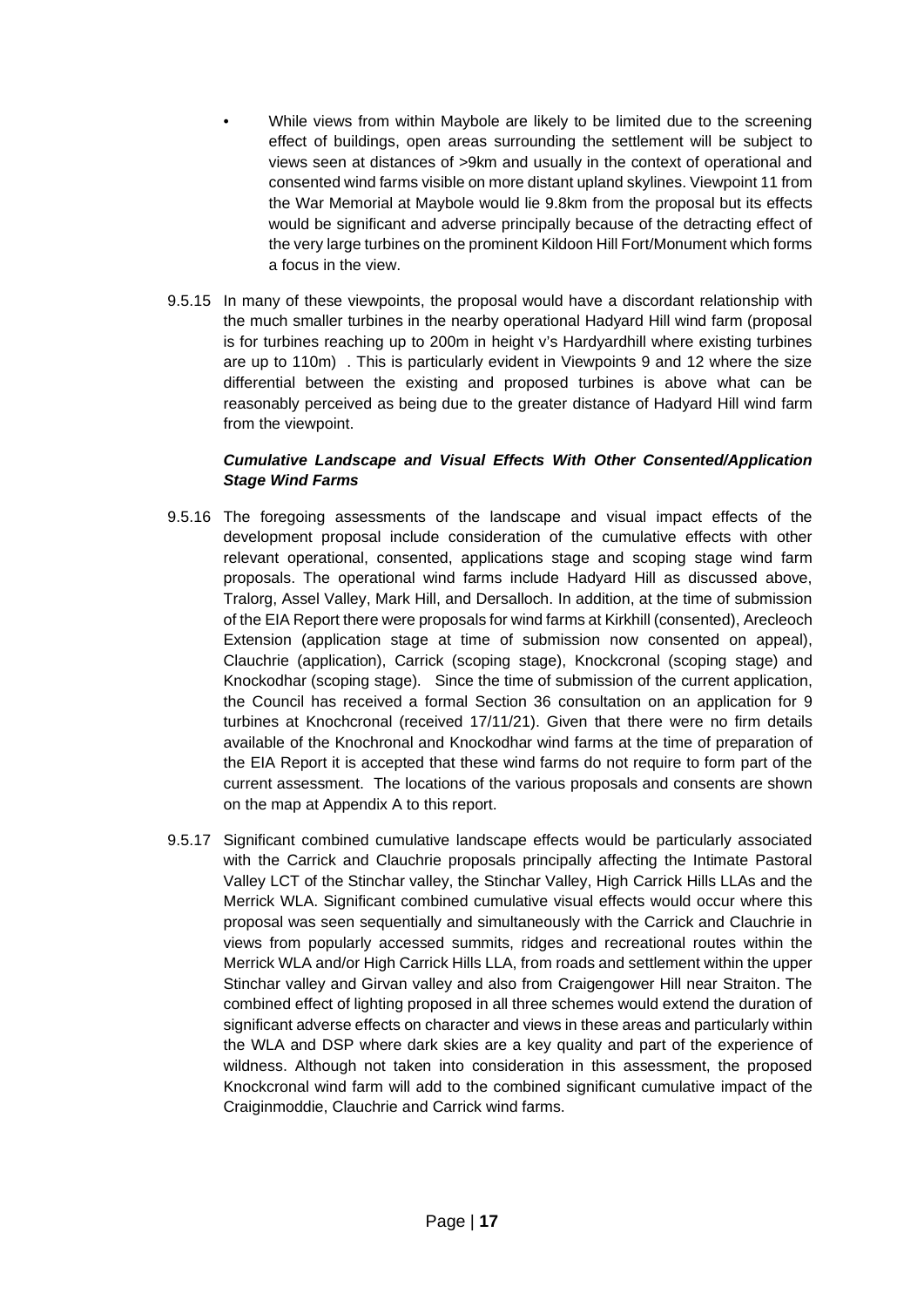- While views from within Maybole are likely to be limited due to the screening effect of buildings, open areas surrounding the settlement will be subject to views seen at distances of >9km and usually in the context of operational and consented wind farms visible on more distant upland skylines. Viewpoint 11 from the War Memorial at Maybole would lie 9.8km from the proposal but its effects would be significant and adverse principally because of the detracting effect of the very large turbines on the prominent Kildoon Hill Fort/Monument which forms a focus in the view.

9.5.15 In many of these viewpoints, the proposal would have a discordant relationship with the much smaller turbines in the nearby operational Hadyard Hill wind farm (proposal is for turbines reaching up to 200m in height v's Hardyardhill where existing turbines are up to 110m) . This is particularly evident in Viewpoints 9 and 12 where the size differential between the existing and proposed turbines is above what can be reasonably perceived as being due to the greater distance of Hadyard Hill wind farm from the viewpoint.

***Cumulative Landscape and Visual Effects With Other Consented/Application Stage Wind Farms***

9.5.16 The foregoing assessments of the landscape and visual impact effects of the development proposal include consideration of the cumulative effects with other relevant operational, consented, applications stage and scoping stage wind farm proposals. The operational wind farms include Hadyard Hill as discussed above, Tralorg, Assel Valley, Mark Hill, and Dersalloch. In addition, at the time of submission of the EIA Report there were proposals for wind farms at Kirkhill (consented), Arecleoch Extension (application stage at time of submission now consented on appeal), Clauchrie (application), Carrick (scoping stage), Knockcronal (scoping stage) and Knockodhar (scoping stage). Since the time of submission of the current application, the Council has received a formal Section 36 consultation on an application for 9 turbines at Knochcronal (received 17/11/21). Given that there were no firm details available of the Knochronal and Knockodhar wind farms at the time of preparation of the EIA Report it is accepted that these wind farms do not require to form part of the current assessment. The locations of the various proposals and consents are shown on the map at Appendix A to this report.

9.5.17 Significant combined cumulative landscape effects would be particularly associated with the Carrick and Clauchrie proposals principally affecting the Intimate Pastoral Valley LCT of the Stinchar valley, the Stinchar Valley, High Carrick Hills LLAs and the Merrick WLA. Significant combined cumulative visual effects would occur where this proposal was seen sequentially and simultaneously with the Carrick and Clauchrie in views from popularly accessed summits, ridges and recreational routes within the Merrick WLA and/or High Carrick Hills LLA, from roads and settlement within the upper Stinchar valley and Girvan valley and also from Craigengower Hill near Straiton. The combined effect of lighting proposed in all three schemes would extend the duration of significant adverse effects on character and views in these areas and particularly within the WLA and DSP where dark skies are a key quality and part of the experience of wildness. Although not taken into consideration in this assessment, the proposed Knockcronal wind farm will add to the combined significant cumulative impact of the Craiginmoddie, Clauchrie and Carrick wind farms.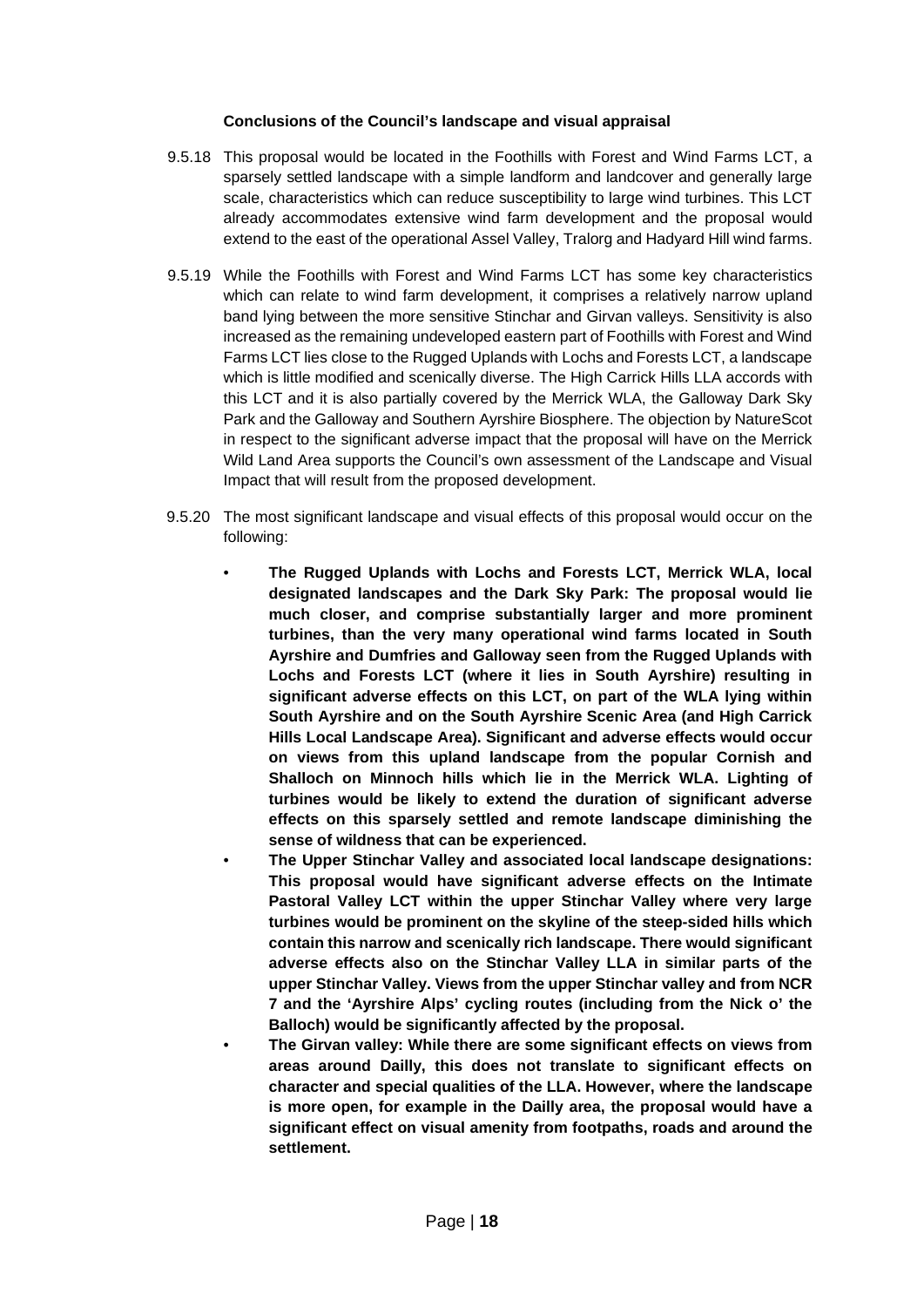**Conclusions of the Council's landscape and visual appraisal**

9.5.18 This proposal would be located in the Foothills with Forest and Wind Farms LCT, a sparsely settled landscape with a simple landform and landcover and generally large scale, characteristics which can reduce susceptibility to large wind turbines. This LCT already accommodates extensive wind farm development and the proposal would extend to the east of the operational Assel Valley, Tralorg and Hadyard Hill wind farms.

9.5.19 While the Foothills with Forest and Wind Farms LCT has some key characteristics which can relate to wind farm development, it comprises a relatively narrow upland band lying between the more sensitive Stinchar and Girvan valleys. Sensitivity is also increased as the remaining undeveloped eastern part of Foothills with Forest and Wind Farms LCT lies close to the Rugged Uplands with Lochs and Forests LCT, a landscape which is little modified and scenically diverse. The High Carrick Hills LLA accords with this LCT and it is also partially covered by the Merrick WLA, the Galloway Dark Sky Park and the Galloway and Southern Ayrshire Biosphere. The objection by NatureScot in respect to the significant adverse impact that the proposal will have on the Merrick Wild Land Area supports the Council's own assessment of the Landscape and Visual Impact that will result from the proposed development.

9.5.20 The most significant landscape and visual effects of this proposal would occur on the following:

- **The Rugged Uplands with Lochs and Forests LCT, Merrick WLA, local designated landscapes and the Dark Sky Park: The proposal would lie much closer, and comprise substantially larger and more prominent turbines, than the very many operational wind farms located in South Ayrshire and Dumfries and Galloway seen from the Rugged Uplands with Lochs and Forests LCT (where it lies in South Ayrshire) resulting in significant adverse effects on this LCT, on part of the WLA lying within South Ayrshire and on the South Ayrshire Scenic Area (and High Carrick Hills Local Landscape Area). Significant and adverse effects would occur on views from this upland landscape from the popular Cornish and Shalloch on Minnoch hills which lie in the Merrick WLA. Lighting of turbines would be likely to extend the duration of significant adverse effects on this sparsely settled and remote landscape diminishing the sense of wildness that can be experienced.**
- **The Upper Stinchar Valley and associated local landscape designations: This proposal would have significant adverse effects on the Intimate Pastoral Valley LCT within the upper Stinchar Valley where very large turbines would be prominent on the skyline of the steep-sided hills which contain this narrow and scenically rich landscape. There would significant adverse effects also on the Stinchar Valley LLA in similar parts of the upper Stinchar Valley. Views from the upper Stinchar valley and from NCR 7 and the 'Ayrshire Alps' cycling routes (including from the Nick o' the Balloch) would be significantly affected by the proposal.**
- **The Girvan valley: While there are some significant effects on views from areas around Dailly, this does not translate to significant effects on character and special qualities of the LLA. However, where the landscape is more open, for example in the Dailly area, the proposal would have a significant effect on visual amenity from footpaths, roads and around the settlement.**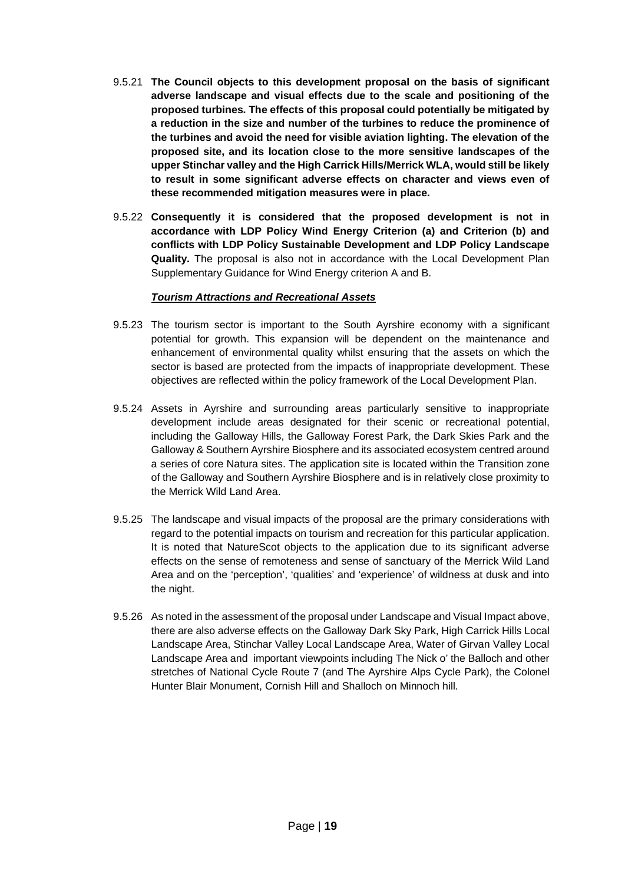9.5.21 **The Council objects to this development proposal on the basis of significant adverse landscape and visual effects due to the scale and positioning of the proposed turbines. The effects of this proposal could potentially be mitigated by a reduction in the size and number of the turbines to reduce the prominence of the turbines and avoid the need for visible aviation lighting. The elevation of the proposed site, and its location close to the more sensitive landscapes of the upper Stinchar valley and the High Carrick Hills/Merrick WLA, would still be likely to result in some significant adverse effects on character and views even of these recommended mitigation measures were in place.**

9.5.22 **Consequently it is considered that the proposed development is not in accordance with LDP Policy Wind Energy Criterion (a) and Criterion (b) and conflicts with LDP Policy Sustainable Development and LDP Policy Landscape Quality.** The proposal is also not in accordance with the Local Development Plan Supplementary Guidance for Wind Energy criterion A and B.

***Tourism Attractions and Recreational Assets***

9.5.23 The tourism sector is important to the South Ayrshire economy with a significant potential for growth. This expansion will be dependent on the maintenance and enhancement of environmental quality whilst ensuring that the assets on which the sector is based are protected from the impacts of inappropriate development. These objectives are reflected within the policy framework of the Local Development Plan.

9.5.24 Assets in Ayrshire and surrounding areas particularly sensitive to inappropriate development include areas designated for their scenic or recreational potential, including the Galloway Hills, the Galloway Forest Park, the Dark Skies Park and the Galloway & Southern Ayrshire Biosphere and its associated ecosystem centred around a series of core Natura sites. The application site is located within the Transition zone of the Galloway and Southern Ayrshire Biosphere and is in relatively close proximity to the Merrick Wild Land Area.

9.5.25 The landscape and visual impacts of the proposal are the primary considerations with regard to the potential impacts on tourism and recreation for this particular application. It is noted that NatureScot objects to the application due to its significant adverse effects on the sense of remoteness and sense of sanctuary of the Merrick Wild Land Area and on the 'perception', 'qualities' and 'experience' of wildness at dusk and into the night.

9.5.26 As noted in the assessment of the proposal under Landscape and Visual Impact above, there are also adverse effects on the Galloway Dark Sky Park, High Carrick Hills Local Landscape Area, Stinchar Valley Local Landscape Area, Water of Girvan Valley Local Landscape Area and important viewpoints including The Nick o' the Balloch and other stretches of National Cycle Route 7 (and The Ayrshire Alps Cycle Park), the Colonel Hunter Blair Monument, Cornish Hill and Shalloch on Minnoch hill.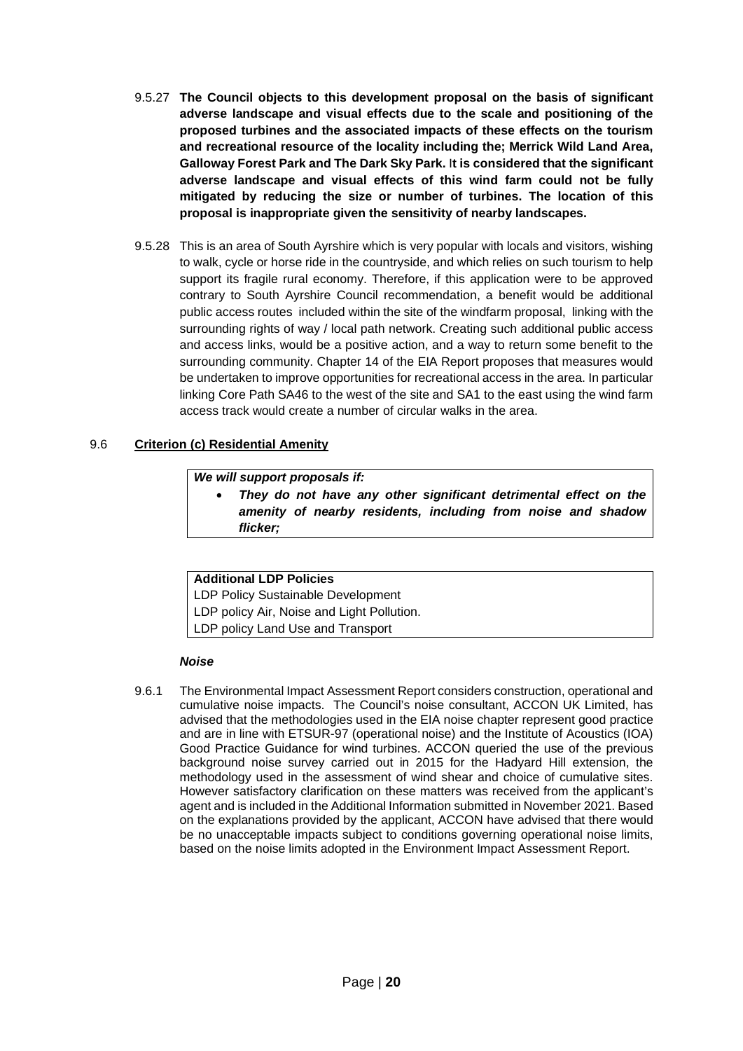9.5.27 **The Council objects to this development proposal on the basis of significant adverse landscape and visual effects due to the scale and positioning of the proposed turbines and the associated impacts of these effects on the tourism and recreational resource of the locality including the; Merrick Wild Land Area, Galloway Forest Park and The Dark Sky Park.** It **is considered that the significant adverse landscape and visual effects of this wind farm could not be fully mitigated by reducing the size or number of turbines. The location of this proposal is inappropriate given the sensitivity of nearby landscapes.**

9.5.28 This is an area of South Ayrshire which is very popular with locals and visitors, wishing to walk, cycle or horse ride in the countryside, and which relies on such tourism to help support its fragile rural economy. Therefore, if this application were to be approved contrary to South Ayrshire Council recommendation, a benefit would be additional public access routes included within the site of the windfarm proposal, linking with the surrounding rights of way / local path network. Creating such additional public access and access links, would be a positive action, and a way to return some benefit to the surrounding community. Chapter 14 of the EIA Report proposes that measures would be undertaken to improve opportunities for recreational access in the area. In particular linking Core Path SA46 to the west of the site and SA1 to the east using the wind farm access track would create a number of circular walks in the area.

## 9.6 Criterion (c) Residential Amenity

| ***We will support proposals if:*** |
|---|
| • ***They do not have any other significant detrimental effect on the amenity of nearby residents, including from noise and shadow flicker;*** |

| **Additional LDP Policies** |
|---|
| LDP Policy Sustainable Development |
| LDP policy Air, Noise and Light Pollution. |
| LDP policy Land Use and Transport |

***Noise***

9.6.1 The Environmental Impact Assessment Report considers construction, operational and cumulative noise impacts. The Council's noise consultant, ACCON UK Limited, has advised that the methodologies used in the EIA noise chapter represent good practice and are in line with ETSUR-97 (operational noise) and the Institute of Acoustics (IOA) Good Practice Guidance for wind turbines. ACCON queried the use of the previous background noise survey carried out in 2015 for the Hadyard Hill extension, the methodology used in the assessment of wind shear and choice of cumulative sites. However satisfactory clarification on these matters was received from the applicant's agent and is included in the Additional Information submitted in November 2021. Based on the explanations provided by the applicant, ACCON have advised that there would be no unacceptable impacts subject to conditions governing operational noise limits, based on the noise limits adopted in the Environment Impact Assessment Report.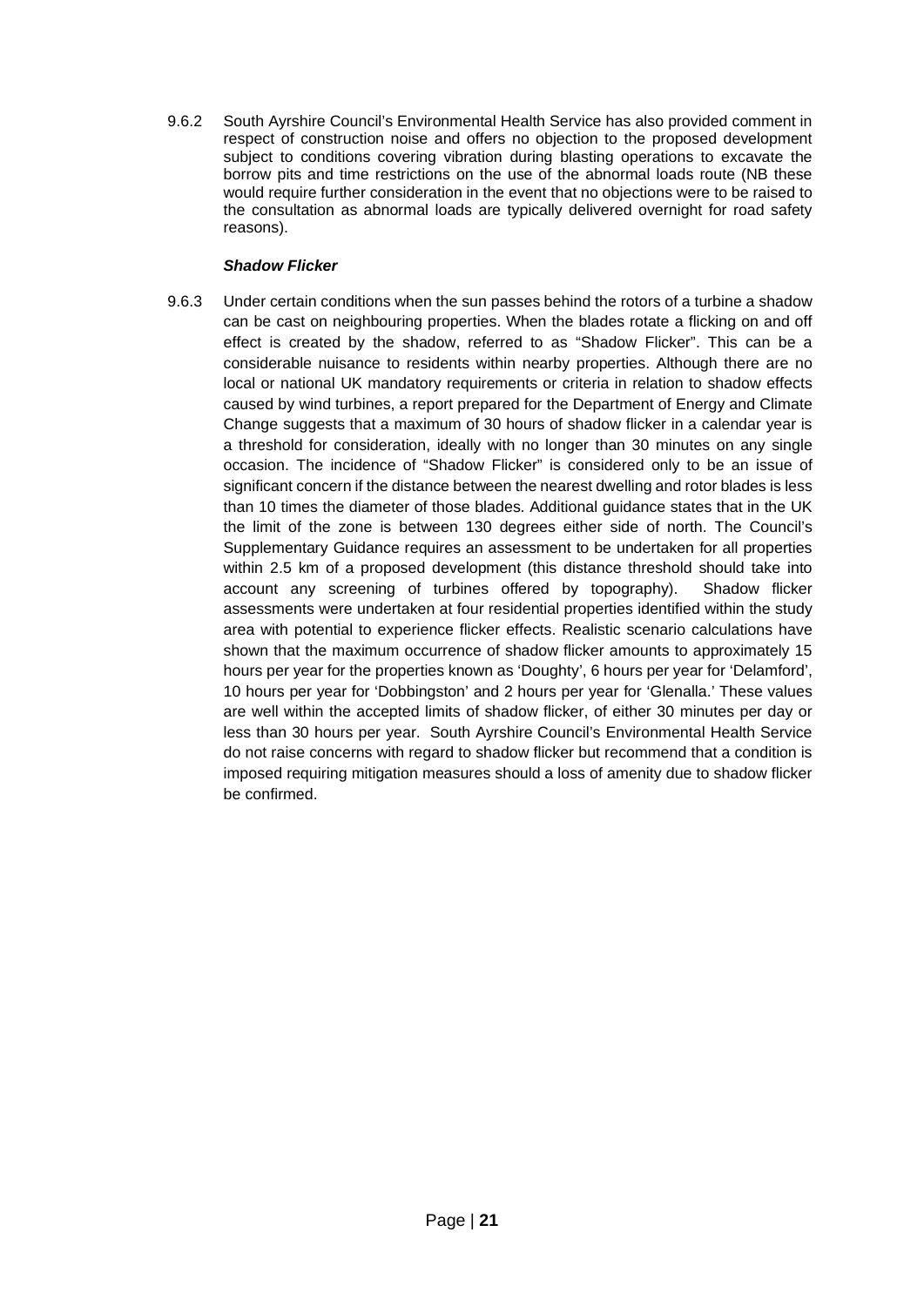9.6.2 South Ayrshire Council's Environmental Health Service has also provided comment in respect of construction noise and offers no objection to the proposed development subject to conditions covering vibration during blasting operations to excavate the borrow pits and time restrictions on the use of the abnormal loads route (NB these would require further consideration in the event that no objections were to be raised to the consultation as abnormal loads are typically delivered overnight for road safety reasons).

***Shadow Flicker***

9.6.3 Under certain conditions when the sun passes behind the rotors of a turbine a shadow can be cast on neighbouring properties. When the blades rotate a flicking on and off effect is created by the shadow, referred to as "Shadow Flicker". This can be a considerable nuisance to residents within nearby properties. Although there are no local or national UK mandatory requirements or criteria in relation to shadow effects caused by wind turbines, a report prepared for the Department of Energy and Climate Change suggests that a maximum of 30 hours of shadow flicker in a calendar year is a threshold for consideration, ideally with no longer than 30 minutes on any single occasion. The incidence of "Shadow Flicker" is considered only to be an issue of significant concern if the distance between the nearest dwelling and rotor blades is less than 10 times the diameter of those blades. Additional guidance states that in the UK the limit of the zone is between 130 degrees either side of north. The Council's Supplementary Guidance requires an assessment to be undertaken for all properties within 2.5 km of a proposed development (this distance threshold should take into account any screening of turbines offered by topography). Shadow flicker assessments were undertaken at four residential properties identified within the study area with potential to experience flicker effects. Realistic scenario calculations have shown that the maximum occurrence of shadow flicker amounts to approximately 15 hours per year for the properties known as 'Doughty', 6 hours per year for 'Delamford', 10 hours per year for 'Dobbingston' and 2 hours per year for 'Glenalla.' These values are well within the accepted limits of shadow flicker, of either 30 minutes per day or less than 30 hours per year. South Ayrshire Council's Environmental Health Service do not raise concerns with regard to shadow flicker but recommend that a condition is imposed requiring mitigation measures should a loss of amenity due to shadow flicker be confirmed.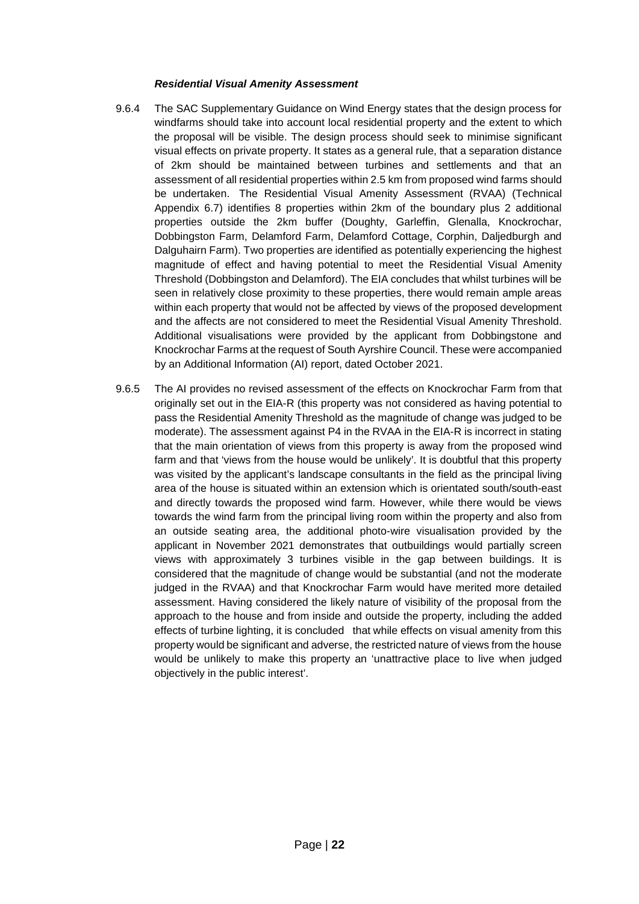***Residential Visual Amenity Assessment***

9.6.4 The SAC Supplementary Guidance on Wind Energy states that the design process for windfarms should take into account local residential property and the extent to which the proposal will be visible. The design process should seek to minimise significant visual effects on private property. It states as a general rule, that a separation distance of 2km should be maintained between turbines and settlements and that an assessment of all residential properties within 2.5 km from proposed wind farms should be undertaken. The Residential Visual Amenity Assessment (RVAA) (Technical Appendix 6.7) identifies 8 properties within 2km of the boundary plus 2 additional properties outside the 2km buffer (Doughty, Garleffin, Glenalla, Knockrochar, Dobbingston Farm, Delamford Farm, Delamford Cottage, Corphin, Daljedburgh and Dalguhairn Farm). Two properties are identified as potentially experiencing the highest magnitude of effect and having potential to meet the Residential Visual Amenity Threshold (Dobbingston and Delamford). The EIA concludes that whilst turbines will be seen in relatively close proximity to these properties, there would remain ample areas within each property that would not be affected by views of the proposed development and the affects are not considered to meet the Residential Visual Amenity Threshold. Additional visualisations were provided by the applicant from Dobbingstone and Knockrochar Farms at the request of South Ayrshire Council. These were accompanied by an Additional Information (AI) report, dated October 2021.

9.6.5 The AI provides no revised assessment of the effects on Knockrochar Farm from that originally set out in the EIA-R (this property was not considered as having potential to pass the Residential Amenity Threshold as the magnitude of change was judged to be moderate). The assessment against P4 in the RVAA in the EIA-R is incorrect in stating that the main orientation of views from this property is away from the proposed wind farm and that 'views from the house would be unlikely'. It is doubtful that this property was visited by the applicant's landscape consultants in the field as the principal living area of the house is situated within an extension which is orientated south/south-east and directly towards the proposed wind farm. However, while there would be views towards the wind farm from the principal living room within the property and also from an outside seating area, the additional photo-wire visualisation provided by the applicant in November 2021 demonstrates that outbuildings would partially screen views with approximately 3 turbines visible in the gap between buildings. It is considered that the magnitude of change would be substantial (and not the moderate judged in the RVAA) and that Knockrochar Farm would have merited more detailed assessment. Having considered the likely nature of visibility of the proposal from the approach to the house and from inside and outside the property, including the added effects of turbine lighting, it is concluded that while effects on visual amenity from this property would be significant and adverse, the restricted nature of views from the house would be unlikely to make this property an 'unattractive place to live when judged objectively in the public interest'.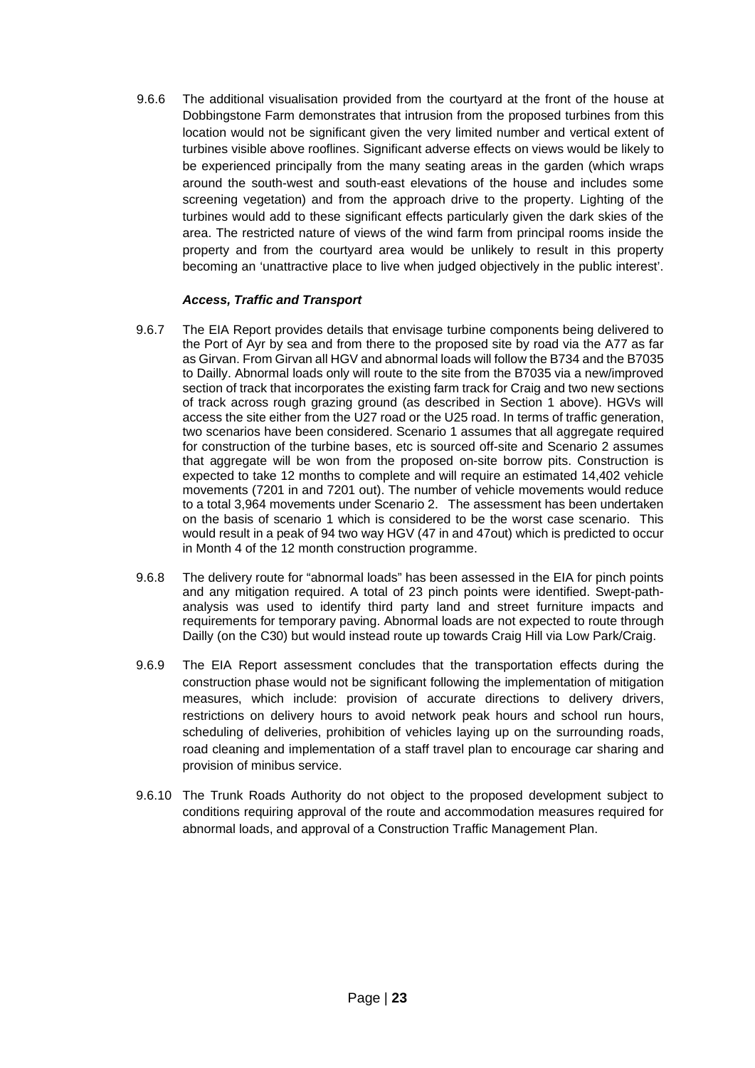9.6.6 The additional visualisation provided from the courtyard at the front of the house at Dobbingstone Farm demonstrates that intrusion from the proposed turbines from this location would not be significant given the very limited number and vertical extent of turbines visible above rooflines. Significant adverse effects on views would be likely to be experienced principally from the many seating areas in the garden (which wraps around the south-west and south-east elevations of the house and includes some screening vegetation) and from the approach drive to the property. Lighting of the turbines would add to these significant effects particularly given the dark skies of the area. The restricted nature of views of the wind farm from principal rooms inside the property and from the courtyard area would be unlikely to result in this property becoming an 'unattractive place to live when judged objectively in the public interest'.

***Access, Traffic and Transport***

9.6.7 The EIA Report provides details that envisage turbine components being delivered to the Port of Ayr by sea and from there to the proposed site by road via the A77 as far as Girvan. From Girvan all HGV and abnormal loads will follow the B734 and the B7035 to Dailly. Abnormal loads only will route to the site from the B7035 via a new/improved section of track that incorporates the existing farm track for Craig and two new sections of track across rough grazing ground (as described in Section 1 above). HGVs will access the site either from the U27 road or the U25 road. In terms of traffic generation, two scenarios have been considered. Scenario 1 assumes that all aggregate required for construction of the turbine bases, etc is sourced off-site and Scenario 2 assumes that aggregate will be won from the proposed on-site borrow pits. Construction is expected to take 12 months to complete and will require an estimated 14,402 vehicle movements (7201 in and 7201 out). The number of vehicle movements would reduce to a total 3,964 movements under Scenario 2. The assessment has been undertaken on the basis of scenario 1 which is considered to be the worst case scenario. This would result in a peak of 94 two way HGV (47 in and 47out) which is predicted to occur in Month 4 of the 12 month construction programme.

9.6.8 The delivery route for "abnormal loads" has been assessed in the EIA for pinch points and any mitigation required. A total of 23 pinch points were identified. Swept-path-analysis was used to identify third party land and street furniture impacts and requirements for temporary paving. Abnormal loads are not expected to route through Dailly (on the C30) but would instead route up towards Craig Hill via Low Park/Craig.

9.6.9 The EIA Report assessment concludes that the transportation effects during the construction phase would not be significant following the implementation of mitigation measures, which include: provision of accurate directions to delivery drivers, restrictions on delivery hours to avoid network peak hours and school run hours, scheduling of deliveries, prohibition of vehicles laying up on the surrounding roads, road cleaning and implementation of a staff travel plan to encourage car sharing and provision of minibus service.

9.6.10 The Trunk Roads Authority do not object to the proposed development subject to conditions requiring approval of the route and accommodation measures required for abnormal loads, and approval of a Construction Traffic Management Plan.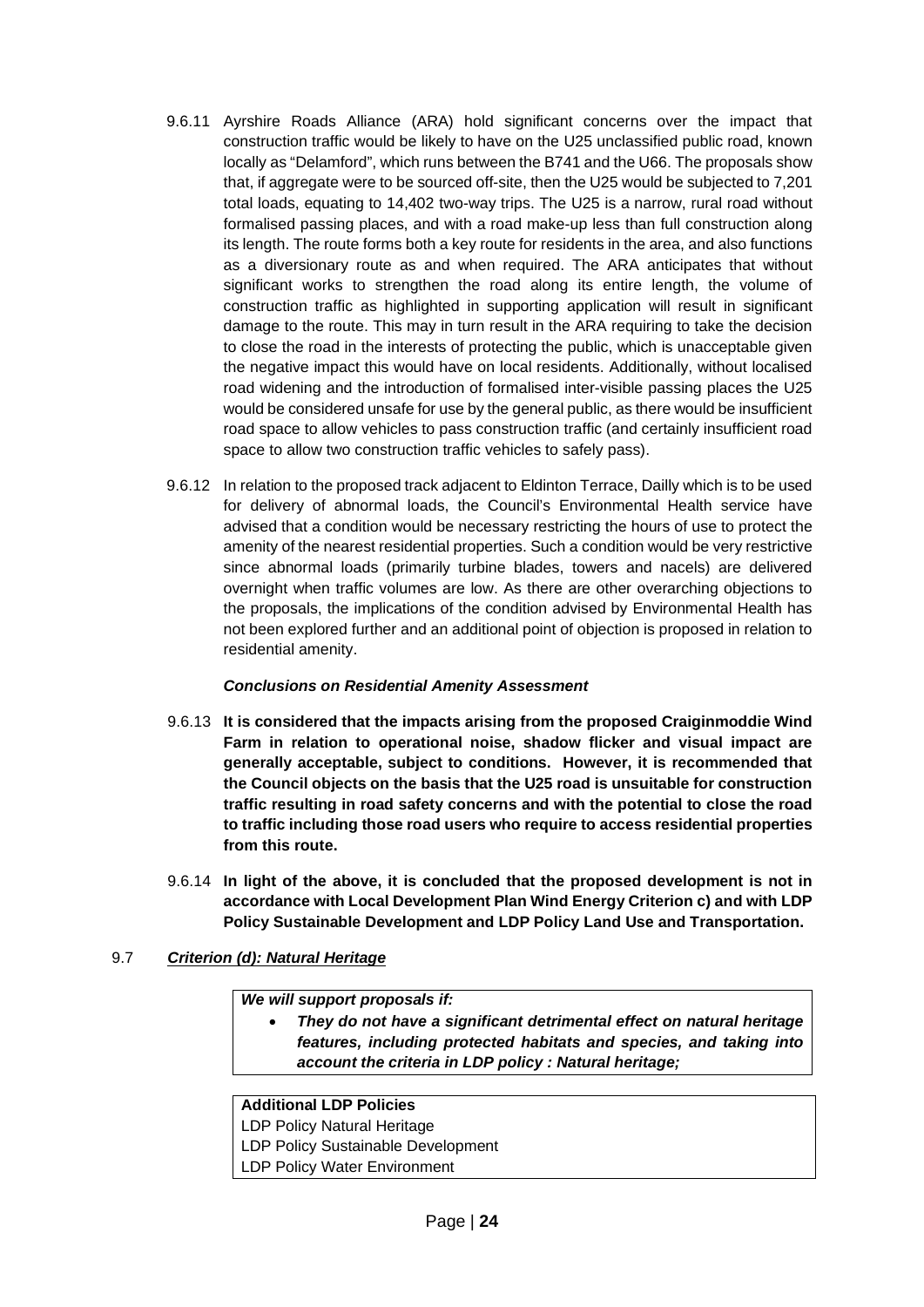9.6.11 Ayrshire Roads Alliance (ARA) hold significant concerns over the impact that construction traffic would be likely to have on the U25 unclassified public road, known locally as "Delamford", which runs between the B741 and the U66. The proposals show that, if aggregate were to be sourced off-site, then the U25 would be subjected to 7,201 total loads, equating to 14,402 two-way trips. The U25 is a narrow, rural road without formalised passing places, and with a road make-up less than full construction along its length. The route forms both a key route for residents in the area, and also functions as a diversionary route as and when required. The ARA anticipates that without significant works to strengthen the road along its entire length, the volume of construction traffic as highlighted in supporting application will result in significant damage to the route. This may in turn result in the ARA requiring to take the decision to close the road in the interests of protecting the public, which is unacceptable given the negative impact this would have on local residents. Additionally, without localised road widening and the introduction of formalised inter-visible passing places the U25 would be considered unsafe for use by the general public, as there would be insufficient road space to allow vehicles to pass construction traffic (and certainly insufficient road space to allow two construction traffic vehicles to safely pass).

9.6.12 In relation to the proposed track adjacent to Eldinton Terrace, Dailly which is to be used for delivery of abnormal loads, the Council's Environmental Health service have advised that a condition would be necessary restricting the hours of use to protect the amenity of the nearest residential properties. Such a condition would be very restrictive since abnormal loads (primarily turbine blades, towers and nacels) are delivered overnight when traffic volumes are low. As there are other overarching objections to the proposals, the implications of the condition advised by Environmental Health has not been explored further and an additional point of objection is proposed in relation to residential amenity.

***Conclusions on Residential Amenity Assessment***

9.6.13 **It is considered that the impacts arising from the proposed Craiginmoddie Wind Farm in relation to operational noise, shadow flicker and visual impact are generally acceptable, subject to conditions. However, it is recommended that the Council objects on the basis that the U25 road is unsuitable for construction traffic resulting in road safety concerns and with the potential to close the road to traffic including those road users who require to access residential properties from this route.**

9.6.14 **In light of the above, it is concluded that the proposed development is not in accordance with Local Development Plan Wind Energy Criterion c) and with LDP Policy Sustainable Development and LDP Policy Land Use and Transportation.**

### 9.7 ***Criterion (d): Natural Heritage***

***We will support proposals if:***

- ***They do not have a significant detrimental effect on natural heritage features, including protected habitats and species, and taking into account the criteria in LDP policy : Natural heritage;***

**Additional LDP Policies**
LDP Policy Natural Heritage
LDP Policy Sustainable Development
LDP Policy Water Environment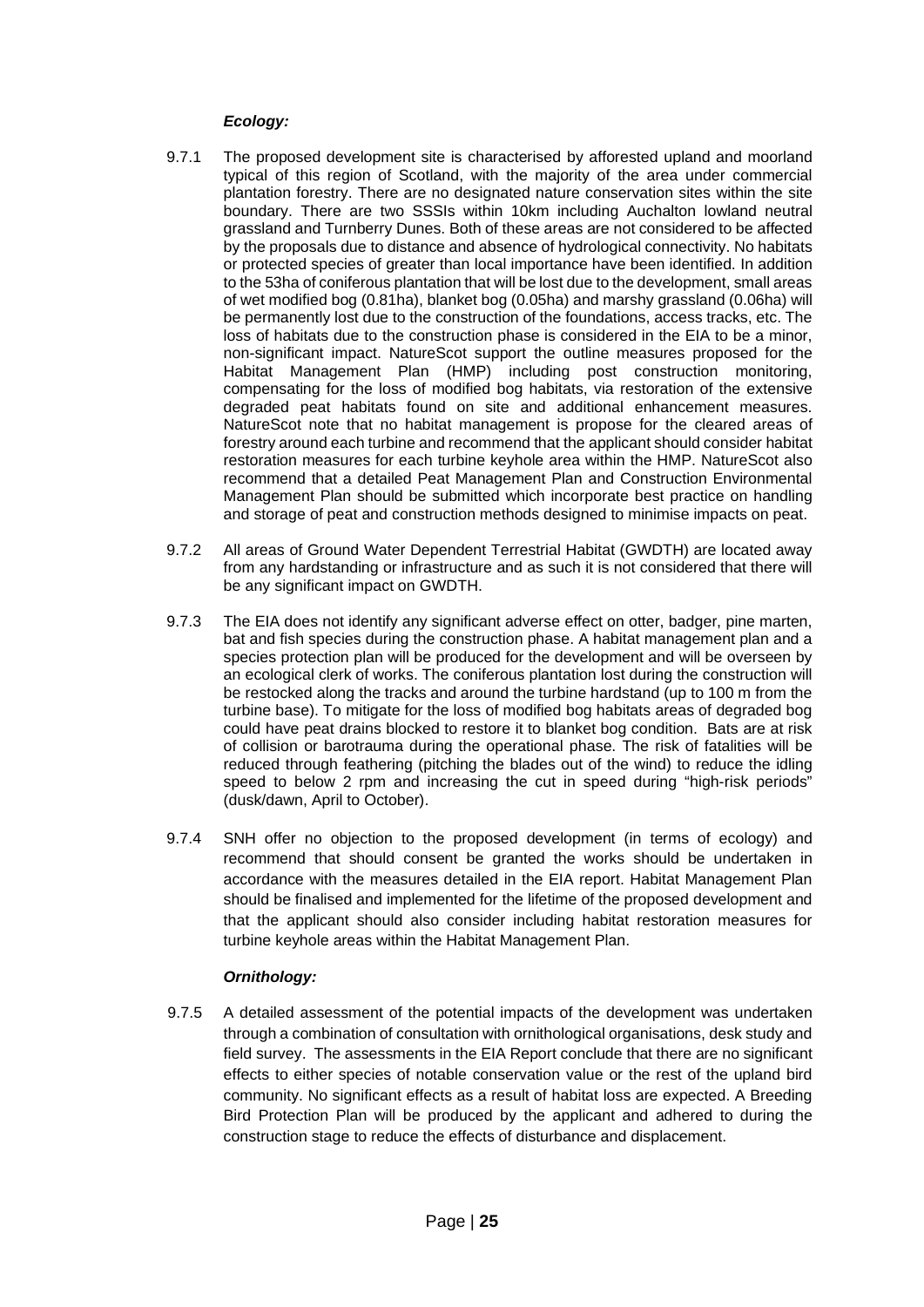***Ecology:***

9.7.1 The proposed development site is characterised by afforested upland and moorland typical of this region of Scotland, with the majority of the area under commercial plantation forestry. There are no designated nature conservation sites within the site boundary. There are two SSSIs within 10km including Auchalton lowland neutral grassland and Turnberry Dunes. Both of these areas are not considered to be affected by the proposals due to distance and absence of hydrological connectivity. No habitats or protected species of greater than local importance have been identified. In addition to the 53ha of coniferous plantation that will be lost due to the development, small areas of wet modified bog (0.81ha), blanket bog (0.05ha) and marshy grassland (0.06ha) will be permanently lost due to the construction of the foundations, access tracks, etc. The loss of habitats due to the construction phase is considered in the EIA to be a minor, non-significant impact. NatureScot support the outline measures proposed for the Habitat Management Plan (HMP) including post construction monitoring, compensating for the loss of modified bog habitats, via restoration of the extensive degraded peat habitats found on site and additional enhancement measures. NatureScot note that no habitat management is propose for the cleared areas of forestry around each turbine and recommend that the applicant should consider habitat restoration measures for each turbine keyhole area within the HMP. NatureScot also recommend that a detailed Peat Management Plan and Construction Environmental Management Plan should be submitted which incorporate best practice on handling and storage of peat and construction methods designed to minimise impacts on peat.

9.7.2 All areas of Ground Water Dependent Terrestrial Habitat (GWDTH) are located away from any hardstanding or infrastructure and as such it is not considered that there will be any significant impact on GWDTH.

9.7.3 The EIA does not identify any significant adverse effect on otter, badger, pine marten, bat and fish species during the construction phase. A habitat management plan and a species protection plan will be produced for the development and will be overseen by an ecological clerk of works. The coniferous plantation lost during the construction will be restocked along the tracks and around the turbine hardstand (up to 100 m from the turbine base). To mitigate for the loss of modified bog habitats areas of degraded bog could have peat drains blocked to restore it to blanket bog condition. Bats are at risk of collision or barotrauma during the operational phase. The risk of fatalities will be reduced through feathering (pitching the blades out of the wind) to reduce the idling speed to below 2 rpm and increasing the cut in speed during "high-risk periods" (dusk/dawn, April to October).

9.7.4 SNH offer no objection to the proposed development (in terms of ecology) and recommend that should consent be granted the works should be undertaken in accordance with the measures detailed in the EIA report. Habitat Management Plan should be finalised and implemented for the lifetime of the proposed development and that the applicant should also consider including habitat restoration measures for turbine keyhole areas within the Habitat Management Plan.

***Ornithology:***

9.7.5 A detailed assessment of the potential impacts of the development was undertaken through a combination of consultation with ornithological organisations, desk study and field survey. The assessments in the EIA Report conclude that there are no significant effects to either species of notable conservation value or the rest of the upland bird community. No significant effects as a result of habitat loss are expected. A Breeding Bird Protection Plan will be produced by the applicant and adhered to during the construction stage to reduce the effects of disturbance and displacement.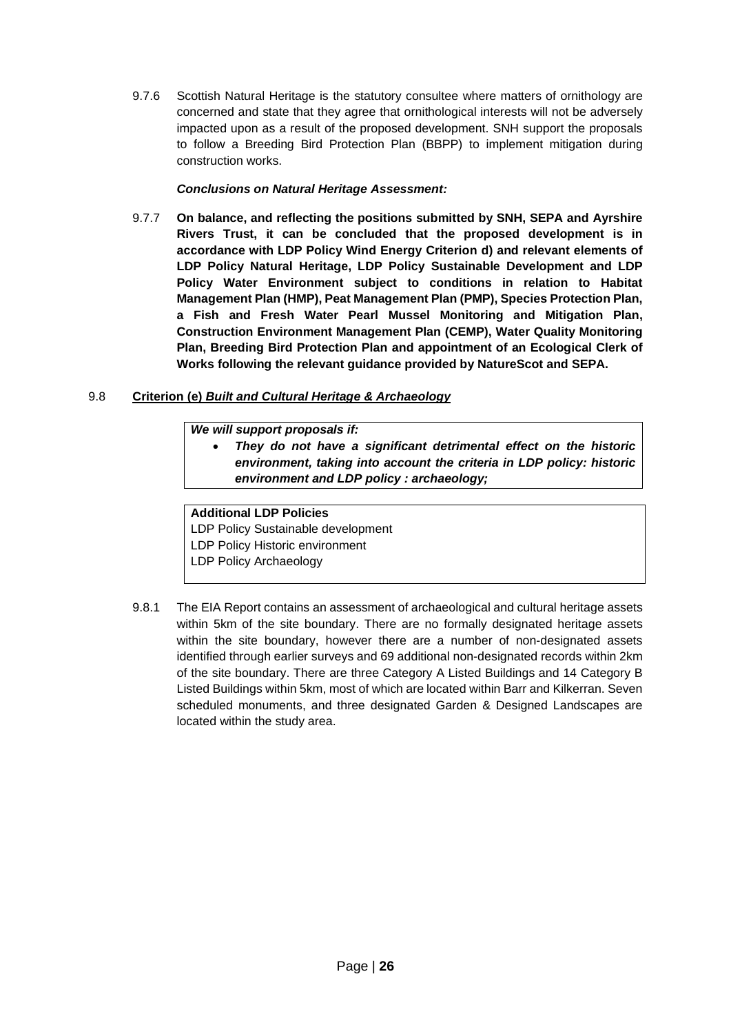9.7.6 Scottish Natural Heritage is the statutory consultee where matters of ornithology are concerned and state that they agree that ornithological interests will not be adversely impacted upon as a result of the proposed development. SNH support the proposals to follow a Breeding Bird Protection Plan (BBPP) to implement mitigation during construction works.

***Conclusions on Natural Heritage Assessment:***

9.7.7 **On balance, and reflecting the positions submitted by SNH, SEPA and Ayrshire Rivers Trust, it can be concluded that the proposed development is in accordance with LDP Policy Wind Energy Criterion d) and relevant elements of LDP Policy Natural Heritage, LDP Policy Sustainable Development and LDP Policy Water Environment subject to conditions in relation to Habitat Management Plan (HMP), Peat Management Plan (PMP), Species Protection Plan, a Fish and Fresh Water Pearl Mussel Monitoring and Mitigation Plan, Construction Environment Management Plan (CEMP), Water Quality Monitoring Plan, Breeding Bird Protection Plan and appointment of an Ecological Clerk of Works following the relevant guidance provided by NatureScot and SEPA.**

## 9.8 **Criterion (e) *Built and Cultural Heritage & Archaeology***

***We will support proposals if:***

- ***They do not have a significant detrimental effect on the historic environment, taking into account the criteria in LDP policy: historic environment and LDP policy : archaeology;***

**Additional LDP Policies**
LDP Policy Sustainable development
LDP Policy Historic environment
LDP Policy Archaeology

9.8.1 The EIA Report contains an assessment of archaeological and cultural heritage assets within 5km of the site boundary. There are no formally designated heritage assets within the site boundary, however there are a number of non-designated assets identified through earlier surveys and 69 additional non-designated records within 2km of the site boundary. There are three Category A Listed Buildings and 14 Category B Listed Buildings within 5km, most of which are located within Barr and Kilkerran. Seven scheduled monuments, and three designated Garden & Designed Landscapes are located within the study area.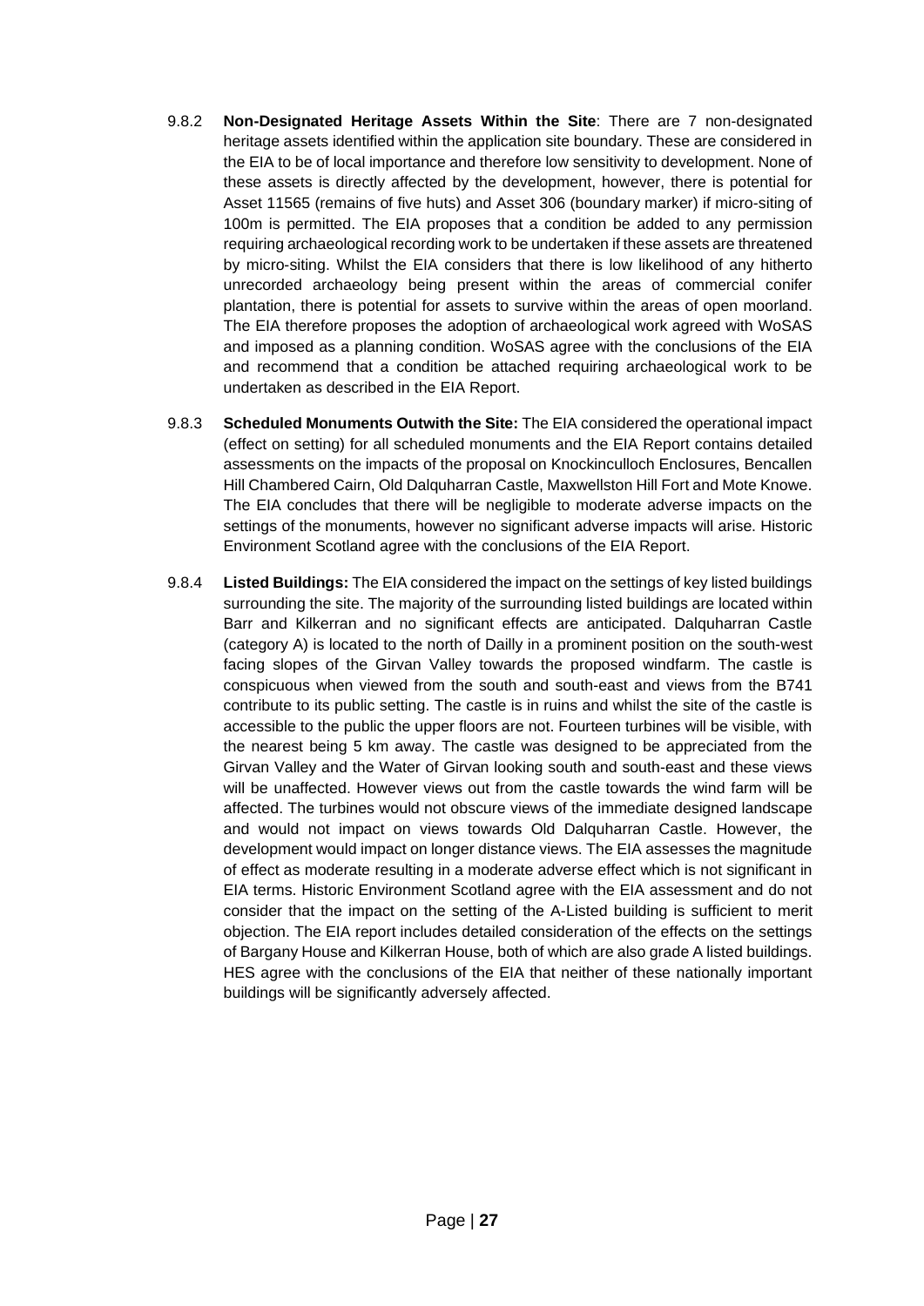9.8.2 **Non-Designated Heritage Assets Within the Site**: There are 7 non-designated heritage assets identified within the application site boundary. These are considered in the EIA to be of local importance and therefore low sensitivity to development. None of these assets is directly affected by the development, however, there is potential for Asset 11565 (remains of five huts) and Asset 306 (boundary marker) if micro-siting of 100m is permitted. The EIA proposes that a condition be added to any permission requiring archaeological recording work to be undertaken if these assets are threatened by micro-siting. Whilst the EIA considers that there is low likelihood of any hitherto unrecorded archaeology being present within the areas of commercial conifer plantation, there is potential for assets to survive within the areas of open moorland. The EIA therefore proposes the adoption of archaeological work agreed with WoSAS and imposed as a planning condition. WoSAS agree with the conclusions of the EIA and recommend that a condition be attached requiring archaeological work to be undertaken as described in the EIA Report.

9.8.3 **Scheduled Monuments Outwith the Site:** The EIA considered the operational impact (effect on setting) for all scheduled monuments and the EIA Report contains detailed assessments on the impacts of the proposal on Knockinculloch Enclosures, Bencallen Hill Chambered Cairn, Old Dalquharran Castle, Maxwellston Hill Fort and Mote Knowe. The EIA concludes that there will be negligible to moderate adverse impacts on the settings of the monuments, however no significant adverse impacts will arise. Historic Environment Scotland agree with the conclusions of the EIA Report.

9.8.4 **Listed Buildings:** The EIA considered the impact on the settings of key listed buildings surrounding the site. The majority of the surrounding listed buildings are located within Barr and Kilkerran and no significant effects are anticipated. Dalquharran Castle (category A) is located to the north of Dailly in a prominent position on the south-west facing slopes of the Girvan Valley towards the proposed windfarm. The castle is conspicuous when viewed from the south and south-east and views from the B741 contribute to its public setting. The castle is in ruins and whilst the site of the castle is accessible to the public the upper floors are not. Fourteen turbines will be visible, with the nearest being 5 km away. The castle was designed to be appreciated from the Girvan Valley and the Water of Girvan looking south and south-east and these views will be unaffected. However views out from the castle towards the wind farm will be affected. The turbines would not obscure views of the immediate designed landscape and would not impact on views towards Old Dalquharran Castle. However, the development would impact on longer distance views. The EIA assesses the magnitude of effect as moderate resulting in a moderate adverse effect which is not significant in EIA terms. Historic Environment Scotland agree with the EIA assessment and do not consider that the impact on the setting of the A-Listed building is sufficient to merit objection. The EIA report includes detailed consideration of the effects on the settings of Bargany House and Kilkerran House, both of which are also grade A listed buildings. HES agree with the conclusions of the EIA that neither of these nationally important buildings will be significantly adversely affected.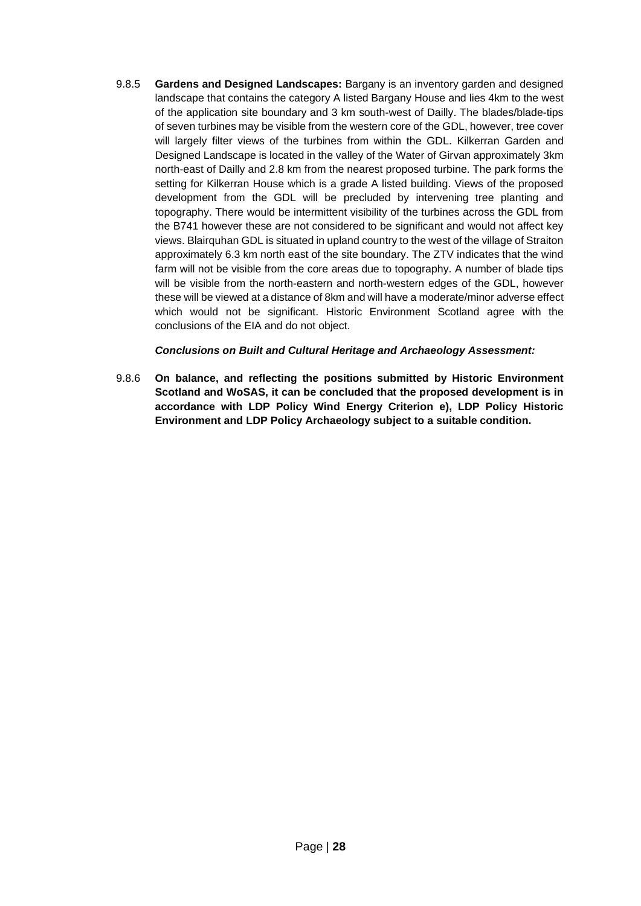9.8.5 **Gardens and Designed Landscapes:** Bargany is an inventory garden and designed landscape that contains the category A listed Bargany House and lies 4km to the west of the application site boundary and 3 km south-west of Dailly. The blades/blade-tips of seven turbines may be visible from the western core of the GDL, however, tree cover will largely filter views of the turbines from within the GDL. Kilkerran Garden and Designed Landscape is located in the valley of the Water of Girvan approximately 3km north-east of Dailly and 2.8 km from the nearest proposed turbine. The park forms the setting for Kilkerran House which is a grade A listed building. Views of the proposed development from the GDL will be precluded by intervening tree planting and topography. There would be intermittent visibility of the turbines across the GDL from the B741 however these are not considered to be significant and would not affect key views. Blairquhan GDL is situated in upland country to the west of the village of Straiton approximately 6.3 km north east of the site boundary. The ZTV indicates that the wind farm will not be visible from the core areas due to topography. A number of blade tips will be visible from the north-eastern and north-western edges of the GDL, however these will be viewed at a distance of 8km and will have a moderate/minor adverse effect which would not be significant. Historic Environment Scotland agree with the conclusions of the EIA and do not object.

***Conclusions on Built and Cultural Heritage and Archaeology Assessment:***

9.8.6 **On balance, and reflecting the positions submitted by Historic Environment Scotland and WoSAS, it can be concluded that the proposed development is in accordance with LDP Policy Wind Energy Criterion e), LDP Policy Historic Environment and LDP Policy Archaeology subject to a suitable condition.**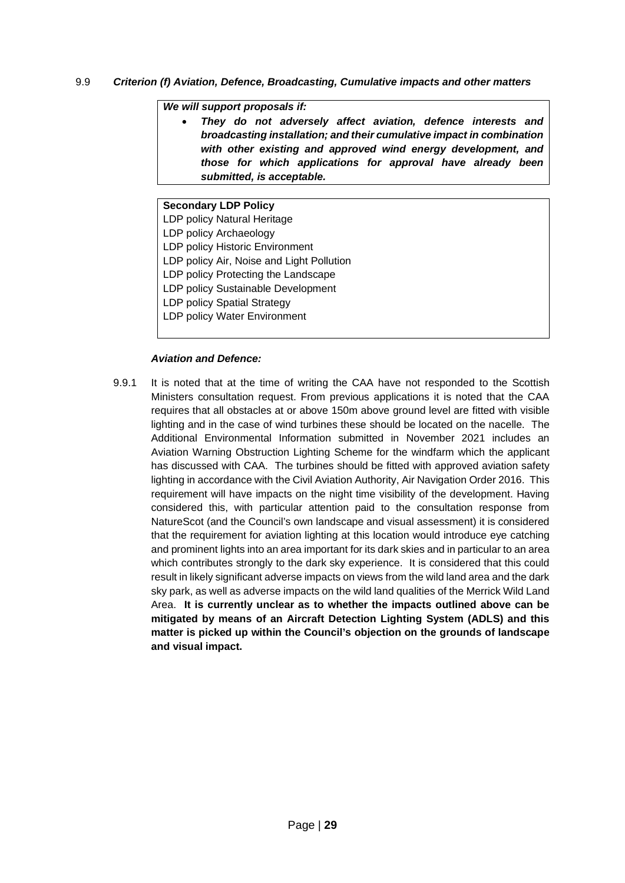### 9.9 *Criterion (f) Aviation, Defence, Broadcasting, Cumulative impacts and other matters*

***We will support proposals if:***

- ***They do not adversely affect aviation, defence interests and broadcasting installation; and their cumulative impact in combination with other existing and approved wind energy development, and those for which applications for approval have already been submitted, is acceptable.***

**Secondary LDP Policy**
LDP policy Natural Heritage
LDP policy Archaeology
LDP policy Historic Environment
LDP policy Air, Noise and Light Pollution
LDP policy Protecting the Landscape
LDP policy Sustainable Development
LDP policy Spatial Strategy
LDP policy Water Environment

***Aviation and Defence:***

9.9.1 It is noted that at the time of writing the CAA have not responded to the Scottish Ministers consultation request. From previous applications it is noted that the CAA requires that all obstacles at or above 150m above ground level are fitted with visible lighting and in the case of wind turbines these should be located on the nacelle. The Additional Environmental Information submitted in November 2021 includes an Aviation Warning Obstruction Lighting Scheme for the windfarm which the applicant has discussed with CAA. The turbines should be fitted with approved aviation safety lighting in accordance with the Civil Aviation Authority, Air Navigation Order 2016. This requirement will have impacts on the night time visibility of the development. Having considered this, with particular attention paid to the consultation response from NatureScot (and the Council's own landscape and visual assessment) it is considered that the requirement for aviation lighting at this location would introduce eye catching and prominent lights into an area important for its dark skies and in particular to an area which contributes strongly to the dark sky experience. It is considered that this could result in likely significant adverse impacts on views from the wild land area and the dark sky park, as well as adverse impacts on the wild land qualities of the Merrick Wild Land Area. **It is currently unclear as to whether the impacts outlined above can be mitigated by means of an Aircraft Detection Lighting System (ADLS) and this matter is picked up within the Council's objection on the grounds of landscape and visual impact.**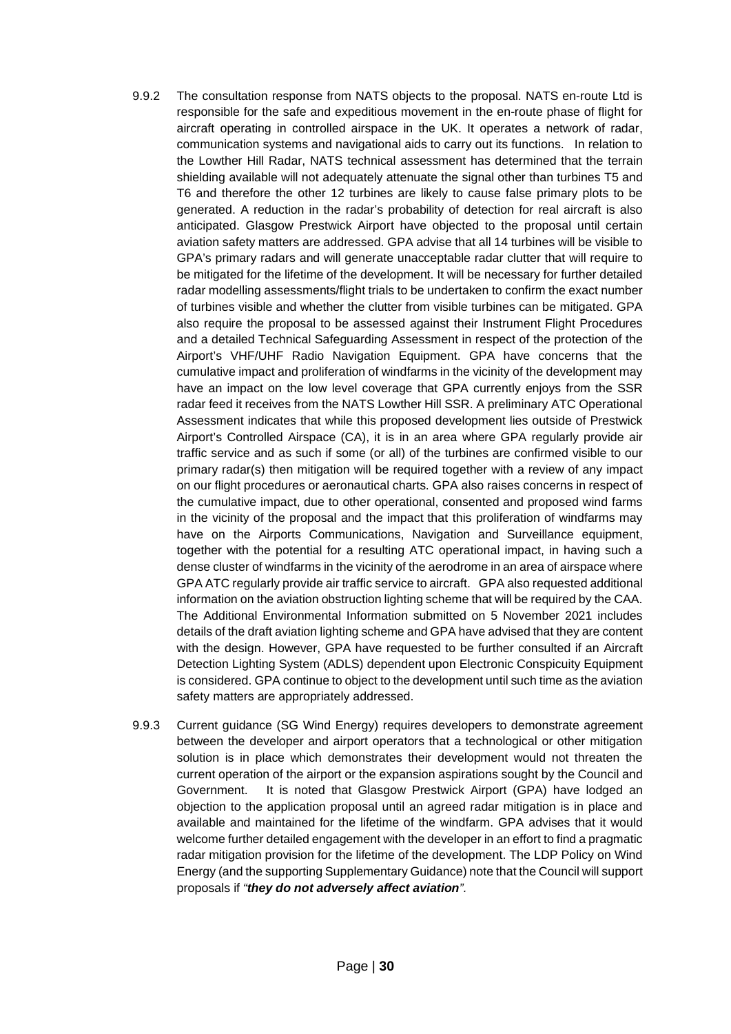9.9.2 The consultation response from NATS objects to the proposal. NATS en-route Ltd is responsible for the safe and expeditious movement in the en-route phase of flight for aircraft operating in controlled airspace in the UK. It operates a network of radar, communication systems and navigational aids to carry out its functions. In relation to the Lowther Hill Radar, NATS technical assessment has determined that the terrain shielding available will not adequately attenuate the signal other than turbines T5 and T6 and therefore the other 12 turbines are likely to cause false primary plots to be generated. A reduction in the radar's probability of detection for real aircraft is also anticipated. Glasgow Prestwick Airport have objected to the proposal until certain aviation safety matters are addressed. GPA advise that all 14 turbines will be visible to GPA's primary radars and will generate unacceptable radar clutter that will require to be mitigated for the lifetime of the development. It will be necessary for further detailed radar modelling assessments/flight trials to be undertaken to confirm the exact number of turbines visible and whether the clutter from visible turbines can be mitigated. GPA also require the proposal to be assessed against their Instrument Flight Procedures and a detailed Technical Safeguarding Assessment in respect of the protection of the Airport's VHF/UHF Radio Navigation Equipment. GPA have concerns that the cumulative impact and proliferation of windfarms in the vicinity of the development may have an impact on the low level coverage that GPA currently enjoys from the SSR radar feed it receives from the NATS Lowther Hill SSR. A preliminary ATC Operational Assessment indicates that while this proposed development lies outside of Prestwick Airport's Controlled Airspace (CA), it is in an area where GPA regularly provide air traffic service and as such if some (or all) of the turbines are confirmed visible to our primary radar(s) then mitigation will be required together with a review of any impact on our flight procedures or aeronautical charts. GPA also raises concerns in respect of the cumulative impact, due to other operational, consented and proposed wind farms in the vicinity of the proposal and the impact that this proliferation of windfarms may have on the Airports Communications, Navigation and Surveillance equipment, together with the potential for a resulting ATC operational impact, in having such a dense cluster of windfarms in the vicinity of the aerodrome in an area of airspace where GPA ATC regularly provide air traffic service to aircraft. GPA also requested additional information on the aviation obstruction lighting scheme that will be required by the CAA. The Additional Environmental Information submitted on 5 November 2021 includes details of the draft aviation lighting scheme and GPA have advised that they are content with the design. However, GPA have requested to be further consulted if an Aircraft Detection Lighting System (ADLS) dependent upon Electronic Conspicuity Equipment is considered. GPA continue to object to the development until such time as the aviation safety matters are appropriately addressed.

9.9.3 Current guidance (SG Wind Energy) requires developers to demonstrate agreement between the developer and airport operators that a technological or other mitigation solution is in place which demonstrates their development would not threaten the current operation of the airport or the expansion aspirations sought by the Council and Government. It is noted that Glasgow Prestwick Airport (GPA) have lodged an objection to the application proposal until an agreed radar mitigation is in place and available and maintained for the lifetime of the windfarm. GPA advises that it would welcome further detailed engagement with the developer in an effort to find a pragmatic radar mitigation provision for the lifetime of the development. The LDP Policy on Wind Energy (and the supporting Supplementary Guidance) note that the Council will support proposals if *"**they do not adversely affect aviation**"*.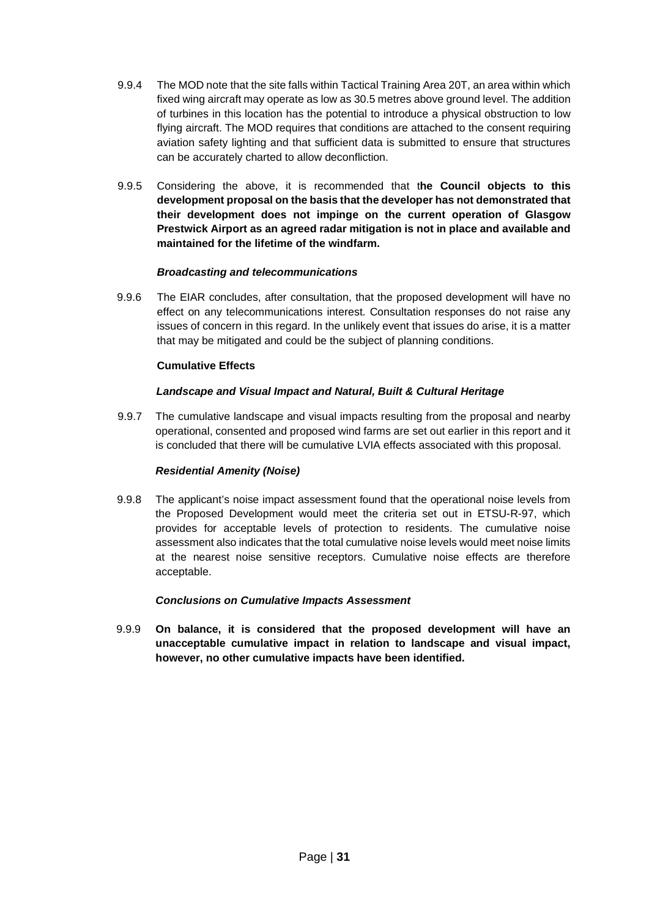9.9.4 The MOD note that the site falls within Tactical Training Area 20T, an area within which fixed wing aircraft may operate as low as 30.5 metres above ground level. The addition of turbines in this location has the potential to introduce a physical obstruction to low flying aircraft. The MOD requires that conditions are attached to the consent requiring aviation safety lighting and that sufficient data is submitted to ensure that structures can be accurately charted to allow deconfliction.

9.9.5 Considering the above, it is recommended that t**he Council objects to this development proposal on the basis that the developer has not demonstrated that their development does not impinge on the current operation of Glasgow Prestwick Airport as an agreed radar mitigation is not in place and available and maintained for the lifetime of the windfarm.**

***Broadcasting and telecommunications***

9.9.6 The EIAR concludes, after consultation, that the proposed development will have no effect on any telecommunications interest. Consultation responses do not raise any issues of concern in this regard. In the unlikely event that issues do arise, it is a matter that may be mitigated and could be the subject of planning conditions.

**Cumulative Effects**

***Landscape and Visual Impact and Natural, Built & Cultural Heritage***

9.9.7 The cumulative landscape and visual impacts resulting from the proposal and nearby operational, consented and proposed wind farms are set out earlier in this report and it is concluded that there will be cumulative LVIA effects associated with this proposal.

***Residential Amenity (Noise)***

9.9.8 The applicant's noise impact assessment found that the operational noise levels from the Proposed Development would meet the criteria set out in ETSU-R-97, which provides for acceptable levels of protection to residents. The cumulative noise assessment also indicates that the total cumulative noise levels would meet noise limits at the nearest noise sensitive receptors. Cumulative noise effects are therefore acceptable.

***Conclusions on Cumulative Impacts Assessment***

9.9.9 **On balance, it is considered that the proposed development will have an unacceptable cumulative impact in relation to landscape and visual impact, however, no other cumulative impacts have been identified.**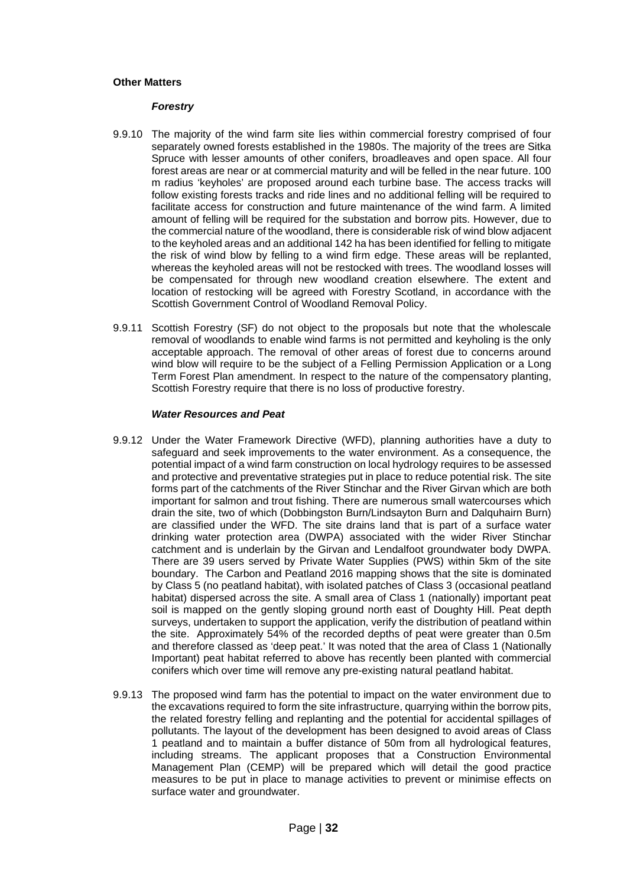**Other Matters**

***Forestry***

9.9.10 The majority of the wind farm site lies within commercial forestry comprised of four separately owned forests established in the 1980s. The majority of the trees are Sitka Spruce with lesser amounts of other conifers, broadleaves and open space. All four forest areas are near or at commercial maturity and will be felled in the near future. 100 m radius 'keyholes' are proposed around each turbine base. The access tracks will follow existing forests tracks and ride lines and no additional felling will be required to facilitate access for construction and future maintenance of the wind farm. A limited amount of felling will be required for the substation and borrow pits. However, due to the commercial nature of the woodland, there is considerable risk of wind blow adjacent to the keyholed areas and an additional 142 ha has been identified for felling to mitigate the risk of wind blow by felling to a wind firm edge. These areas will be replanted, whereas the keyholed areas will not be restocked with trees. The woodland losses will be compensated for through new woodland creation elsewhere. The extent and location of restocking will be agreed with Forestry Scotland, in accordance with the Scottish Government Control of Woodland Removal Policy.

9.9.11 Scottish Forestry (SF) do not object to the proposals but note that the wholescale removal of woodlands to enable wind farms is not permitted and keyholing is the only acceptable approach. The removal of other areas of forest due to concerns around wind blow will require to be the subject of a Felling Permission Application or a Long Term Forest Plan amendment. In respect to the nature of the compensatory planting, Scottish Forestry require that there is no loss of productive forestry.

***Water Resources and Peat***

9.9.12 Under the Water Framework Directive (WFD), planning authorities have a duty to safeguard and seek improvements to the water environment. As a consequence, the potential impact of a wind farm construction on local hydrology requires to be assessed and protective and preventative strategies put in place to reduce potential risk. The site forms part of the catchments of the River Stinchar and the River Girvan which are both important for salmon and trout fishing. There are numerous small watercourses which drain the site, two of which (Dobbingston Burn/Lindsayton Burn and Dalquhairn Burn) are classified under the WFD. The site drains land that is part of a surface water drinking water protection area (DWPA) associated with the wider River Stinchar catchment and is underlain by the Girvan and Lendalfoot groundwater body DWPA. There are 39 users served by Private Water Supplies (PWS) within 5km of the site boundary. The Carbon and Peatland 2016 mapping shows that the site is dominated by Class 5 (no peatland habitat), with isolated patches of Class 3 (occasional peatland habitat) dispersed across the site. A small area of Class 1 (nationally) important peat soil is mapped on the gently sloping ground north east of Doughty Hill. Peat depth surveys, undertaken to support the application, verify the distribution of peatland within the site. Approximately 54% of the recorded depths of peat were greater than 0.5m and therefore classed as 'deep peat.' It was noted that the area of Class 1 (Nationally Important) peat habitat referred to above has recently been planted with commercial conifers which over time will remove any pre-existing natural peatland habitat.

9.9.13 The proposed wind farm has the potential to impact on the water environment due to the excavations required to form the site infrastructure, quarrying within the borrow pits, the related forestry felling and replanting and the potential for accidental spillages of pollutants. The layout of the development has been designed to avoid areas of Class 1 peatland and to maintain a buffer distance of 50m from all hydrological features, including streams. The applicant proposes that a Construction Environmental Management Plan (CEMP) will be prepared which will detail the good practice measures to be put in place to manage activities to prevent or minimise effects on surface water and groundwater.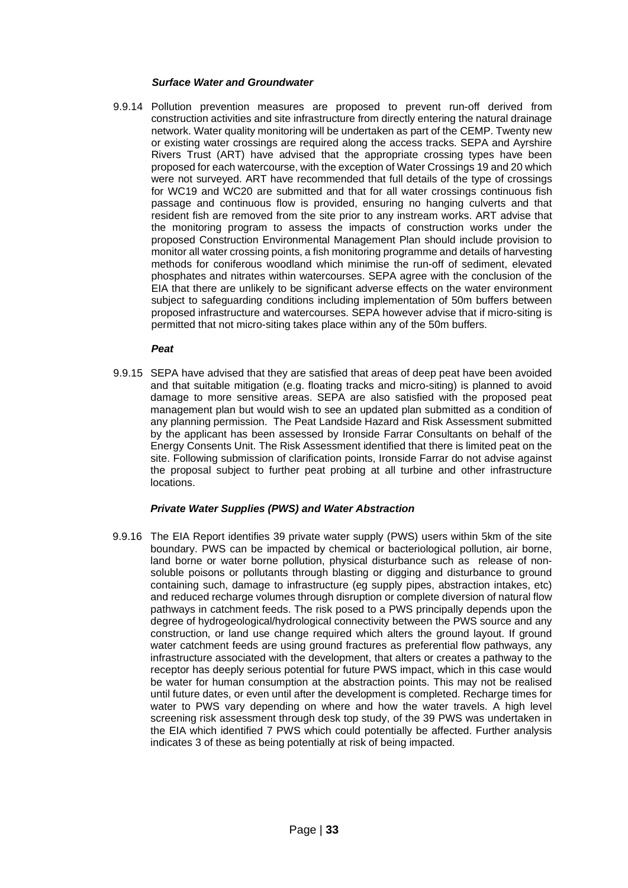### *Surface Water and Groundwater*

9.9.14 Pollution prevention measures are proposed to prevent run-off derived from construction activities and site infrastructure from directly entering the natural drainage network. Water quality monitoring will be undertaken as part of the CEMP. Twenty new or existing water crossings are required along the access tracks. SEPA and Ayrshire Rivers Trust (ART) have advised that the appropriate crossing types have been proposed for each watercourse, with the exception of Water Crossings 19 and 20 which were not surveyed. ART have recommended that full details of the type of crossings for WC19 and WC20 are submitted and that for all water crossings continuous fish passage and continuous flow is provided, ensuring no hanging culverts and that resident fish are removed from the site prior to any instream works. ART advise that the monitoring program to assess the impacts of construction works under the proposed Construction Environmental Management Plan should include provision to monitor all water crossing points, a fish monitoring programme and details of harvesting methods for coniferous woodland which minimise the run-off of sediment, elevated phosphates and nitrates within watercourses. SEPA agree with the conclusion of the EIA that there are unlikely to be significant adverse effects on the water environment subject to safeguarding conditions including implementation of 50m buffers between proposed infrastructure and watercourses. SEPA however advise that if micro-siting is permitted that not micro-siting takes place within any of the 50m buffers.

### *Peat*

9.9.15 SEPA have advised that they are satisfied that areas of deep peat have been avoided and that suitable mitigation (e.g. floating tracks and micro-siting) is planned to avoid damage to more sensitive areas. SEPA are also satisfied with the proposed peat management plan but would wish to see an updated plan submitted as a condition of any planning permission. The Peat Landside Hazard and Risk Assessment submitted by the applicant has been assessed by Ironside Farrar Consultants on behalf of the Energy Consents Unit. The Risk Assessment identified that there is limited peat on the site. Following submission of clarification points, Ironside Farrar do not advise against the proposal subject to further peat probing at all turbine and other infrastructure locations.

### *Private Water Supplies (PWS) and Water Abstraction*

9.9.16 The EIA Report identifies 39 private water supply (PWS) users within 5km of the site boundary. PWS can be impacted by chemical or bacteriological pollution, air borne, land borne or water borne pollution, physical disturbance such as release of non-soluble poisons or pollutants through blasting or digging and disturbance to ground containing such, damage to infrastructure (eg supply pipes, abstraction intakes, etc) and reduced recharge volumes through disruption or complete diversion of natural flow pathways in catchment feeds. The risk posed to a PWS principally depends upon the degree of hydrogeological/hydrological connectivity between the PWS source and any construction, or land use change required which alters the ground layout. If ground water catchment feeds are using ground fractures as preferential flow pathways, any infrastructure associated with the development, that alters or creates a pathway to the receptor has deeply serious potential for future PWS impact, which in this case would be water for human consumption at the abstraction points. This may not be realised until future dates, or even until after the development is completed. Recharge times for water to PWS vary depending on where and how the water travels. A high level screening risk assessment through desk top study, of the 39 PWS was undertaken in the EIA which identified 7 PWS which could potentially be affected. Further analysis indicates 3 of these as being potentially at risk of being impacted.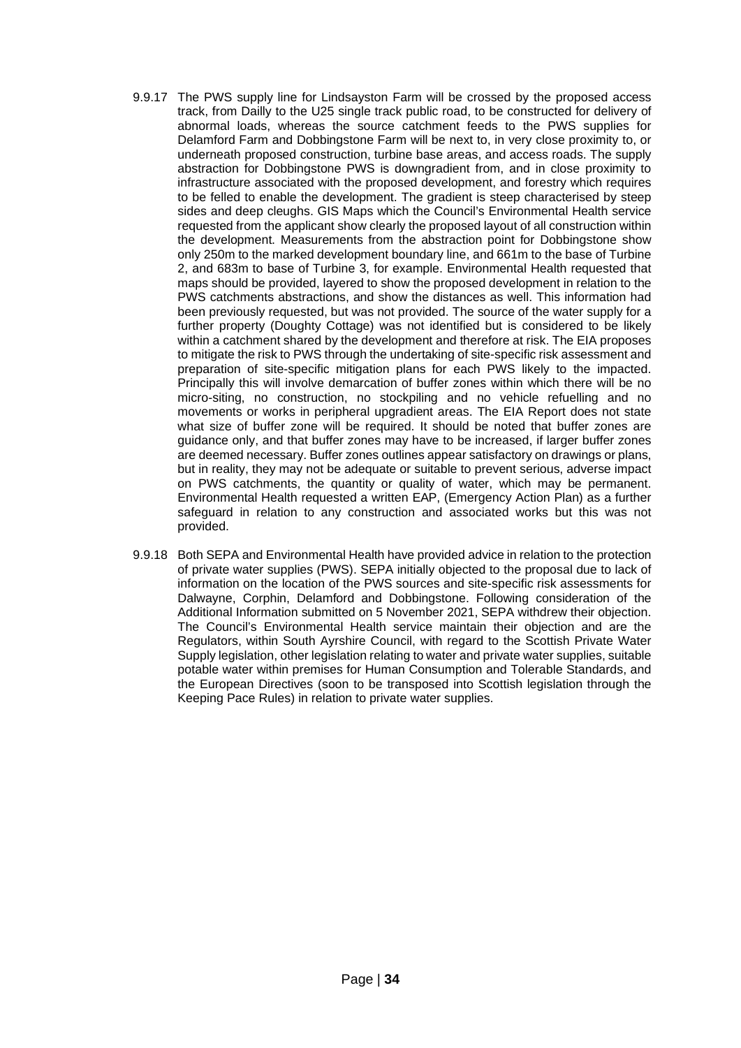9.9.17 The PWS supply line for Lindsayston Farm will be crossed by the proposed access track, from Dailly to the U25 single track public road, to be constructed for delivery of abnormal loads, whereas the source catchment feeds to the PWS supplies for Delamford Farm and Dobbingstone Farm will be next to, in very close proximity to, or underneath proposed construction, turbine base areas, and access roads. The supply abstraction for Dobbingstone PWS is downgradient from, and in close proximity to infrastructure associated with the proposed development, and forestry which requires to be felled to enable the development. The gradient is steep characterised by steep sides and deep cleughs. GIS Maps which the Council's Environmental Health service requested from the applicant show clearly the proposed layout of all construction within the development. Measurements from the abstraction point for Dobbingstone show only 250m to the marked development boundary line, and 661m to the base of Turbine 2, and 683m to base of Turbine 3, for example. Environmental Health requested that maps should be provided, layered to show the proposed development in relation to the PWS catchments abstractions, and show the distances as well. This information had been previously requested, but was not provided. The source of the water supply for a further property (Doughty Cottage) was not identified but is considered to be likely within a catchment shared by the development and therefore at risk. The EIA proposes to mitigate the risk to PWS through the undertaking of site-specific risk assessment and preparation of site-specific mitigation plans for each PWS likely to the impacted. Principally this will involve demarcation of buffer zones within which there will be no micro-siting, no construction, no stockpiling and no vehicle refuelling and no movements or works in peripheral upgradient areas. The EIA Report does not state what size of buffer zone will be required. It should be noted that buffer zones are guidance only, and that buffer zones may have to be increased, if larger buffer zones are deemed necessary. Buffer zones outlines appear satisfactory on drawings or plans, but in reality, they may not be adequate or suitable to prevent serious, adverse impact on PWS catchments, the quantity or quality of water, which may be permanent. Environmental Health requested a written EAP, (Emergency Action Plan) as a further safeguard in relation to any construction and associated works but this was not provided.

9.9.18 Both SEPA and Environmental Health have provided advice in relation to the protection of private water supplies (PWS). SEPA initially objected to the proposal due to lack of information on the location of the PWS sources and site-specific risk assessments for Dalwayne, Corphin, Delamford and Dobbingstone. Following consideration of the Additional Information submitted on 5 November 2021, SEPA withdrew their objection. The Council's Environmental Health service maintain their objection and are the Regulators, within South Ayrshire Council, with regard to the Scottish Private Water Supply legislation, other legislation relating to water and private water supplies, suitable potable water within premises for Human Consumption and Tolerable Standards, and the European Directives (soon to be transposed into Scottish legislation through the Keeping Pace Rules) in relation to private water supplies.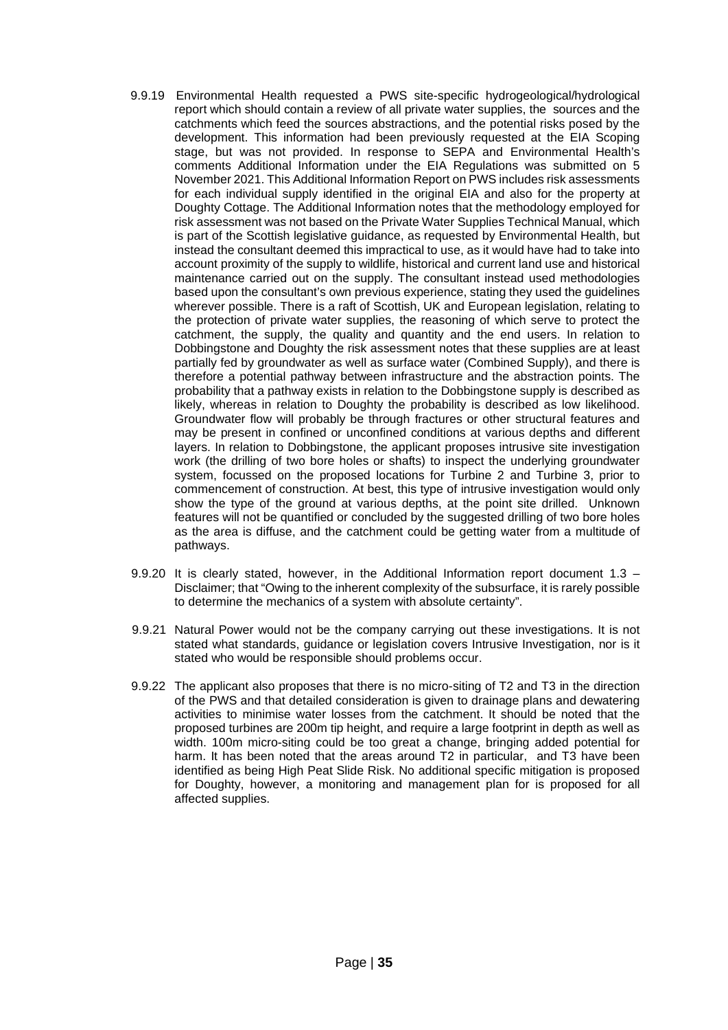9.9.19 Environmental Health requested a PWS site-specific hydrogeological/hydrological report which should contain a review of all private water supplies, the sources and the catchments which feed the sources abstractions, and the potential risks posed by the development. This information had been previously requested at the EIA Scoping stage, but was not provided. In response to SEPA and Environmental Health's comments Additional Information under the EIA Regulations was submitted on 5 November 2021. This Additional Information Report on PWS includes risk assessments for each individual supply identified in the original EIA and also for the property at Doughty Cottage. The Additional Information notes that the methodology employed for risk assessment was not based on the Private Water Supplies Technical Manual, which is part of the Scottish legislative guidance, as requested by Environmental Health, but instead the consultant deemed this impractical to use, as it would have had to take into account proximity of the supply to wildlife, historical and current land use and historical maintenance carried out on the supply. The consultant instead used methodologies based upon the consultant's own previous experience, stating they used the guidelines wherever possible. There is a raft of Scottish, UK and European legislation, relating to the protection of private water supplies, the reasoning of which serve to protect the catchment, the supply, the quality and quantity and the end users. In relation to Dobbingstone and Doughty the risk assessment notes that these supplies are at least partially fed by groundwater as well as surface water (Combined Supply), and there is therefore a potential pathway between infrastructure and the abstraction points. The probability that a pathway exists in relation to the Dobbingstone supply is described as likely, whereas in relation to Doughty the probability is described as low likelihood. Groundwater flow will probably be through fractures or other structural features and may be present in confined or unconfined conditions at various depths and different layers. In relation to Dobbingstone, the applicant proposes intrusive site investigation work (the drilling of two bore holes or shafts) to inspect the underlying groundwater system, focussed on the proposed locations for Turbine 2 and Turbine 3, prior to commencement of construction. At best, this type of intrusive investigation would only show the type of the ground at various depths, at the point site drilled. Unknown features will not be quantified or concluded by the suggested drilling of two bore holes as the area is diffuse, and the catchment could be getting water from a multitude of pathways.

9.9.20 It is clearly stated, however, in the Additional Information report document 1.3 – Disclaimer; that "Owing to the inherent complexity of the subsurface, it is rarely possible to determine the mechanics of a system with absolute certainty".

9.9.21 Natural Power would not be the company carrying out these investigations. It is not stated what standards, guidance or legislation covers Intrusive Investigation, nor is it stated who would be responsible should problems occur.

9.9.22 The applicant also proposes that there is no micro-siting of T2 and T3 in the direction of the PWS and that detailed consideration is given to drainage plans and dewatering activities to minimise water losses from the catchment. It should be noted that the proposed turbines are 200m tip height, and require a large footprint in depth as well as width. 100m micro-siting could be too great a change, bringing added potential for harm. It has been noted that the areas around T2 in particular, and T3 have been identified as being High Peat Slide Risk. No additional specific mitigation is proposed for Doughty, however, a monitoring and management plan for is proposed for all affected supplies.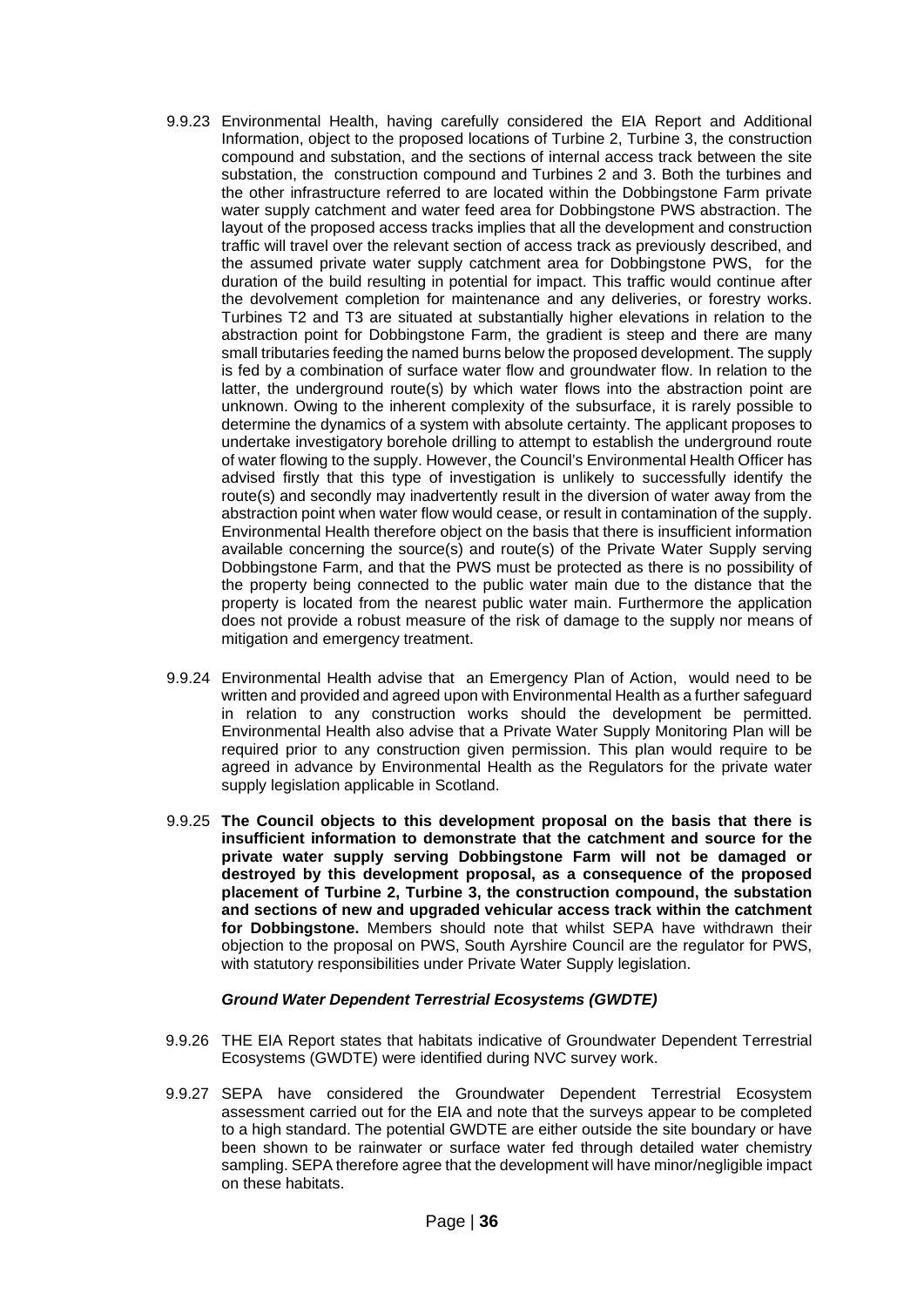9.9.23 Environmental Health, having carefully considered the EIA Report and Additional Information, object to the proposed locations of Turbine 2, Turbine 3, the construction compound and substation, and the sections of internal access track between the site substation, the construction compound and Turbines 2 and 3. Both the turbines and the other infrastructure referred to are located within the Dobbingstone Farm private water supply catchment and water feed area for Dobbingstone PWS abstraction. The layout of the proposed access tracks implies that all the development and construction traffic will travel over the relevant section of access track as previously described, and the assumed private water supply catchment area for Dobbingstone PWS, for the duration of the build resulting in potential for impact. This traffic would continue after the devolvement completion for maintenance and any deliveries, or forestry works. Turbines T2 and T3 are situated at substantially higher elevations in relation to the abstraction point for Dobbingstone Farm, the gradient is steep and there are many small tributaries feeding the named burns below the proposed development. The supply is fed by a combination of surface water flow and groundwater flow. In relation to the latter, the underground route(s) by which water flows into the abstraction point are unknown. Owing to the inherent complexity of the subsurface, it is rarely possible to determine the dynamics of a system with absolute certainty. The applicant proposes to undertake investigatory borehole drilling to attempt to establish the underground route of water flowing to the supply. However, the Council's Environmental Health Officer has advised firstly that this type of investigation is unlikely to successfully identify the route(s) and secondly may inadvertently result in the diversion of water away from the abstraction point when water flow would cease, or result in contamination of the supply. Environmental Health therefore object on the basis that there is insufficient information available concerning the source(s) and route(s) of the Private Water Supply serving Dobbingstone Farm, and that the PWS must be protected as there is no possibility of the property being connected to the public water main due to the distance that the property is located from the nearest public water main. Furthermore the application does not provide a robust measure of the risk of damage to the supply nor means of mitigation and emergency treatment.

9.9.24 Environmental Health advise that an Emergency Plan of Action, would need to be written and provided and agreed upon with Environmental Health as a further safeguard in relation to any construction works should the development be permitted. Environmental Health also advise that a Private Water Supply Monitoring Plan will be required prior to any construction given permission. This plan would require to be agreed in advance by Environmental Health as the Regulators for the private water supply legislation applicable in Scotland.

9.9.25 **The Council objects to this development proposal on the basis that there is insufficient information to demonstrate that the catchment and source for the private water supply serving Dobbingstone Farm will not be damaged or destroyed by this development proposal, as a consequence of the proposed placement of Turbine 2, Turbine 3, the construction compound, the substation and sections of new and upgraded vehicular access track within the catchment for Dobbingstone.** Members should note that whilst SEPA have withdrawn their objection to the proposal on PWS, South Ayrshire Council are the regulator for PWS, with statutory responsibilities under Private Water Supply legislation.

***Ground Water Dependent Terrestrial Ecosystems (GWDTE)***

9.9.26 THE EIA Report states that habitats indicative of Groundwater Dependent Terrestrial Ecosystems (GWDTE) were identified during NVC survey work.

9.9.27 SEPA have considered the Groundwater Dependent Terrestrial Ecosystem assessment carried out for the EIA and note that the surveys appear to be completed to a high standard. The potential GWDTE are either outside the site boundary or have been shown to be rainwater or surface water fed through detailed water chemistry sampling. SEPA therefore agree that the development will have minor/negligible impact on these habitats.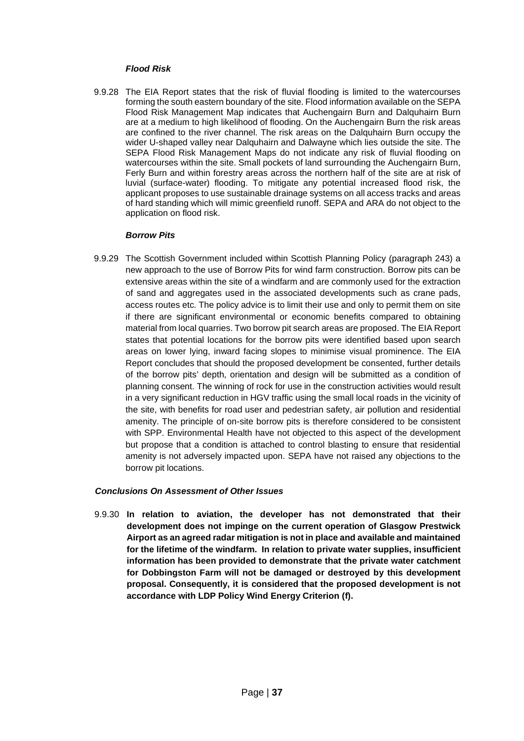***Flood Risk***

9.9.28 The EIA Report states that the risk of fluvial flooding is limited to the watercourses forming the south eastern boundary of the site. Flood information available on the SEPA Flood Risk Management Map indicates that Auchengairn Burn and Dalquhairn Burn are at a medium to high likelihood of flooding. On the Auchengairn Burn the risk areas are confined to the river channel. The risk areas on the Dalquhairn Burn occupy the wider U-shaped valley near Dalquhairn and Dalwayne which lies outside the site. The SEPA Flood Risk Management Maps do not indicate any risk of fluvial flooding on watercourses within the site. Small pockets of land surrounding the Auchengairn Burn, Ferly Burn and within forestry areas across the northern half of the site are at risk of luvial (surface-water) flooding. To mitigate any potential increased flood risk, the applicant proposes to use sustainable drainage systems on all access tracks and areas of hard standing which will mimic greenfield runoff. SEPA and ARA do not object to the application on flood risk.

***Borrow Pits***

9.9.29 The Scottish Government included within Scottish Planning Policy (paragraph 243) a new approach to the use of Borrow Pits for wind farm construction. Borrow pits can be extensive areas within the site of a windfarm and are commonly used for the extraction of sand and aggregates used in the associated developments such as crane pads, access routes etc. The policy advice is to limit their use and only to permit them on site if there are significant environmental or economic benefits compared to obtaining material from local quarries. Two borrow pit search areas are proposed. The EIA Report states that potential locations for the borrow pits were identified based upon search areas on lower lying, inward facing slopes to minimise visual prominence. The EIA Report concludes that should the proposed development be consented, further details of the borrow pits' depth, orientation and design will be submitted as a condition of planning consent. The winning of rock for use in the construction activities would result in a very significant reduction in HGV traffic using the small local roads in the vicinity of the site, with benefits for road user and pedestrian safety, air pollution and residential amenity. The principle of on-site borrow pits is therefore considered to be consistent with SPP. Environmental Health have not objected to this aspect of the development but propose that a condition is attached to control blasting to ensure that residential amenity is not adversely impacted upon. SEPA have not raised any objections to the borrow pit locations.

***Conclusions On Assessment of Other Issues***

9.9.30 **In relation to aviation, the developer has not demonstrated that their development does not impinge on the current operation of Glasgow Prestwick Airport as an agreed radar mitigation is not in place and available and maintained for the lifetime of the windfarm. In relation to private water supplies, insufficient information has been provided to demonstrate that the private water catchment for Dobbingston Farm will not be damaged or destroyed by this development proposal. Consequently, it is considered that the proposed development is not accordance with LDP Policy Wind Energy Criterion (f).**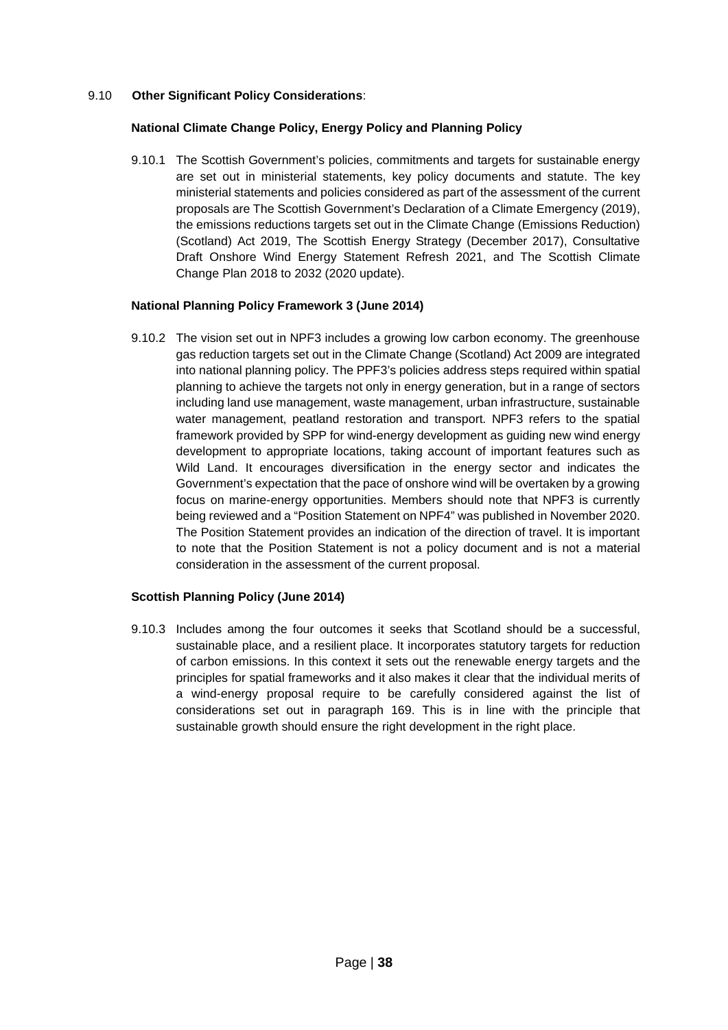9.10 **Other Significant Policy Considerations**:

**National Climate Change Policy, Energy Policy and Planning Policy**

9.10.1 The Scottish Government's policies, commitments and targets for sustainable energy are set out in ministerial statements, key policy documents and statute. The key ministerial statements and policies considered as part of the assessment of the current proposals are The Scottish Government's Declaration of a Climate Emergency (2019), the emissions reductions targets set out in the Climate Change (Emissions Reduction) (Scotland) Act 2019, The Scottish Energy Strategy (December 2017), Consultative Draft Onshore Wind Energy Statement Refresh 2021, and The Scottish Climate Change Plan 2018 to 2032 (2020 update).

**National Planning Policy Framework 3 (June 2014)**

9.10.2 The vision set out in NPF3 includes a growing low carbon economy. The greenhouse gas reduction targets set out in the Climate Change (Scotland) Act 2009 are integrated into national planning policy. The PPF3's policies address steps required within spatial planning to achieve the targets not only in energy generation, but in a range of sectors including land use management, waste management, urban infrastructure, sustainable water management, peatland restoration and transport. NPF3 refers to the spatial framework provided by SPP for wind-energy development as guiding new wind energy development to appropriate locations, taking account of important features such as Wild Land. It encourages diversification in the energy sector and indicates the Government's expectation that the pace of onshore wind will be overtaken by a growing focus on marine-energy opportunities. Members should note that NPF3 is currently being reviewed and a "Position Statement on NPF4" was published in November 2020. The Position Statement provides an indication of the direction of travel. It is important to note that the Position Statement is not a policy document and is not a material consideration in the assessment of the current proposal.

**Scottish Planning Policy (June 2014)**

9.10.3 Includes among the four outcomes it seeks that Scotland should be a successful, sustainable place, and a resilient place. It incorporates statutory targets for reduction of carbon emissions. In this context it sets out the renewable energy targets and the principles for spatial frameworks and it also makes it clear that the individual merits of a wind-energy proposal require to be carefully considered against the list of considerations set out in paragraph 169. This is in line with the principle that sustainable growth should ensure the right development in the right place.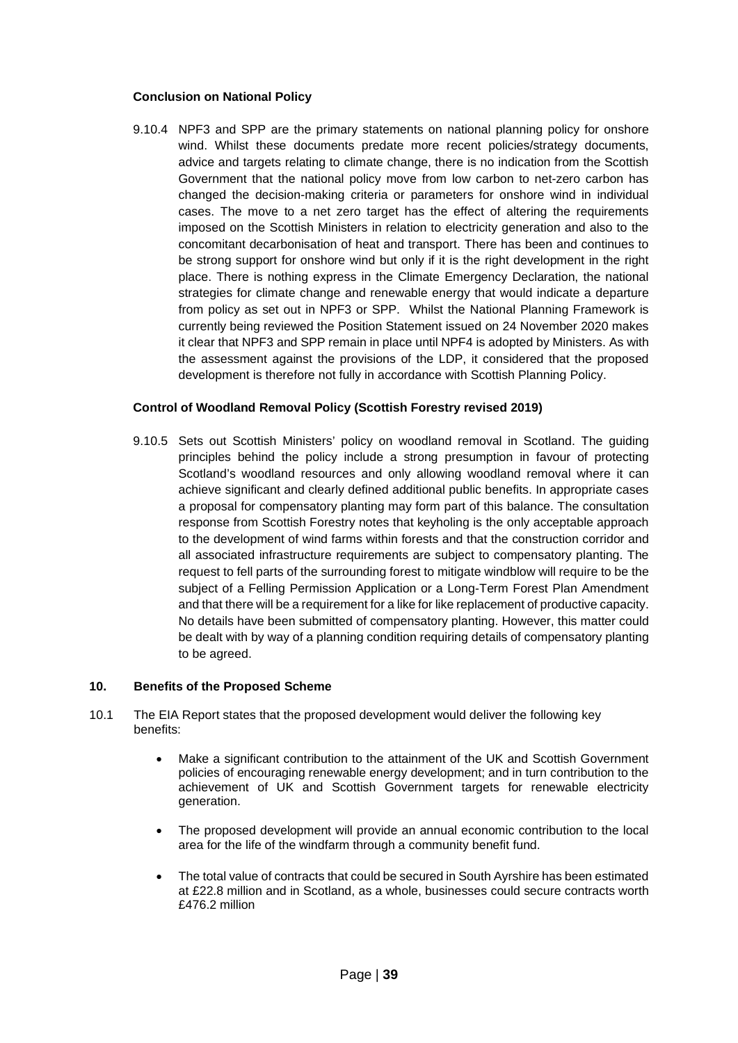**Conclusion on National Policy**

9.10.4 NPF3 and SPP are the primary statements on national planning policy for onshore wind. Whilst these documents predate more recent policies/strategy documents, advice and targets relating to climate change, there is no indication from the Scottish Government that the national policy move from low carbon to net-zero carbon has changed the decision-making criteria or parameters for onshore wind in individual cases. The move to a net zero target has the effect of altering the requirements imposed on the Scottish Ministers in relation to electricity generation and also to the concomitant decarbonisation of heat and transport. There has been and continues to be strong support for onshore wind but only if it is the right development in the right place. There is nothing express in the Climate Emergency Declaration, the national strategies for climate change and renewable energy that would indicate a departure from policy as set out in NPF3 or SPP. Whilst the National Planning Framework is currently being reviewed the Position Statement issued on 24 November 2020 makes it clear that NPF3 and SPP remain in place until NPF4 is adopted by Ministers. As with the assessment against the provisions of the LDP, it considered that the proposed development is therefore not fully in accordance with Scottish Planning Policy.

**Control of Woodland Removal Policy (Scottish Forestry revised 2019)**

9.10.5 Sets out Scottish Ministers' policy on woodland removal in Scotland. The guiding principles behind the policy include a strong presumption in favour of protecting Scotland's woodland resources and only allowing woodland removal where it can achieve significant and clearly defined additional public benefits. In appropriate cases a proposal for compensatory planting may form part of this balance. The consultation response from Scottish Forestry notes that keyholing is the only acceptable approach to the development of wind farms within forests and that the construction corridor and all associated infrastructure requirements are subject to compensatory planting. The request to fell parts of the surrounding forest to mitigate windblow will require to be the subject of a Felling Permission Application or a Long-Term Forest Plan Amendment and that there will be a requirement for a like for like replacement of productive capacity. No details have been submitted of compensatory planting. However, this matter could be dealt with by way of a planning condition requiring details of compensatory planting to be agreed.

## 10. Benefits of the Proposed Scheme

10.1 The EIA Report states that the proposed development would deliver the following key benefits:

- Make a significant contribution to the attainment of the UK and Scottish Government policies of encouraging renewable energy development; and in turn contribution to the achievement of UK and Scottish Government targets for renewable electricity generation.
- The proposed development will provide an annual economic contribution to the local area for the life of the windfarm through a community benefit fund.
- The total value of contracts that could be secured in South Ayrshire has been estimated at £22.8 million and in Scotland, as a whole, businesses could secure contracts worth £476.2 million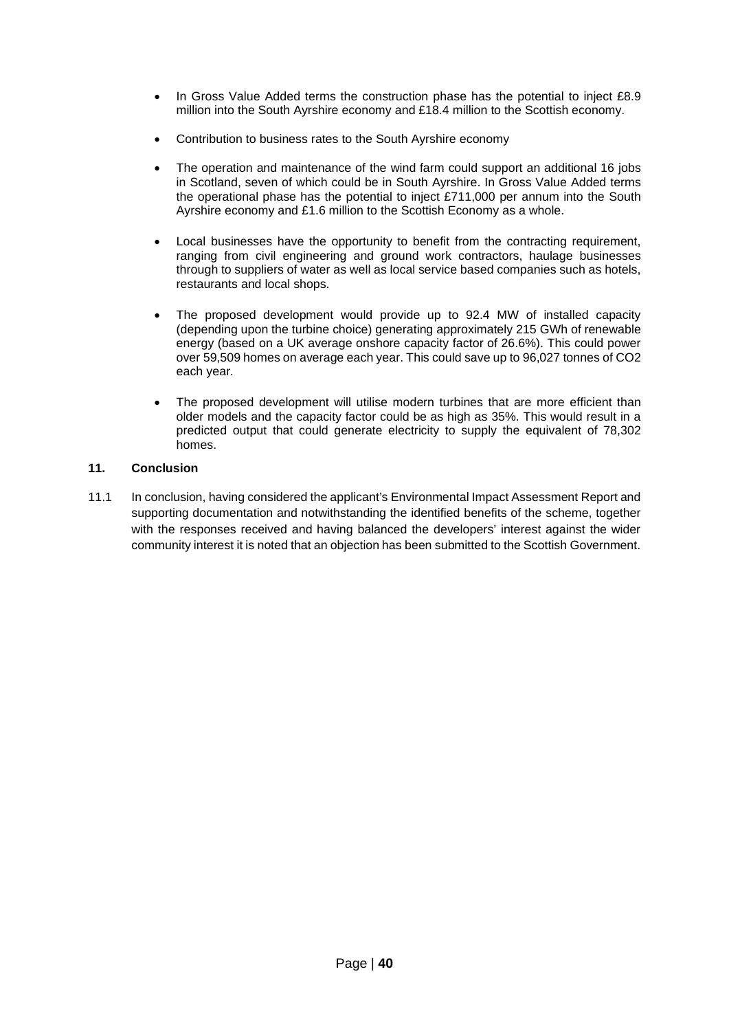- In Gross Value Added terms the construction phase has the potential to inject £8.9 million into the South Ayrshire economy and £18.4 million to the Scottish economy.

- Contribution to business rates to the South Ayrshire economy

- The operation and maintenance of the wind farm could support an additional 16 jobs in Scotland, seven of which could be in South Ayrshire. In Gross Value Added terms the operational phase has the potential to inject £711,000 per annum into the South Ayrshire economy and £1.6 million to the Scottish Economy as a whole.

- Local businesses have the opportunity to benefit from the contracting requirement, ranging from civil engineering and ground work contractors, haulage businesses through to suppliers of water as well as local service based companies such as hotels, restaurants and local shops.

- The proposed development would provide up to 92.4 MW of installed capacity (depending upon the turbine choice) generating approximately 215 GWh of renewable energy (based on a UK average onshore capacity factor of 26.6%). This could power over 59,509 homes on average each year. This could save up to 96,027 tonnes of CO2 each year.

- The proposed development will utilise modern turbines that are more efficient than older models and the capacity factor could be as high as 35%. This would result in a predicted output that could generate electricity to supply the equivalent of 78,302 homes.

## 11. Conclusion

11.1 In conclusion, having considered the applicant's Environmental Impact Assessment Report and supporting documentation and notwithstanding the identified benefits of the scheme, together with the responses received and having balanced the developers' interest against the wider community interest it is noted that an objection has been submitted to the Scottish Government.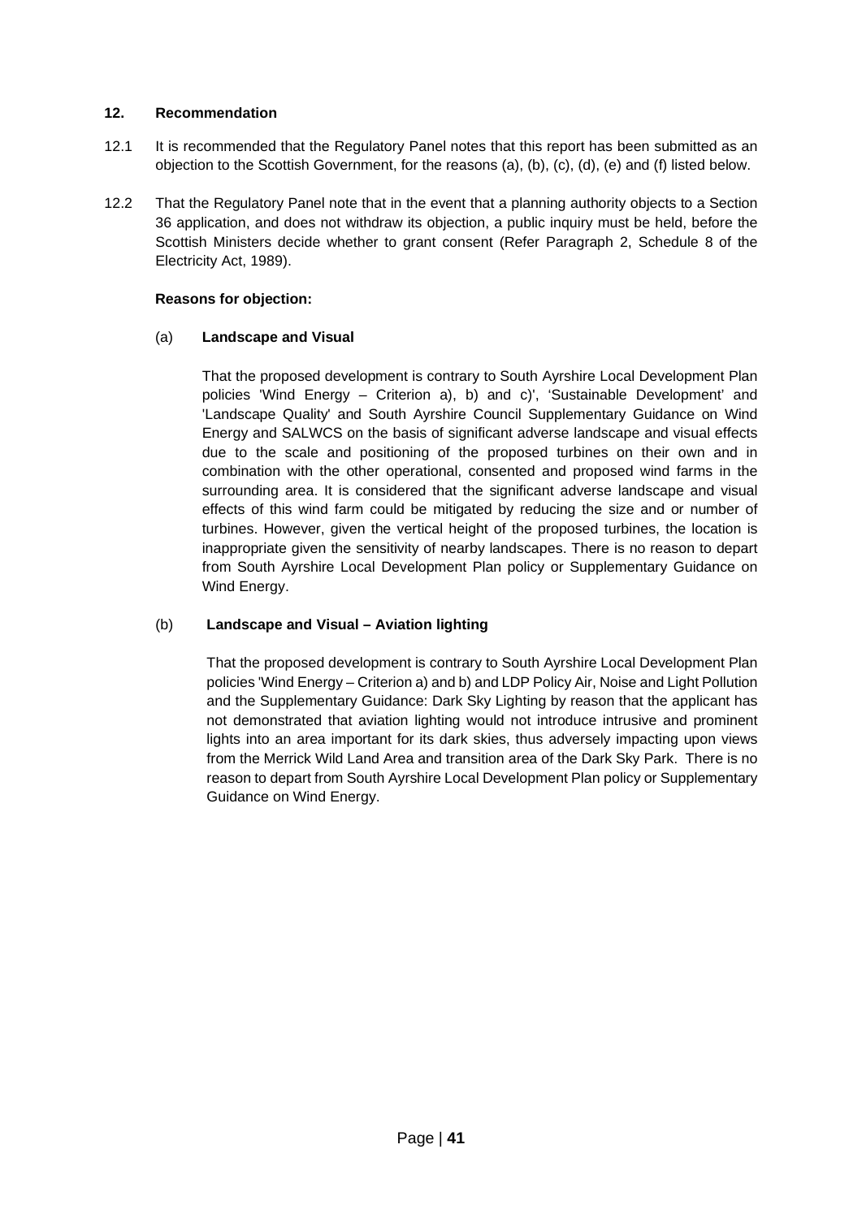## 12. Recommendation

12.1 It is recommended that the Regulatory Panel notes that this report has been submitted as an objection to the Scottish Government, for the reasons (a), (b), (c), (d), (e) and (f) listed below.

12.2 That the Regulatory Panel note that in the event that a planning authority objects to a Section 36 application, and does not withdraw its objection, a public inquiry must be held, before the Scottish Ministers decide whether to grant consent (Refer Paragraph 2, Schedule 8 of the Electricity Act, 1989).

**Reasons for objection:**

(a) **Landscape and Visual**

That the proposed development is contrary to South Ayrshire Local Development Plan policies 'Wind Energy – Criterion a), b) and c)', 'Sustainable Development' and 'Landscape Quality' and South Ayrshire Council Supplementary Guidance on Wind Energy and SALWCS on the basis of significant adverse landscape and visual effects due to the scale and positioning of the proposed turbines on their own and in combination with the other operational, consented and proposed wind farms in the surrounding area. It is considered that the significant adverse landscape and visual effects of this wind farm could be mitigated by reducing the size and or number of turbines. However, given the vertical height of the proposed turbines, the location is inappropriate given the sensitivity of nearby landscapes. There is no reason to depart from South Ayrshire Local Development Plan policy or Supplementary Guidance on Wind Energy.

(b) **Landscape and Visual – Aviation lighting**

That the proposed development is contrary to South Ayrshire Local Development Plan policies 'Wind Energy – Criterion a) and b) and LDP Policy Air, Noise and Light Pollution and the Supplementary Guidance: Dark Sky Lighting by reason that the applicant has not demonstrated that aviation lighting would not introduce intrusive and prominent lights into an area important for its dark skies, thus adversely impacting upon views from the Merrick Wild Land Area and transition area of the Dark Sky Park. There is no reason to depart from South Ayrshire Local Development Plan policy or Supplementary Guidance on Wind Energy.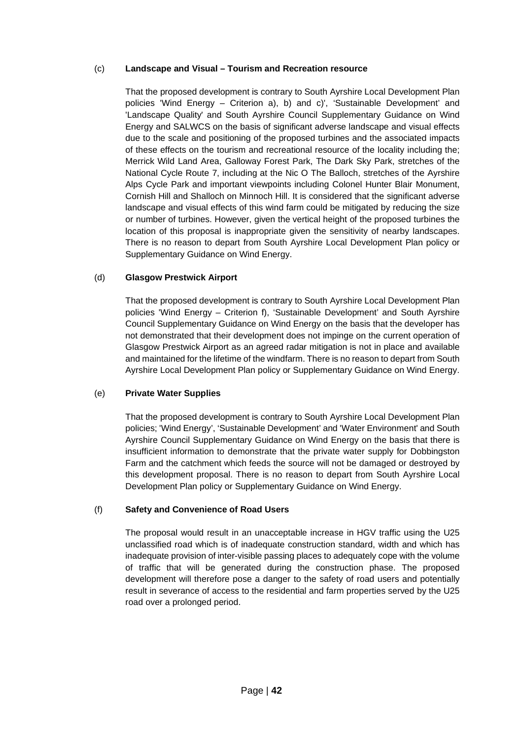(c) **Landscape and Visual – Tourism and Recreation resource**

That the proposed development is contrary to South Ayrshire Local Development Plan policies 'Wind Energy – Criterion a), b) and c)', 'Sustainable Development' and 'Landscape Quality' and South Ayrshire Council Supplementary Guidance on Wind Energy and SALWCS on the basis of significant adverse landscape and visual effects due to the scale and positioning of the proposed turbines and the associated impacts of these effects on the tourism and recreational resource of the locality including the; Merrick Wild Land Area, Galloway Forest Park, The Dark Sky Park, stretches of the National Cycle Route 7, including at the Nic O The Balloch, stretches of the Ayrshire Alps Cycle Park and important viewpoints including Colonel Hunter Blair Monument, Cornish Hill and Shalloch on Minnoch Hill. It is considered that the significant adverse landscape and visual effects of this wind farm could be mitigated by reducing the size or number of turbines. However, given the vertical height of the proposed turbines the location of this proposal is inappropriate given the sensitivity of nearby landscapes. There is no reason to depart from South Ayrshire Local Development Plan policy or Supplementary Guidance on Wind Energy.

(d) **Glasgow Prestwick Airport**

That the proposed development is contrary to South Ayrshire Local Development Plan policies 'Wind Energy – Criterion f), 'Sustainable Development' and South Ayrshire Council Supplementary Guidance on Wind Energy on the basis that the developer has not demonstrated that their development does not impinge on the current operation of Glasgow Prestwick Airport as an agreed radar mitigation is not in place and available and maintained for the lifetime of the windfarm. There is no reason to depart from South Ayrshire Local Development Plan policy or Supplementary Guidance on Wind Energy.

(e) **Private Water Supplies**

That the proposed development is contrary to South Ayrshire Local Development Plan policies; 'Wind Energy', 'Sustainable Development' and 'Water Environment' and South Ayrshire Council Supplementary Guidance on Wind Energy on the basis that there is insufficient information to demonstrate that the private water supply for Dobbingston Farm and the catchment which feeds the source will not be damaged or destroyed by this development proposal. There is no reason to depart from South Ayrshire Local Development Plan policy or Supplementary Guidance on Wind Energy.

(f) **Safety and Convenience of Road Users**

The proposal would result in an unacceptable increase in HGV traffic using the U25 unclassified road which is of inadequate construction standard, width and which has inadequate provision of inter-visible passing places to adequately cope with the volume of traffic that will be generated during the construction phase. The proposed development will therefore pose a danger to the safety of road users and potentially result in severance of access to the residential and farm properties served by the U25 road over a prolonged period.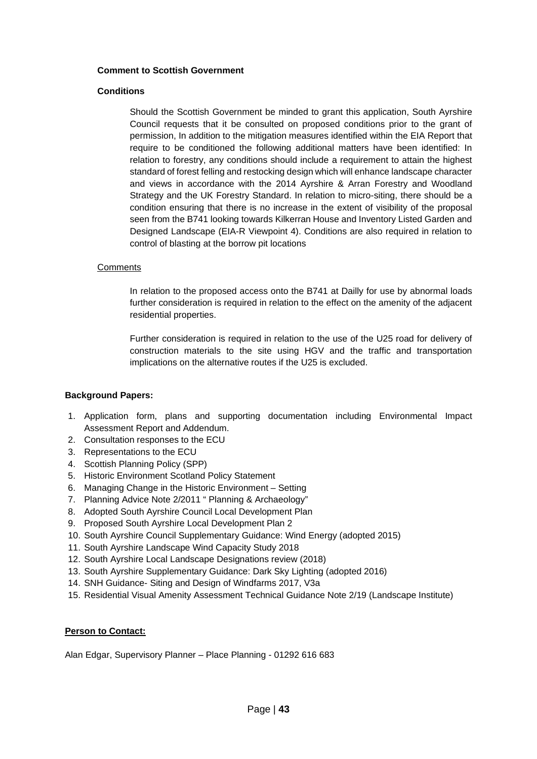**Comment to Scottish Government**

**Conditions**

Should the Scottish Government be minded to grant this application, South Ayrshire Council requests that it be consulted on proposed conditions prior to the grant of permission, In addition to the mitigation measures identified within the EIA Report that require to be conditioned the following additional matters have been identified: In relation to forestry, any conditions should include a requirement to attain the highest standard of forest felling and restocking design which will enhance landscape character and views in accordance with the 2014 Ayrshire & Arran Forestry and Woodland Strategy and the UK Forestry Standard. In relation to micro-siting, there should be a condition ensuring that there is no increase in the extent of visibility of the proposal seen from the B741 looking towards Kilkerran House and Inventory Listed Garden and Designed Landscape (EIA-R Viewpoint 4). Conditions are also required in relation to control of blasting at the borrow pit locations

Comments

In relation to the proposed access onto the B741 at Dailly for use by abnormal loads further consideration is required in relation to the effect on the amenity of the adjacent residential properties.

Further consideration is required in relation to the use of the U25 road for delivery of construction materials to the site using HGV and the traffic and transportation implications on the alternative routes if the U25 is excluded.

**Background Papers:**

1. Application form, plans and supporting documentation including Environmental Impact Assessment Report and Addendum.
2. Consultation responses to the ECU
3. Representations to the ECU
4. Scottish Planning Policy (SPP)
5. Historic Environment Scotland Policy Statement
6. Managing Change in the Historic Environment – Setting
7. Planning Advice Note 2/2011 " Planning & Archaeology"
8. Adopted South Ayrshire Council Local Development Plan
9. Proposed South Ayrshire Local Development Plan 2
10. South Ayrshire Council Supplementary Guidance: Wind Energy (adopted 2015)
11. South Ayrshire Landscape Wind Capacity Study 2018
12. South Ayrshire Local Landscape Designations review (2018)
13. South Ayrshire Supplementary Guidance: Dark Sky Lighting (adopted 2016)
14. SNH Guidance- Siting and Design of Windfarms 2017, V3a
15. Residential Visual Amenity Assessment Technical Guidance Note 2/19 (Landscape Institute)

**Person to Contact:**

Alan Edgar, Supervisory Planner – Place Planning - 01292 616 683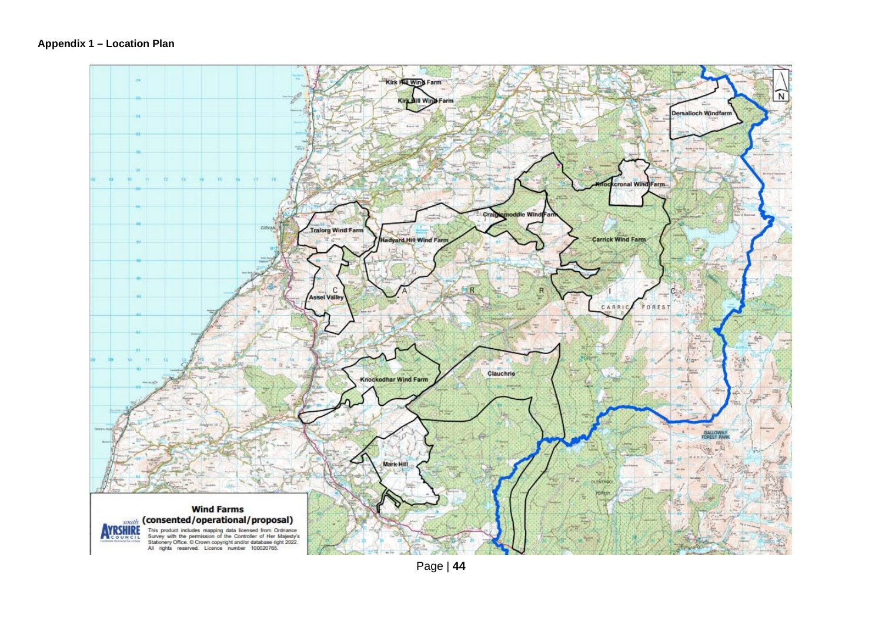## Appendix 1 – Location Plan

Kirk Hill Wind Farm

Kirk Hill Wind Farm

Dersalloch Windfarm

Knockcronal Wind Farm

Craiginmoddie Wind Farm

Tralorg Wind Farm

Hadyard Hill Wind Farm

Carrick Wind Farm

Assel Valley

CARRICK FOREST

Knockodhar Wind Farm

Clauchrie

Mark Hill

GALLOWAY FOREST PARK

GIRVAN

N

**Wind Farms (consented/operational/proposal)**

This product includes mapping data licensed from Ordnance Survey with the permission of the Controller of Her Majesty's Stationery Office. © Crown copyright and/or database right 2022. All rights reserved. Licence number 100020765.

South Ayrshire Council